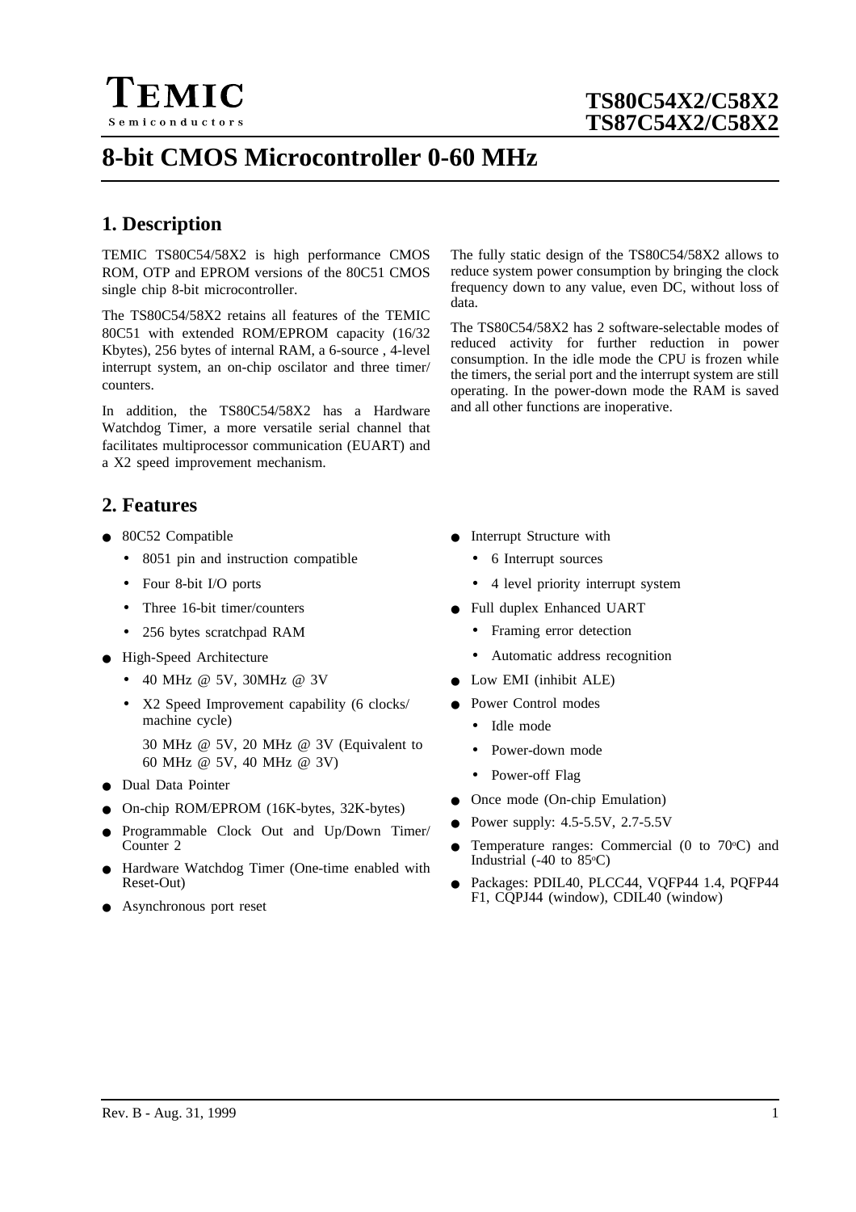# TEMIC Semiconductors

# TS80C54X2/C58X2 TS87C54X2/C58X2

# 8-bit CMOS Microcontroller 0-60 MHz

## 1. Description

TEMIC TS80C54/58X2 is high performance CMOS ROM, OTP and EPROM versions of the 80C51 CMOS single chip 8-bit microcontroller.

The TS80C54/58X2 retains all features of the TEMIC 80C51 with extended ROM/EPROM capacity (16/32 Kbytes), 256 bytes of internal RAM, a 6-source , 4-level interrupt system, an on-chip oscillator and three timer/counters.

In addition, the TS80C54/58X2 has a Hardware Watchdog Timer, a more versatile serial channel that facilitates multiprocessor communication (EUART) and a X2 speed improvement mechanism.

The fully static design of the TS80C54/58X2 allows to reduce system power consumption by bringing the clock frequency down to any value, even DC, without loss of data.

The TS80C54/58X2 has 2 software-selectable modes of reduced activity for further reduction in power consumption. In the idle mode the CPU is frozen while the timers, the serial port and the interrupt system are still operating. In the power-down mode the RAM is saved and all other functions are inoperative.

## 2. Features

- 80C52 Compatible
  - 8051 pin and instruction compatible
  - Four 8-bit I/O ports
  - Three 16-bit timer/counters
  - 256 bytes scratchpad RAM
- High-Speed Architecture
  - 40 MHz @ 5V, 30MHz @ 3V
  - X2 Speed Improvement capability (6 clocks/ machine cycle)

    30 MHz @ 5V, 20 MHz @ 3V (Equivalent to 60 MHz @ 5V, 40 MHz @ 3V)
- Dual Data Pointer
- On-chip ROM/EPROM (16K-bytes, 32K-bytes)
- Programmable Clock Out and Up/Down Timer/ Counter 2
- Hardware Watchdog Timer (One-time enabled with Reset-Out)
- Asynchronous port reset
- Interrupt Structure with
  - 6 Interrupt sources
  - 4 level priority interrupt system
- Full duplex Enhanced UART
  - Framing error detection
  - Automatic address recognition
- Low EMI (inhibit ALE)
- Power Control modes
  - Idle mode
  - Power-down mode
  - Power-off Flag
- Once mode (On-chip Emulation)
- Power supply: 4.5-5.5V, 2.7-5.5V
- Temperature ranges: Commercial (0 to 70°C) and Industrial (-40 to 85°C)
- Packages: PDIL40, PLCC44, VQFP44 1.4, PQFP44 F1, CQPJ44 (window), CDIL40 (window)

Rev. B - Aug. 31, 1999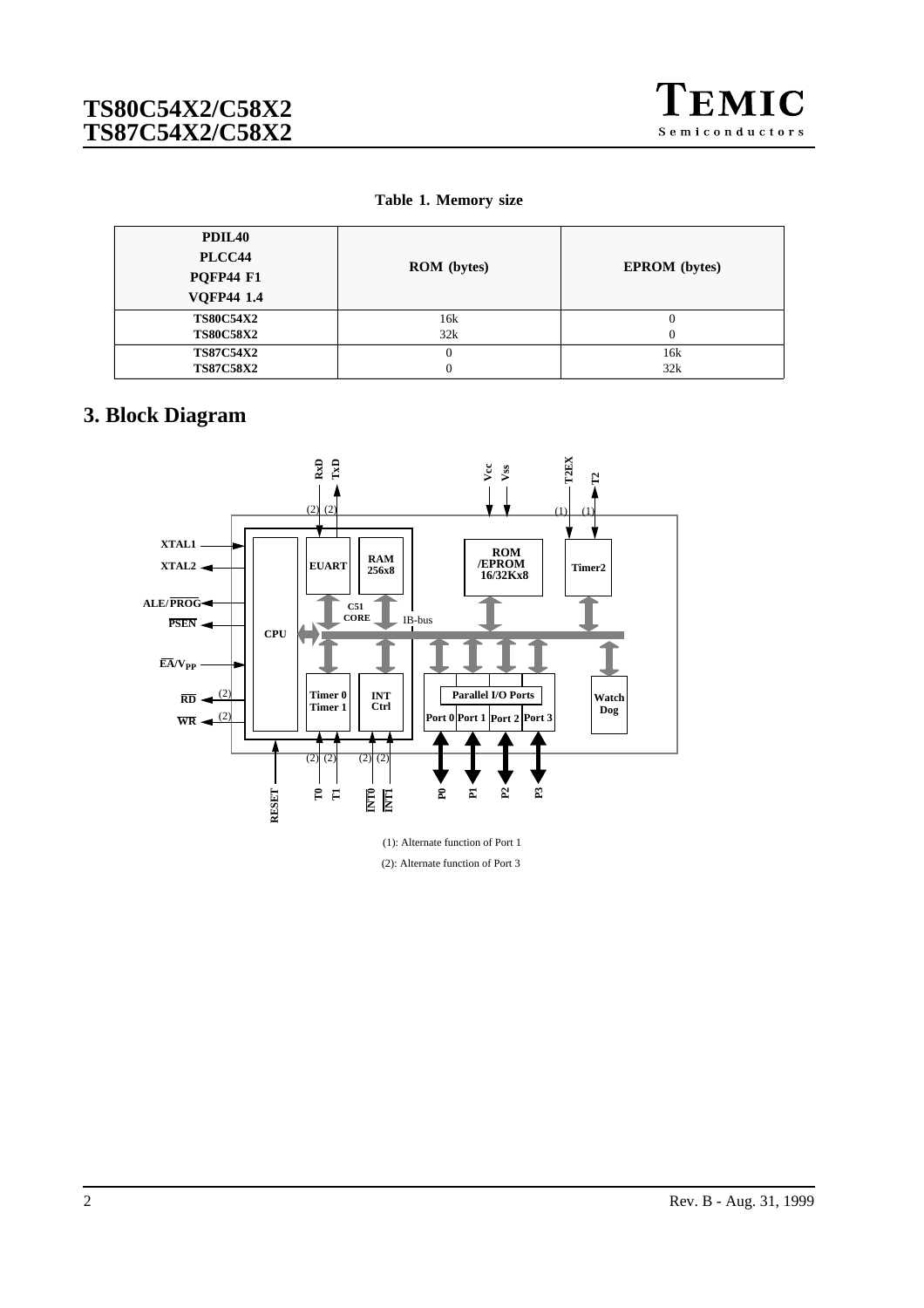**Table 1. Memory size**

| PDIL40<br>PLCC44<br>PQFP44 F1<br>VQFP44 1.4 | ROM (bytes) | EPROM (bytes) |
|---|---|---|
| TS80C54X2 | 16k | 0 |
| TS80C58X2 | 32k | 0 |
| TS87C54X2 | 0 | 16k |
| TS87C58X2 | 0 | 32k |

## 3. Block Diagram

(1): Alternate function of Port 1

(2): Alternate function of Port 3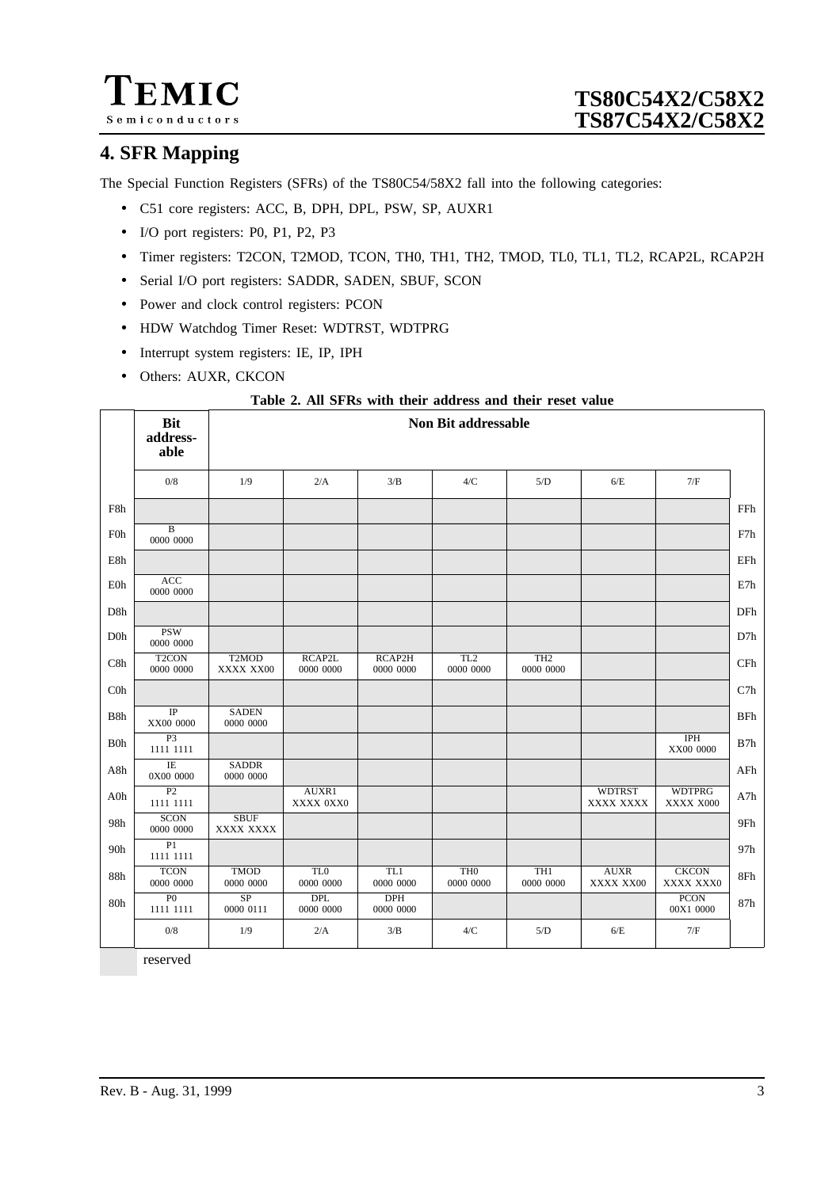# 4. SFR Mapping

The Special Function Registers (SFRs) of the TS80C54/58X2 fall into the following categories:

- C51 core registers: ACC, B, DPH, DPL, PSW, SP, AUXR1
- I/O port registers: P0, P1, P2, P3
- Timer registers: T2CON, T2MOD, TCON, TH0, TH1, TH2, TMOD, TL0, TL1, TL2, RCAP2L, RCAP2H
- Serial I/O port registers: SADDR, SADEN, SBUF, SCON
- Power and clock control registers: PCON
- HDW Watchdog Timer Reset: WDTRST, WDTPRG
- Interrupt system registers: IE, IP, IPH
- Others: AUXR, CKCON

**Table 2. All SFRs with their address and their reset value**

| | Bit addressable | Non Bit addressable | | | | | | | |
|---|---|---|---|---|---|---|---|---|---|
| | 0/8 | 1/9 | 2/A | 3/B | 4/C | 5/D | 6/E | 7/F | |
| F8h | | | | | | | | | FFh |
| F0h | B<br>0000 0000 | | | | | | | | F7h |
| E8h | | | | | | | | | EFh |
| E0h | ACC<br>0000 0000 | | | | | | | | E7h |
| D8h | | | | | | | | | DFh |
| D0h | PSW<br>0000 0000 | | | | | | | | D7h |
| C8h | T2CON<br>0000 0000 | T2MOD<br>XXXX XX00 | RCAP2L<br>0000 0000 | RCAP2H<br>0000 0000 | TL2<br>0000 0000 | TH2<br>0000 0000 | | | CFh |
| C0h | | | | | | | | | C7h |
| B8h | IP<br>XX00 0000 | SADEN<br>0000 0000 | | | | | | | BFh |
| B0h | P3<br>1111 1111 | | | | | | | IPH<br>XX00 0000 | B7h |
| A8h | IE<br>0X00 0000 | SADDR<br>0000 0000 | | | | | | | AFh |
| A0h | P2<br>1111 1111 | | AUXR1<br>XXXX 0XX0 | | | | WDTRST<br>XXXX XXXX | WDTPRG<br>XXXX X000 | A7h |
| 98h | SCON<br>0000 0000 | SBUF<br>XXXX XXXX | | | | | | | 9Fh |
| 90h | P1<br>1111 1111 | | | | | | | | 97h |
| 88h | TCON<br>0000 0000 | TMOD<br>0000 0000 | TL0<br>0000 0000 | TL1<br>0000 0000 | TH0<br>0000 0000 | TH1<br>0000 0000 | AUXR<br>XXXX XX00 | CKCON<br>XXXX XXX0 | 8Fh |
| 80h | P0<br>1111 1111 | SP<br>0000 0111 | DPL<br>0000 0000 | DPH<br>0000 0000 | | | | PCON<br>00X1 0000 | 87h |
| | 0/8 | 1/9 | 2/A | 3/B | 4/C | 5/D | 6/E | 7/F | |

reserved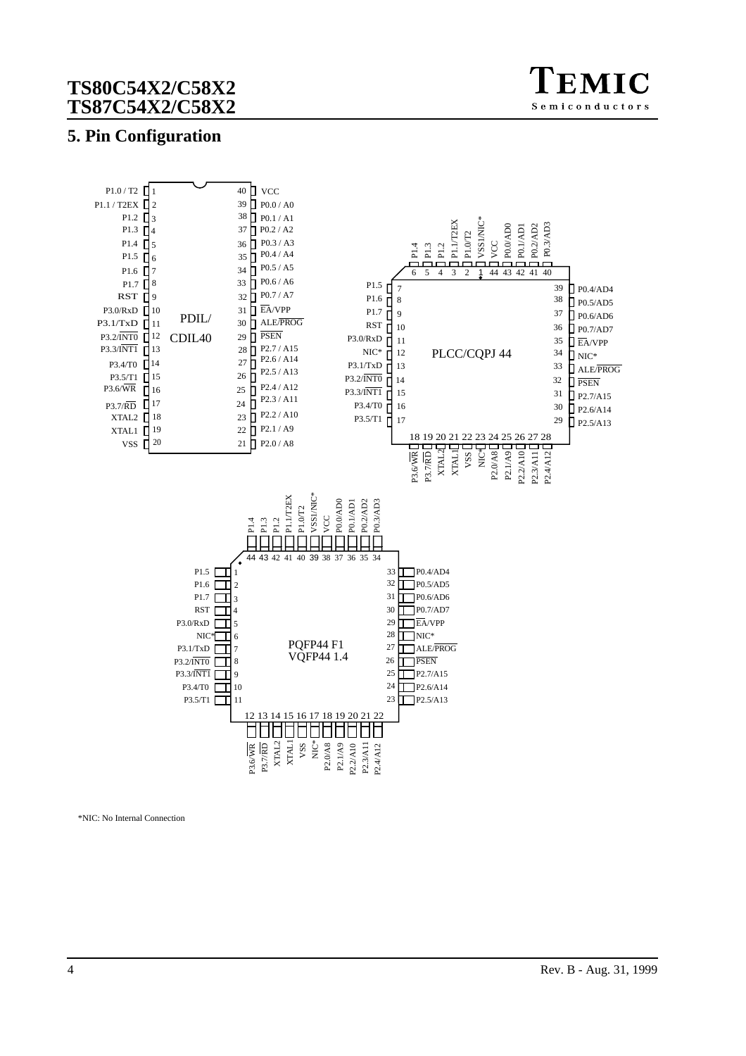## 5. Pin Configuration

**PDIL/CDIL40**

| Pin | Name | Pin | Name |
|---|---|---|---|
| 1 | P1.0 / T2 | 40 | VCC |
| 2 | P1.1 / T2EX | 39 | P0.0 / A0 |
| 3 | P1.2 | 38 | P0.1 / A1 |
| 4 | P1.3 | 37 | P0.2 / A2 |
| 5 | P1.4 | 36 | P0.3 / A3 |
| 6 | P1.5 | 35 | P0.4 / A4 |
| 7 | P1.6 | 34 | P0.5 / A5 |
| 8 | P1.7 | 33 | P0.6 / A6 |
| 9 | RST | 32 | P0.7 / A7 |
| 10 | P3.0/RxD | 31 | $\overline{EA}$/VPP |
| 11 | P3.1/TxD | 30 | ALE/$\overline{PROG}$ |
| 12 | P3.2/$\overline{INT0}$ | 29 | $\overline{PSEN}$ |
| 13 | P3.3/$\overline{INT1}$ | 28 | P2.7 / A15 |
| 14 | P3.4/T0 | 27 | P2.6 / A14 |
| 15 | P3.5/T1 | 26 | P2.5 / A13 |
| 16 | P3.6/$\overline{WR}$ | 25 | P2.4 / A12 |
| 17 | P3.7/$\overline{RD}$ | 24 | P2.3 / A11 |
| 18 | XTAL2 | 23 | P2.2 / A10 |
| 19 | XTAL1 | 22 | P2.1 / A9 |
| 20 | VSS | 21 | P2.0 / A8 |

**PLCC/CQPJ 44**

| Pin | Name | Pin | Name |
|---|---|---|---|
| 1 | VSS1/NIC* | 23 | P2.2/A10 |
| 2 | P1.0/T2 | 24 | P2.3/A11 |
| 3 | P1.1/T2EX | 25 | P2.4/A12 |
| 4 | P1.2 | 26 | P2.5/A13 |
| 5 | P1.3 | 27 | P2.6/A14 |
| 6 | P1.4 | 28 | P2.7/A15 |
| 7 | P1.5 | 29 | $\overline{PSEN}$ |
| 8 | P1.6 | 30 | ALE/$\overline{PROG}$ |
| 9 | P1.7 | 31 | NIC* |
| 10 | RST | 32 | $\overline{EA}$/VPP |
| 11 | P3.0/RxD | 33 | P0.7/AD7 |
| 12 | NIC* | 34 | P0.6/AD6 |
| 13 | P3.1/TxD | 35 | P0.5/AD5 |
| 14 | P3.2/$\overline{INT0}$ | 36 | P0.4/AD4 |
| 15 | P3.3/$\overline{INT1}$ | 37 | P0.3/AD3 |
| 16 | P3.4/T0 | 38 | P0.2/AD2 |
| 17 | P3.5/T1 | 39 | P0.1/AD1 |
| 18 | P3.6/$\overline{WR}$ | 40 | P0.0/AD0 |
| 19 | P3.7/$\overline{RD}$ | 41 | VCC |
| 20 | XTAL2 | 42 | VSS1/NIC* |
| 21 | XTAL1 | 43 | P1.0/T2 |
| 22 | VSS | 44 | P1.1/T2EX |

**PQFP44 F1 / VQFP44 1.4**

| Pin | Name | Pin | Name |
|---|---|---|---|
| 1 | P1.5 | 23 | P2.5/A13 |
| 2 | P1.6 | 24 | P2.6/A14 |
| 3 | P1.7 | 25 | P2.7/A15 |
| 4 | RST | 26 | $\overline{PSEN}$ |
| 5 | P3.0/RxD | 27 | ALE/$\overline{PROG}$ |
| 6 | NIC* | 28 | NIC* |
| 7 | P3.1/TxD | 29 | $\overline{EA}$/VPP |
| 8 | P3.2/$\overline{INT0}$ | 30 | P0.7/AD7 |
| 9 | P3.3/$\overline{INT1}$ | 31 | P0.6/AD6 |
| 10 | P3.4/T0 | 32 | P0.5/AD5 |
| 11 | P3.5/T1 | 33 | P0.4/AD4 |
| 12 | P3.6/$\overline{WR}$ | 34 | P0.3/AD3 |
| 13 | P3.7/$\overline{RD}$ | 35 | P0.2/AD2 |
| 14 | XTAL2 | 36 | P0.1/AD1 |
| 15 | XTAL1 | 37 | P0.0/AD0 |
| 16 | VSS | 38 | VCC |
| 17 | NIC* | 39 | VSS1/NIC* |
| 18 | P2.0/A8 | 40 | P1.0/T2 |
| 19 | P2.1/A9 | 41 | P1.1/T2EX |
| 20 | P2.2/A10 | 42 | P1.2 |
| 21 | P2.3/A11 | 43 | P1.3 |
| 22 | P2.4/A12 | 44 | P1.4 |

*NIC: No Internal Connection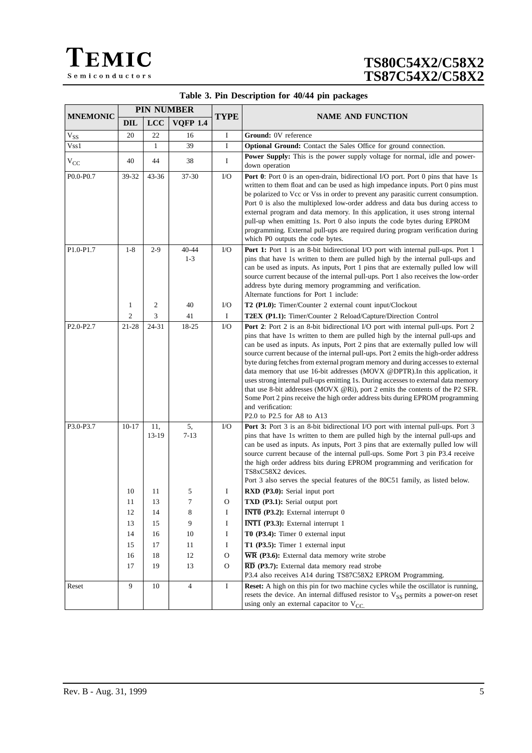**Table 3. Pin Description for 40/44 pin packages**

| MNEMONIC | PIN NUMBER | | | TYPE | NAME AND FUNCTION |
|---|---|---|---|---|---|
| | DIL | LCC | VQFP 1.4 | | |
| $V_{SS}$ | 20 | 22 | 16 | I | **Ground:** 0V reference |
| Vss1 | | 1 | 39 | I | **Optional Ground:** Contact the Sales Office for ground connection. |
| $V_{CC}$ | 40 | 44 | 38 | I | **Power Supply:** This is the power supply voltage for normal, idle and power-down operation |
| P0.0-P0.7 | 39-32 | 43-36 | 37-30 | I/O | **Port 0**: Port 0 is an open-drain, bidirectional I/O port. Port 0 pins that have 1s written to them float and can be used as high impedance inputs. Port 0 pins must be polarized to Vcc or Vss in order to prevent any parasitic current consumption. Port 0 is also the multiplexed low-order address and data bus during access to external program and data memory. In this application, it uses strong internal pull-up when emitting 1s. Port 0 also inputs the code bytes during EPROM programming. External pull-ups are required during program verification during which P0 outputs the code bytes. |
| P1.0-P1.7 | 1-8 | 2-9 | 40-44 1-3 | I/O | **Port 1:** Port 1 is an 8-bit bidirectional I/O port with internal pull-ups. Port 1 pins that have 1s written to them are pulled high by the internal pull-ups and can be used as inputs. As inputs, Port 1 pins that are externally pulled low will source current because of the internal pull-ups. Port 1 also receives the low-order address byte during memory programming and verification. Alternate functions for Port 1 include: |
| | 1 | 2 | 40 | I/O | **T2 (P1.0):** Timer/Counter 2 external count input/Clockout |
| | 2 | 3 | 41 | I | **T2EX (P1.1):** Timer/Counter 2 Reload/Capture/Direction Control |
| P2.0-P2.7 | 21-28 | 24-31 | 18-25 | I/O | **Port 2**: Port 2 is an 8-bit bidirectional I/O port with internal pull-ups. Port 2 pins that have 1s written to them are pulled high by the internal pull-ups and can be used as inputs. As inputs, Port 2 pins that are externally pulled low will source current because of the internal pull-ups. Port 2 emits the high-order address byte during fetches from external program memory and during accesses to external data memory that use 16-bit addresses (MOVX @DPTR).In this application, it uses strong internal pull-ups emitting 1s. During accesses to external data memory that use 8-bit addresses (MOVX @Ri), port 2 emits the contents of the P2 SFR. Some Port 2 pins receive the high order address bits during EPROM programming and verification: P2.0 to P2.5 for A8 to A13 |
| P3.0-P3.7 | 10-17 | 11, 13-19 | 5, 7-13 | I/O | **Port 3:** Port 3 is an 8-bit bidirectional I/O port with internal pull-ups. Port 3 pins that have 1s written to them are pulled high by the internal pull-ups and can be used as inputs. As inputs, Port 3 pins that are externally pulled low will source current because of the internal pull-ups. Some Port 3 pin P3.4 receive the high order address bits during EPROM programming and verification for TS8xC58X2 devices. Port 3 also serves the special features of the 80C51 family, as listed below. |
| | 10 | 11 | 5 | I | **RXD (P3.0):** Serial input port |
| | 11 | 13 | 7 | O | **TXD (P3.1):** Serial output port |
| | 12 | 14 | 8 | I | **$\overline{\text{INT0}}$ (P3.2):** External interrupt 0 |
| | 13 | 15 | 9 | I | **$\overline{\text{INT1}}$ (P3.3):** External interrupt 1 |
| | 14 | 16 | 10 | I | **T0 (P3.4):** Timer 0 external input |
| | 15 | 17 | 11 | I | **T1 (P3.5):** Timer 1 external input |
| | 16 | 18 | 12 | O | **$\overline{\text{WR}}$ (P3.6):** External data memory write strobe |
| | 17 | 19 | 13 | O | **$\overline{\text{RD}}$ (P3.7):** External data memory read strobe P3.4 also receives A14 during TS87C58X2 EPROM Programming. |
| Reset | 9 | 10 | 4 | I | **Reset:** A high on this pin for two machine cycles while the oscillator is running, resets the device. An internal diffused resistor to $V_{SS}$ permits a power-on reset using only an external capacitor to $V_{CC}$. |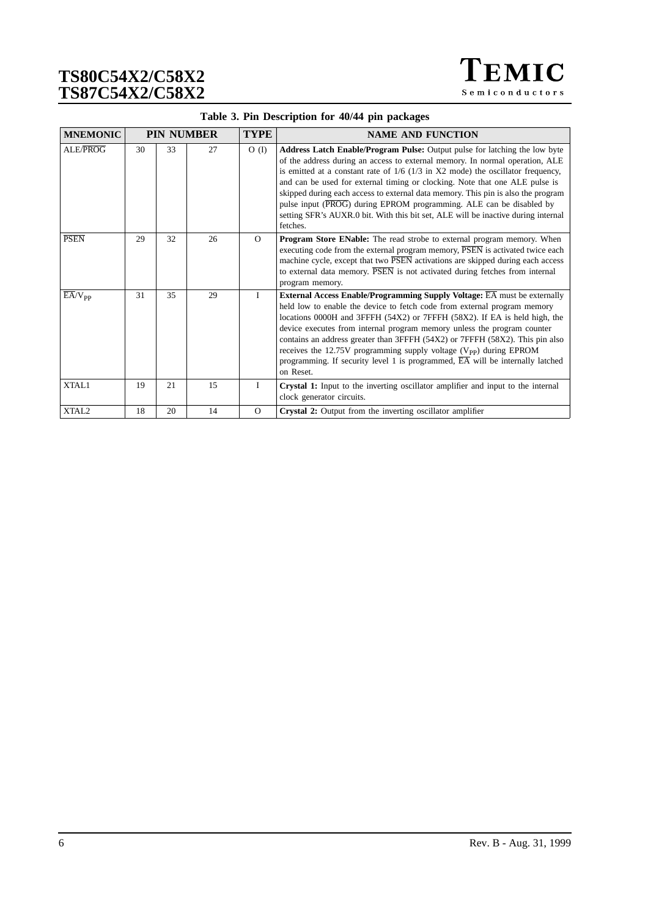**Table 3. Pin Description for 40/44 pin packages**

| MNEMONIC | PIN NUMBER | | | TYPE | NAME AND FUNCTION |
|---|---|---|---|---|---|
| ALE/$\overline{PROG}$ | 30 | 33 | 27 | O (I) | **Address Latch Enable/Program Pulse:** Output pulse for latching the low byte of the address during an access to external memory. In normal operation, ALE is emitted at a constant rate of 1/6 (1/3 in X2 mode) the oscillator frequency, and can be used for external timing or clocking. Note that one ALE pulse is skipped during each access to external data memory. This pin is also the program pulse input ($\overline{PROG}$) during EPROM programming. ALE can be disabled by setting SFR's AUXR.0 bit. With this bit set, ALE will be inactive during internal fetches. |
| $\overline{PSEN}$ | 29 | 32 | 26 | O | **Program Store ENable:** The read strobe to external program memory. When executing code from the external program memory, $\overline{PSEN}$ is activated twice each machine cycle, except that two $\overline{PSEN}$ activations are skipped during each access to external data memory. $\overline{PSEN}$ is not activated during fetches from internal program memory. |
| $\overline{EA}/V_{PP}$ | 31 | 35 | 29 | I | **External Access Enable/Programming Supply Voltage:** $\overline{EA}$ must be externally held low to enable the device to fetch code from external program memory locations 0000H and 3FFFH (54X2) or 7FFFH (58X2). If EA is held high, the device executes from internal program memory unless the program counter contains an address greater than 3FFFH (54X2) or 7FFFH (58X2). This pin also receives the 12.75V programming supply voltage ($V_{PP}$) during EPROM programming. If security level 1 is programmed, $\overline{EA}$ will be internally latched on Reset. |
| XTAL1 | 19 | 21 | 15 | I | **Crystal 1:** Input to the inverting oscillator amplifier and input to the internal clock generator circuits. |
| XTAL2 | 18 | 20 | 14 | O | **Crystal 2:** Output from the inverting oscillator amplifier |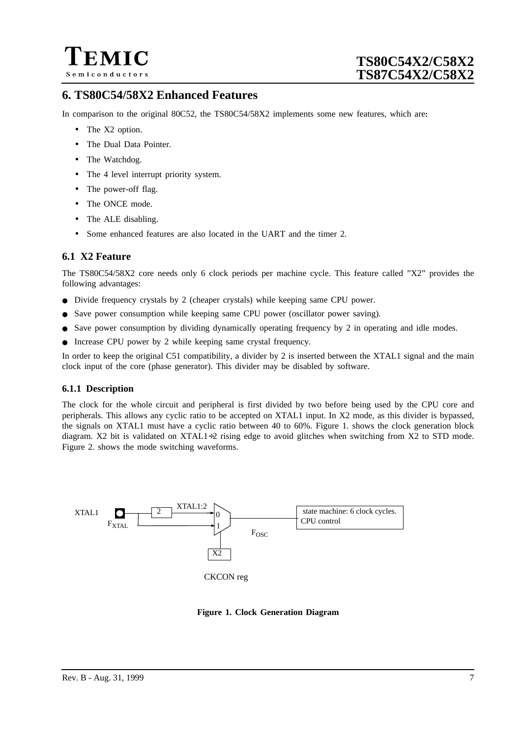# 6. TS80C54/58X2 Enhanced Features

In comparison to the original 80C52, the TS80C54/58X2 implements some new features, which are**:**

- The X2 option.
- The Dual Data Pointer.
- The Watchdog.
- The 4 level interrupt priority system.
- The power-off flag.
- The ONCE mode.
- The ALE disabling.
- Some enhanced features are also located in the UART and the timer 2.

## 6.1 X2 Feature

The TS80C54/58X2 core needs only 6 clock periods per machine cycle. This feature called "X2" provides the following advantages:

- Divide frequency crystals by 2 (cheaper crystals) while keeping same CPU power.
- Save power consumption while keeping same CPU power (oscillator power saving).
- Save power consumption by dividing dynamically operating frequency by 2 in operating and idle modes.
- Increase CPU power by 2 while keeping same crystal frequency.

In order to keep the original C51 compatibility, a divider by 2 is inserted between the XTAL1 signal and the main clock input of the core (phase generator). This divider may be disabled by software.

### 6.1.1 Description

The clock for the whole circuit and peripheral is first divided by two before being used by the CPU core and peripherals. This allows any cyclic ratio to be accepted on XTAL1 input. In X2 mode, as this divider is bypassed, the signals on XTAL1 must have a cyclic ratio between 40 to 60%. Figure 1. shows the clock generation block diagram. X2 bit is validated on XTAL1÷2 rising edge to avoid glitches when switching from X2 to STD mode. Figure 2. shows the mode switching waveforms.

XTAL1 — $F_{XTAL}$ — 2 — XTAL1:2 — 0 / 1 — $F_{OSC}$ — state machine: 6 clock cycles. CPU control — X2 — CKCON reg

**Figure 1. Clock Generation Diagram**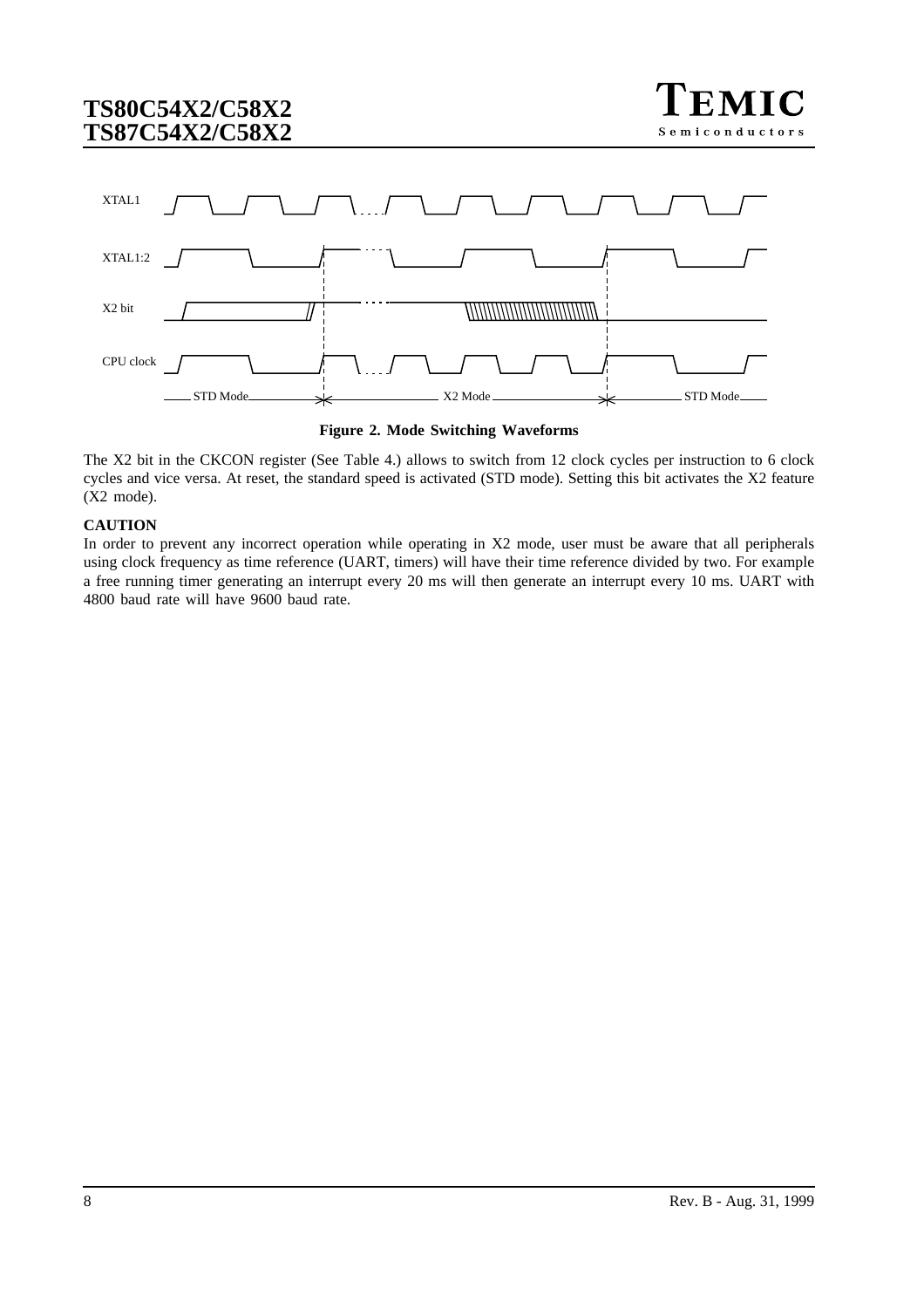**Figure 2. Mode Switching Waveforms**

The X2 bit in the CKCON register (See Table 4.) allows to switch from 12 clock cycles per instruction to 6 clock cycles and vice versa. At reset, the standard speed is activated (STD mode). Setting this bit activates the X2 feature (X2 mode).

**CAUTION**

In order to prevent any incorrect operation while operating in X2 mode, user must be aware that all peripherals using clock frequency as time reference (UART, timers) will have their time reference divided by two. For example a free running timer generating an interrupt every 20 ms will then generate an interrupt every 10 ms. UART with 4800 baud rate will have 9600 baud rate.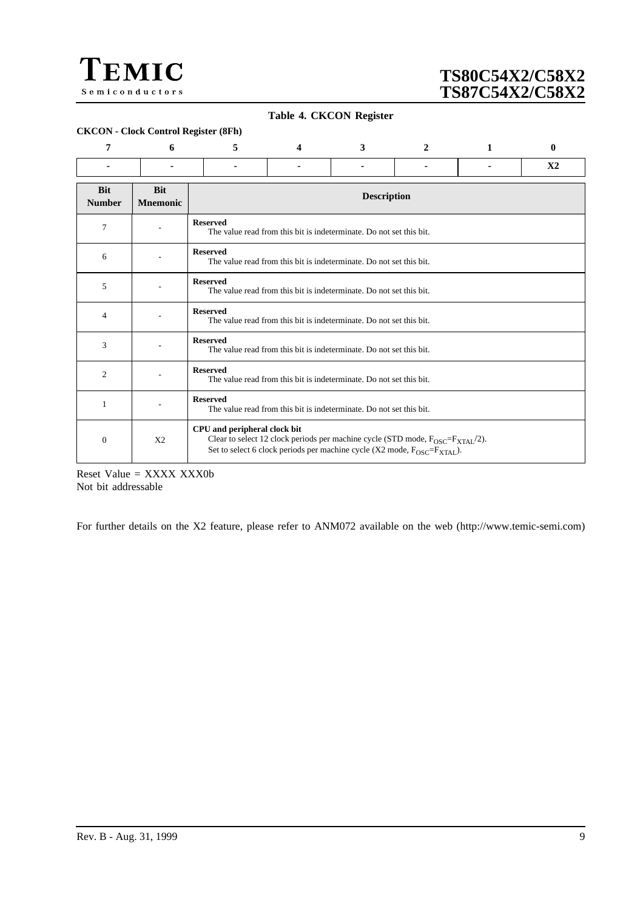**Table 4. CKCON Register**

**CKCON - Clock Control Register (8Fh)**

| 7 | 6 | 5 | 4 | 3 | 2 | 1 | 0 |
|---|---|---|---|---|---|---|---|
| - | - | - | - | - | - | - | X2 |

| Bit Number | Bit Mnemonic | Description |
|---|---|---|
| 7 | - | **Reserved**<br>The value read from this bit is indeterminate. Do not set this bit. |
| 6 | - | **Reserved**<br>The value read from this bit is indeterminate. Do not set this bit. |
| 5 | - | **Reserved**<br>The value read from this bit is indeterminate. Do not set this bit. |
| 4 | - | **Reserved**<br>The value read from this bit is indeterminate. Do not set this bit. |
| 3 | - | **Reserved**<br>The value read from this bit is indeterminate. Do not set this bit. |
| 2 | - | **Reserved**<br>The value read from this bit is indeterminate. Do not set this bit. |
| 1 | - | **Reserved**<br>The value read from this bit is indeterminate. Do not set this bit. |
| 0 | X2 | **CPU and peripheral clock bit**<br>Clear to select 12 clock periods per machine cycle (STD mode, $F_{OSC}=F_{XTAL}/2$).<br>Set to select 6 clock periods per machine cycle (X2 mode, $F_{OSC}=F_{XTAL}$). |

Reset Value = XXXX XXX0b
Not bit addressable

For further details on the X2 feature, please refer to ANM072 available on the web (http://www.temic-semi.com)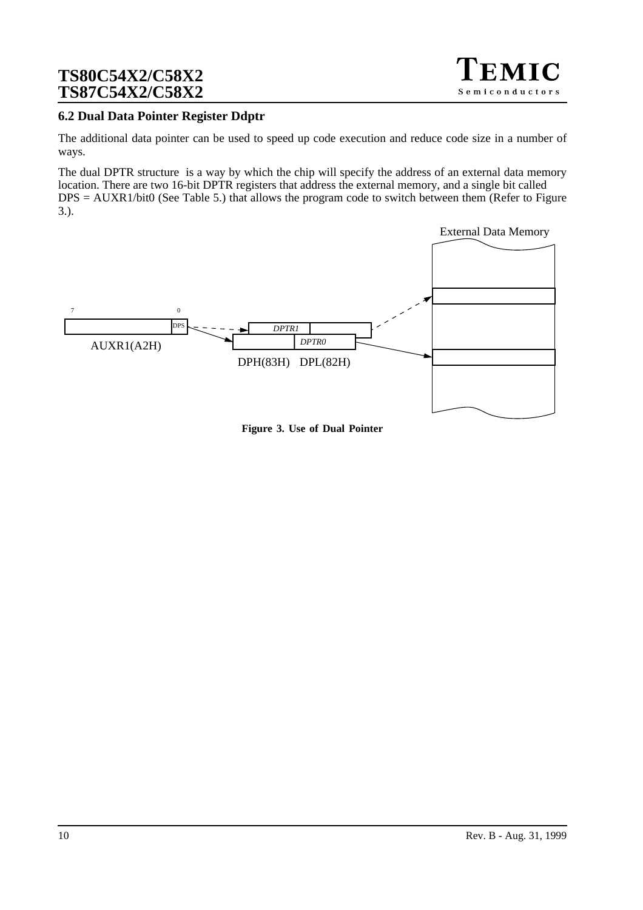## 6.2 Dual Data Pointer Register Ddptr

The additional data pointer can be used to speed up code execution and reduce code size in a number of ways.

The dual DPTR structure is a way by which the chip will specify the address of an external data memory location. There are two 16-bit DPTR registers that address the external memory, and a single bit called DPS = AUXR1/bit0 (See Table 5.) that allows the program code to switch between them (Refer to Figure 3.).

**Figure 3. Use of Dual Pointer**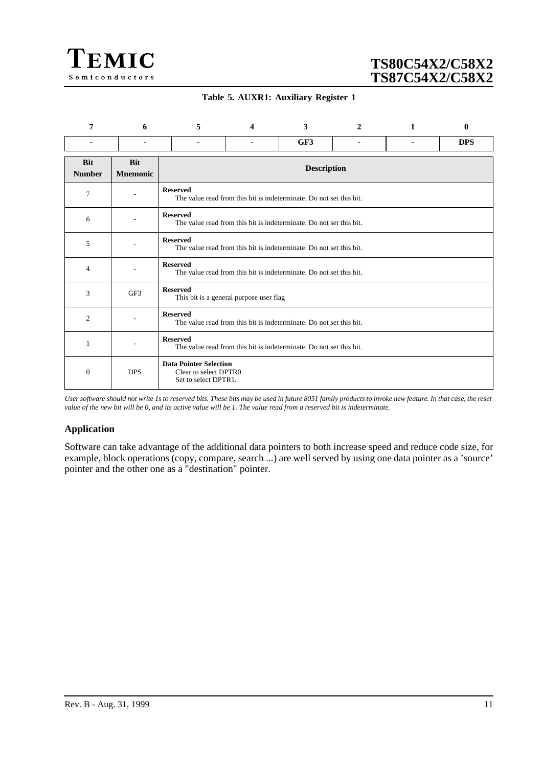**Table 5. AUXR1: Auxiliary Register 1**

| 7 | 6 | 5 | 4 | 3 | 2 | 1 | 0 |
|---|---|---|---|---|---|---|---|
| - | - | - | - | GF3 | - | - | DPS |

| Bit Number | Bit Mnemonic | Description |
|---|---|---|
| 7 | - | **Reserved**<br>The value read from this bit is indeterminate. Do not set this bit. |
| 6 | - | **Reserved**<br>The value read from this bit is indeterminate. Do not set this bit. |
| 5 | - | **Reserved**<br>The value read from this bit is indeterminate. Do not set this bit. |
| 4 | - | **Reserved**<br>The value read from this bit is indeterminate. Do not set this bit. |
| 3 | GF3 | **Reserved**<br>This bit is a general purpose user flag |
| 2 | - | **Reserved**<br>The value read from this bit is indeterminate. Do not set this bit. |
| 1 | - | **Reserved**<br>The value read from this bit is indeterminate. Do not set this bit. |
| 0 | DPS | **Data Pointer Selection**<br>Clear to select DPTR0.<br>Set to select DPTR1. |

*User software should not write 1s to reserved bits. These bits may be used in future 8051 family products to invoke new feature. In that case, the reset value of the new bit will be 0, and its active value will be 1. The value read from a reserved bit is indeterminate.*

### Application

Software can take advantage of the additional data pointers to both increase speed and reduce code size, for example, block operations (copy, compare, search ...) are well served by using one data pointer as a 'source' pointer and the other one as a "destination" pointer.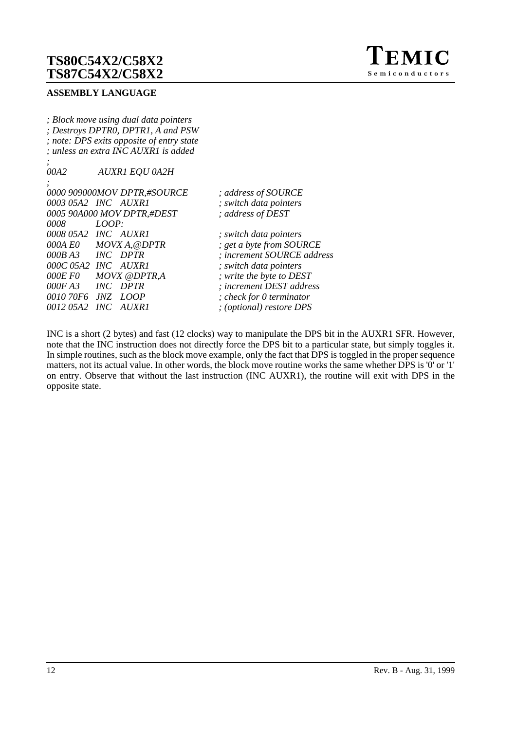**ASSEMBLY LANGUAGE**

```
; Block move using dual data pointers
; Destroys DPTR0, DPTR1, A and PSW
; note: DPS exits opposite of entry state
; unless an extra INC AUXR1 is added
;
00A2          AUXR1 EQU 0A2H
;
0000 909000MOV DPTR,#SOURCE        ; address of SOURCE
0003 05A2  INC  AUXR1              ; switch data pointers
0005 90A000 MOV DPTR,#DEST         ; address of DEST
0008       LOOP:
0008 05A2  INC  AUXR1              ; switch data pointers
000A E0    MOVX A,@DPTR            ; get a byte from SOURCE
000B A3    INC  DPTR               ; increment SOURCE address
000C 05A2  INC  AUXR1              ; switch data pointers
000E F0    MOVX @DPTR,A            ; write the byte to DEST
000F A3    INC  DPTR               ; increment DEST address
0010 70F6  JNZ  LOOP               ; check for 0 terminator
0012 05A2  INC  AUXR1              ; (optional) restore DPS
```

INC is a short (2 bytes) and fast (12 clocks) way to manipulate the DPS bit in the AUXR1 SFR. However, note that the INC instruction does not directly force the DPS bit to a particular state, but simply toggles it. In simple routines, such as the block move example, only the fact that DPS is toggled in the proper sequence matters, not its actual value. In other words, the block move routine works the same whether DPS is '0' or '1' on entry. Observe that without the last instruction (INC AUXR1), the routine will exit with DPS in the opposite state.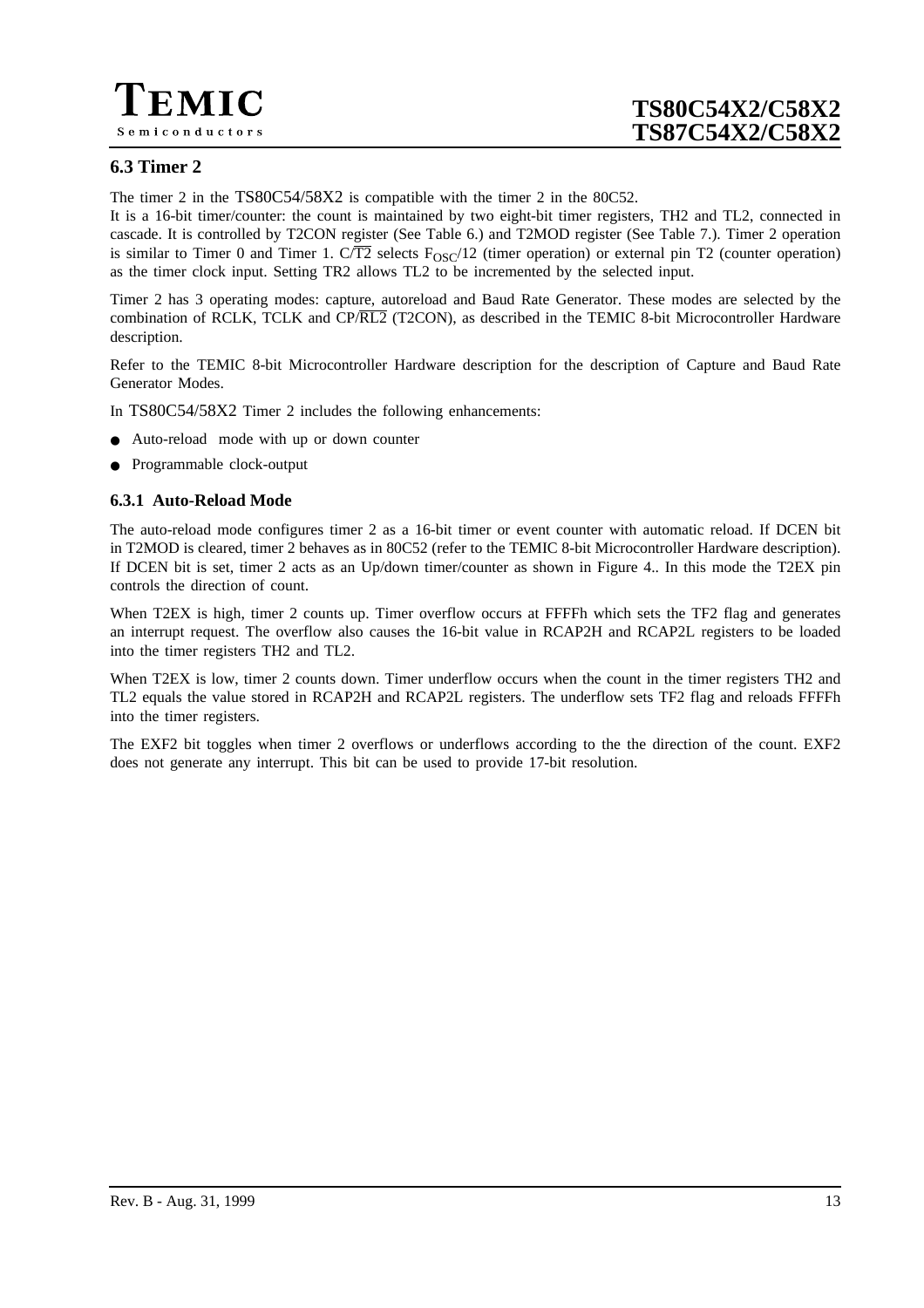## 6.3 Timer 2

The timer 2 in the TS80C54/58X2 is compatible with the timer 2 in the 80C52.

It is a 16-bit timer/counter: the count is maintained by two eight-bit timer registers, TH2 and TL2, connected in cascade. It is controlled by T2CON register (See Table 6.) and T2MOD register (See Table 7.). Timer 2 operation is similar to Timer 0 and Timer 1. C/$\overline{T2}$ selects $F_{OSC}/12$ (timer operation) or external pin T2 (counter operation) as the timer clock input. Setting TR2 allows TL2 to be incremented by the selected input.

Timer 2 has 3 operating modes: capture, autoreload and Baud Rate Generator. These modes are selected by the combination of RCLK, TCLK and CP/$\overline{RL2}$ (T2CON), as described in the TEMIC 8-bit Microcontroller Hardware description.

Refer to the TEMIC 8-bit Microcontroller Hardware description for the description of Capture and Baud Rate Generator Modes.

In TS80C54/58X2 Timer 2 includes the following enhancements:

- Auto-reload mode with up or down counter
- Programmable clock-output

### 6.3.1 Auto-Reload Mode

The auto-reload mode configures timer 2 as a 16-bit timer or event counter with automatic reload. If DCEN bit in T2MOD is cleared, timer 2 behaves as in 80C52 (refer to the TEMIC 8-bit Microcontroller Hardware description). If DCEN bit is set, timer 2 acts as an Up/down timer/counter as shown in Figure 4.. In this mode the T2EX pin controls the direction of count.

When T2EX is high, timer 2 counts up. Timer overflow occurs at FFFFh which sets the TF2 flag and generates an interrupt request. The overflow also causes the 16-bit value in RCAP2H and RCAP2L registers to be loaded into the timer registers TH2 and TL2.

When T2EX is low, timer 2 counts down. Timer underflow occurs when the count in the timer registers TH2 and TL2 equals the value stored in RCAP2H and RCAP2L registers. The underflow sets TF2 flag and reloads FFFFh into the timer registers.

The EXF2 bit toggles when timer 2 overflows or underflows according to the the direction of the count. EXF2 does not generate any interrupt. This bit can be used to provide 17-bit resolution.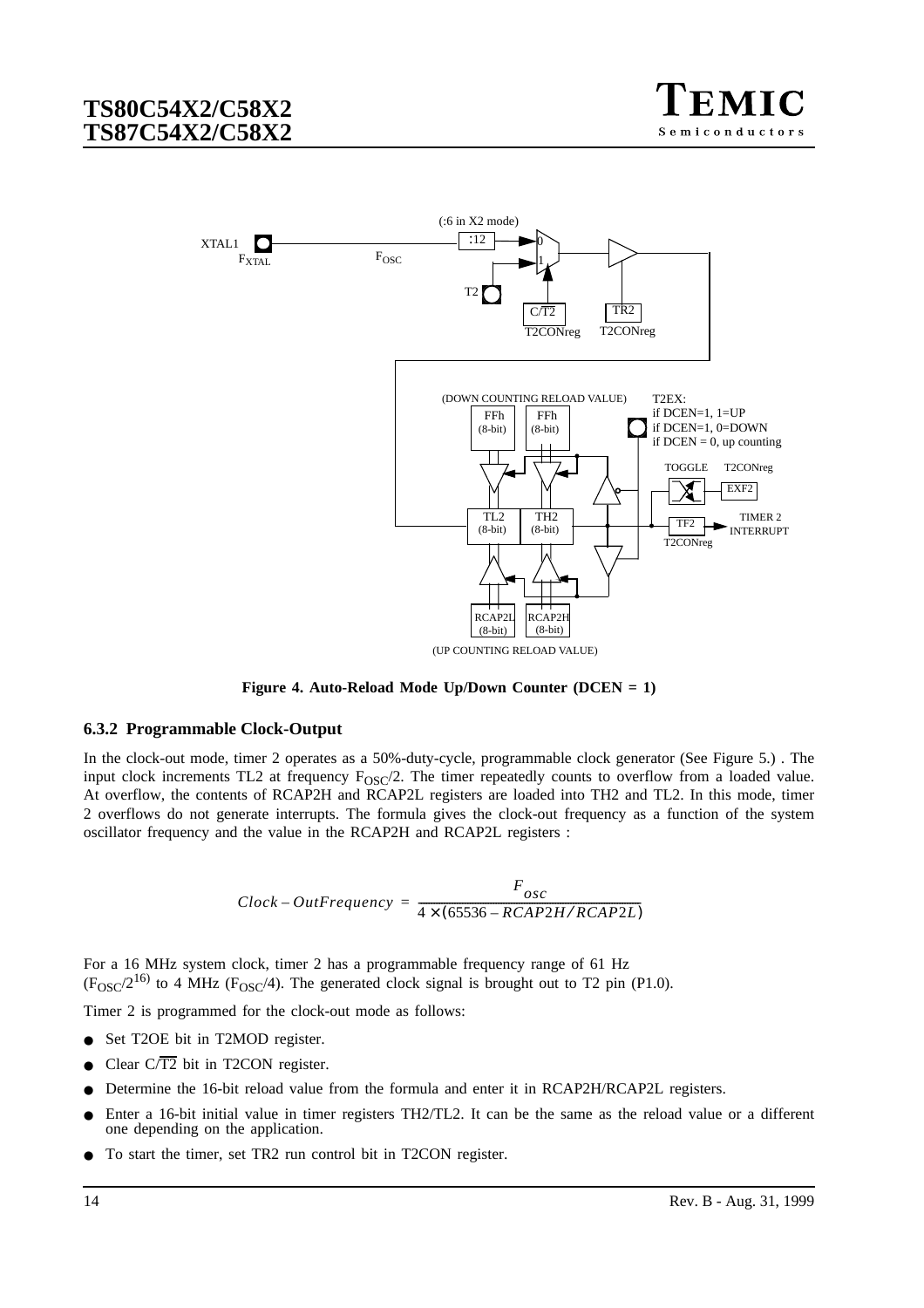Figure 4. Auto-Reload Mode Up/Down Counter (DCEN = 1)

### 6.3.2 Programmable Clock-Output

In the clock-out mode, timer 2 operates as a 50%-duty-cycle, programmable clock generator (See Figure 5.) . The input clock increments TL2 at frequency $F_{OSC}/2$. The timer repeatedly counts to overflow from a loaded value. At overflow, the contents of RCAP2H and RCAP2L registers are loaded into TH2 and TL2. In this mode, timer 2 overflows do not generate interrupts. The formula gives the clock-out frequency as a function of the system oscillator frequency and the value in the RCAP2H and RCAP2L registers :

$$Clock - OutFrequency = \frac{F_{osc}}{4 \times (65536 - RCAP2H/RCAP2L)}$$

For a 16 MHz system clock, timer 2 has a programmable frequency range of 61 Hz ($F_{OSC}/2^{16}$) to 4 MHz ($F_{OSC}/4$). The generated clock signal is brought out to T2 pin (P1.0).

Timer 2 is programmed for the clock-out mode as follows:

- Set T2OE bit in T2MOD register.
- Clear $C/\overline{T2}$ bit in T2CON register.
- Determine the 16-bit reload value from the formula and enter it in RCAP2H/RCAP2L registers.
- Enter a 16-bit initial value in timer registers TH2/TL2. It can be the same as the reload value or a different one depending on the application.
- To start the timer, set TR2 run control bit in T2CON register.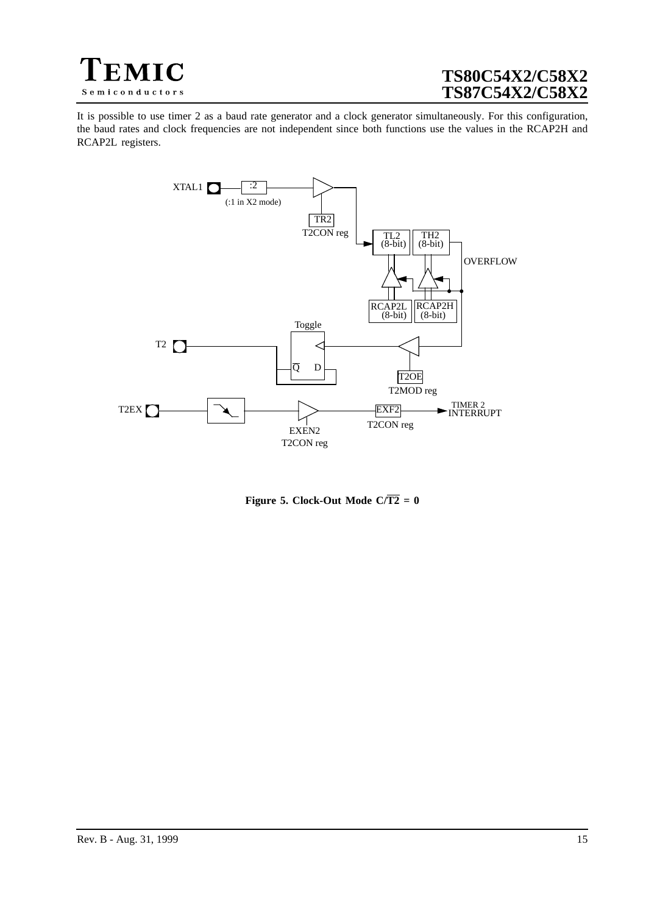It is possible to use timer 2 as a baud rate generator and a clock generator simultaneously. For this configuration, the baud rates and clock frequencies are not independent since both functions use the values in the RCAP2H and RCAP2L registers.

**Figure 5. Clock-Out Mode C/$\overline{T2}$ = 0**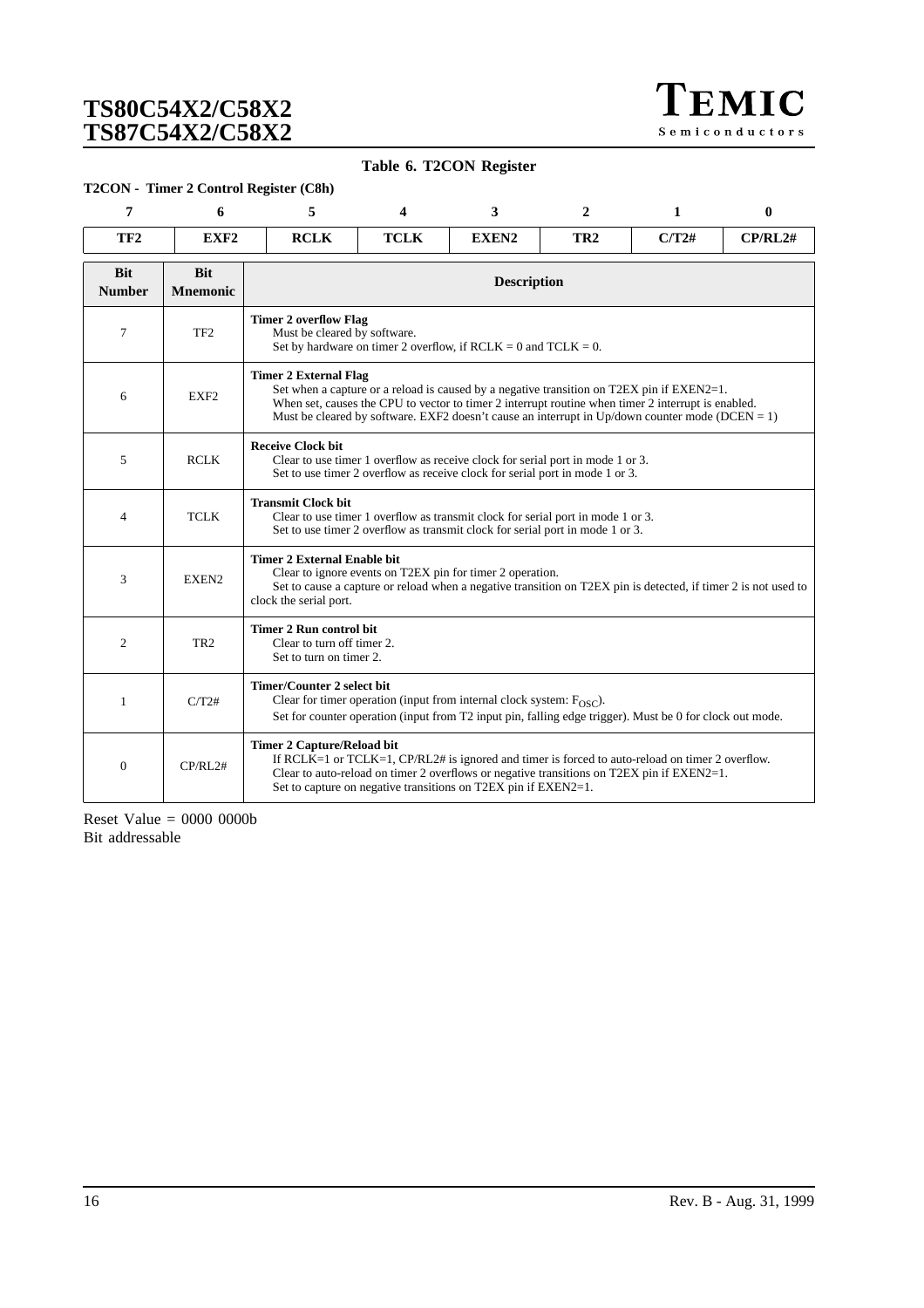**Table 6. T2CON Register**

**T2CON - Timer 2 Control Register (C8h)**

| 7 | 6 | 5 | 4 | 3 | 2 | 1 | 0 |
|---|---|---|---|---|---|---|---|
| TF2 | EXF2 | RCLK | TCLK | EXEN2 | TR2 | C/T2# | CP/RL2# |

| Bit Number | Bit Mnemonic | Description |
|---|---|---|
| 7 | TF2 | **Timer 2 overflow Flag**<br>Must be cleared by software.<br>Set by hardware on timer 2 overflow, if RCLK = 0 and TCLK = 0. |
| 6 | EXF2 | **Timer 2 External Flag**<br>Set when a capture or a reload is caused by a negative transition on T2EX pin if EXEN2=1.<br>When set, causes the CPU to vector to timer 2 interrupt routine when timer 2 interrupt is enabled.<br>Must be cleared by software. EXF2 doesn't cause an interrupt in Up/down counter mode (DCEN = 1) |
| 5 | RCLK | **Receive Clock bit**<br>Clear to use timer 1 overflow as receive clock for serial port in mode 1 or 3.<br>Set to use timer 2 overflow as receive clock for serial port in mode 1 or 3. |
| 4 | TCLK | **Transmit Clock bit**<br>Clear to use timer 1 overflow as transmit clock for serial port in mode 1 or 3.<br>Set to use timer 2 overflow as transmit clock for serial port in mode 1 or 3. |
| 3 | EXEN2 | **Timer 2 External Enable bit**<br>Clear to ignore events on T2EX pin for timer 2 operation.<br>Set to cause a capture or reload when a negative transition on T2EX pin is detected, if timer 2 is not used to clock the serial port. |
| 2 | TR2 | **Timer 2 Run control bit**<br>Clear to turn off timer 2.<br>Set to turn on timer 2. |
| 1 | C/T2# | **Timer/Counter 2 select bit**<br>Clear for timer operation (input from internal clock system: $F_{OSC}$).<br>Set for counter operation (input from T2 input pin, falling edge trigger). Must be 0 for clock out mode. |
| 0 | CP/RL2# | **Timer 2 Capture/Reload bit**<br>If RCLK=1 or TCLK=1, CP/RL2# is ignored and timer is forced to auto-reload on timer 2 overflow.<br>Clear to auto-reload on timer 2 overflows or negative transitions on T2EX pin if EXEN2=1.<br>Set to capture on negative transitions on T2EX pin if EXEN2=1. |

Reset Value = 0000 0000b
Bit addressable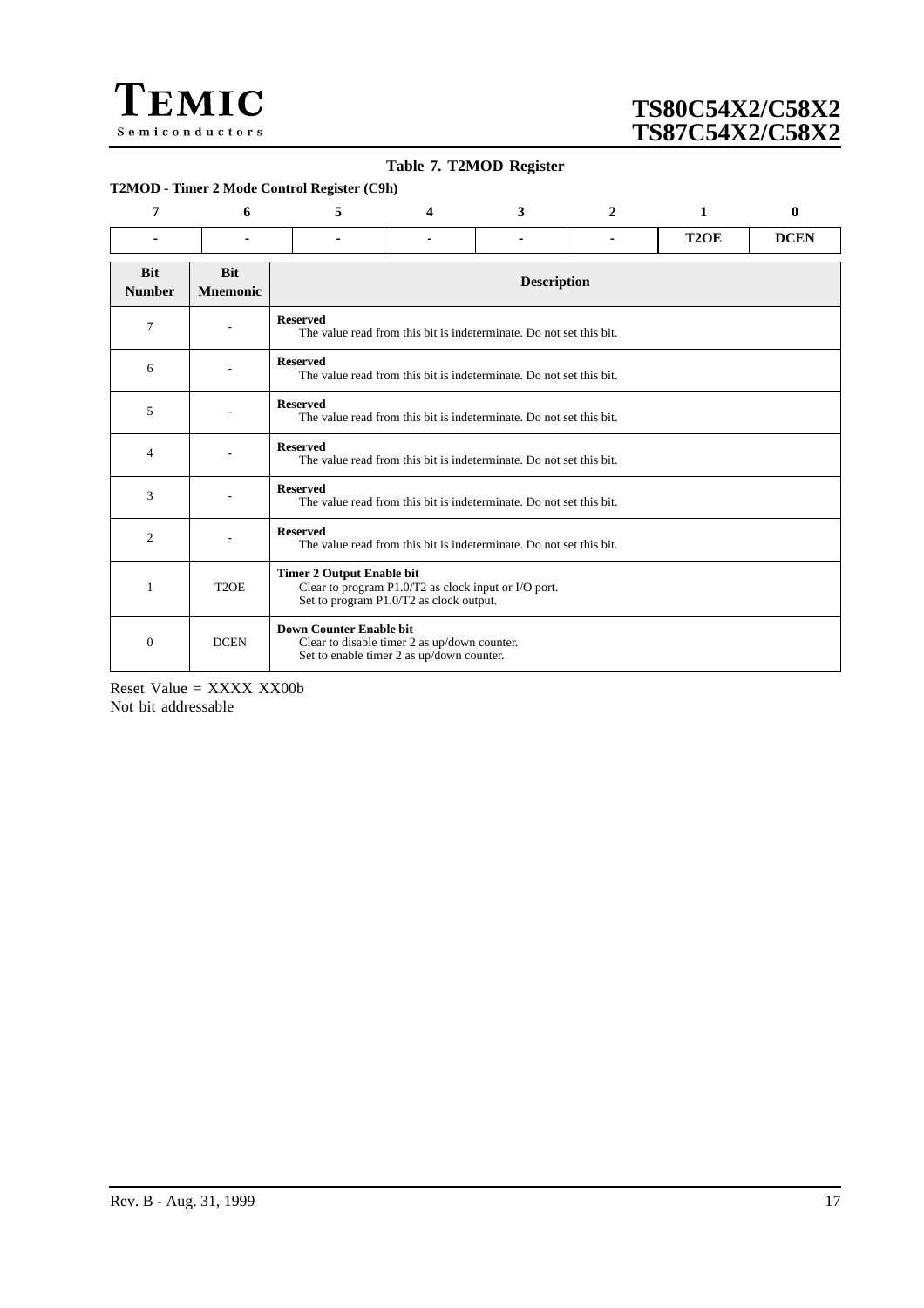**Table 7. T2MOD Register**

**T2MOD - Timer 2 Mode Control Register (C9h)**

| 7 | 6 | 5 | 4 | 3 | 2 | 1 | 0 |
|---|---|---|---|---|---|---|---|
| - | - | - | - | - | - | T2OE | DCEN |

| Bit Number | Bit Mnemonic | Description |
|---|---|---|
| 7 | - | **Reserved**<br>The value read from this bit is indeterminate. Do not set this bit. |
| 6 | - | **Reserved**<br>The value read from this bit is indeterminate. Do not set this bit. |
| 5 | - | **Reserved**<br>The value read from this bit is indeterminate. Do not set this bit. |
| 4 | - | **Reserved**<br>The value read from this bit is indeterminate. Do not set this bit. |
| 3 | - | **Reserved**<br>The value read from this bit is indeterminate. Do not set this bit. |
| 2 | - | **Reserved**<br>The value read from this bit is indeterminate. Do not set this bit. |
| 1 | T2OE | **Timer 2 Output Enable bit**<br>Clear to program P1.0/T2 as clock input or I/O port.<br>Set to program P1.0/T2 as clock output. |
| 0 | DCEN | **Down Counter Enable bit**<br>Clear to disable timer 2 as up/down counter.<br>Set to enable timer 2 as up/down counter. |

Reset Value = XXXX XX00b
Not bit addressable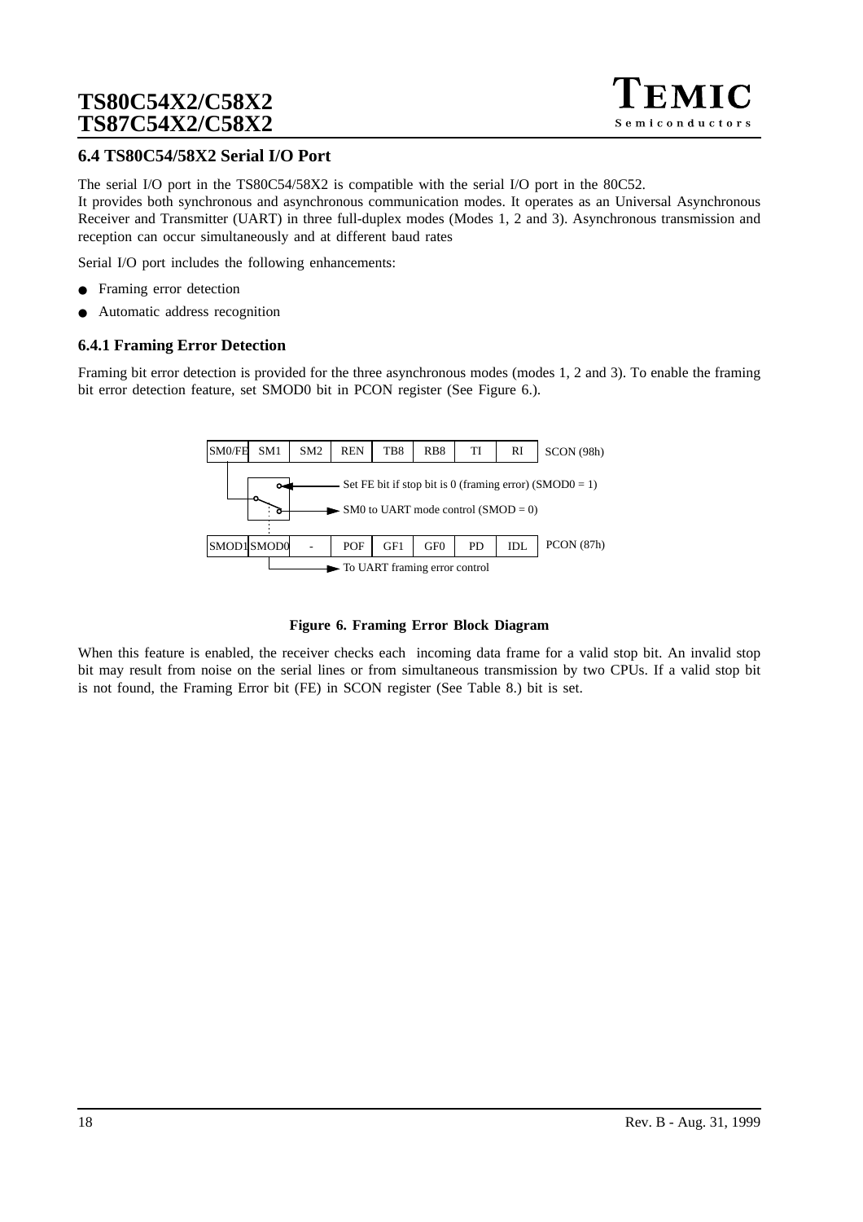## 6.4 TS80C54/58X2 Serial I/O Port

The serial I/O port in the TS80C54/58X2 is compatible with the serial I/O port in the 80C52.
It provides both synchronous and asynchronous communication modes. It operates as an Universal Asynchronous Receiver and Transmitter (UART) in three full-duplex modes (Modes 1, 2 and 3). Asynchronous transmission and reception can occur simultaneously and at different baud rates

Serial I/O port includes the following enhancements:

- Framing error detection
- Automatic address recognition

### 6.4.1 Framing Error Detection

Framing bit error detection is provided for the three asynchronous modes (modes 1, 2 and 3). To enable the framing bit error detection feature, set SMOD0 bit in PCON register (See Figure 6.).

| SM0/FE | SM1 | SM2 | REN | TB8 | RB8 | TI | RI | SCON (98h) |
|---|---|---|---|---|---|---|---|---|

Set FE bit if stop bit is 0 (framing error) (SMOD0 = 1)

SM0 to UART mode control (SMOD = 0)

| SMOD1 | SMOD0 | - | POF | GF1 | GF0 | PD | IDL | PCON (87h) |
|---|---|---|---|---|---|---|---|---|

To UART framing error control

**Figure 6. Framing Error Block Diagram**

When this feature is enabled, the receiver checks each incoming data frame for a valid stop bit. An invalid stop bit may result from noise on the serial lines or from simultaneous transmission by two CPUs. If a valid stop bit is not found, the Framing Error bit (FE) in SCON register (See Table 8.) bit is set.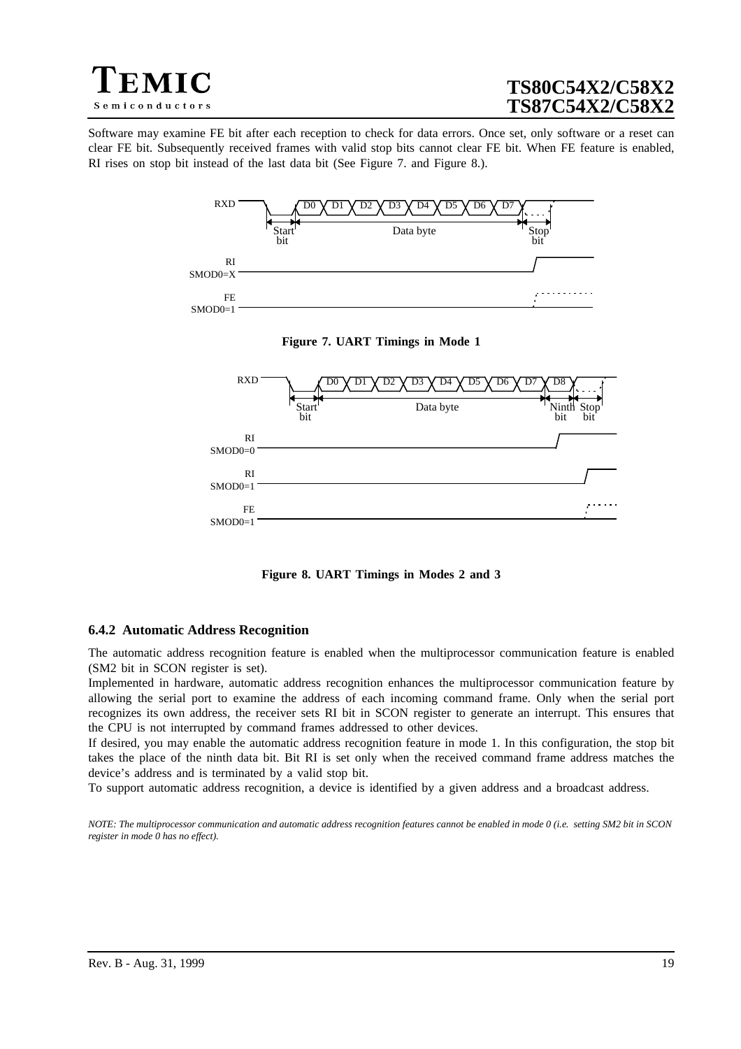Software may examine FE bit after each reception to check for data errors. Once set, only software or a reset can clear FE bit. Subsequently received frames with valid stop bits cannot clear FE bit. When FE feature is enabled, RI rises on stop bit instead of the last data bit (See Figure 7. and Figure 8.).

**Figure 7. UART Timings in Mode 1**

**Figure 8. UART Timings in Modes 2 and 3**

### 6.4.2 Automatic Address Recognition

The automatic address recognition feature is enabled when the multiprocessor communication feature is enabled (SM2 bit in SCON register is set).

Implemented in hardware, automatic address recognition enhances the multiprocessor communication feature by allowing the serial port to examine the address of each incoming command frame. Only when the serial port recognizes its own address, the receiver sets RI bit in SCON register to generate an interrupt. This ensures that the CPU is not interrupted by command frames addressed to other devices.

If desired, you may enable the automatic address recognition feature in mode 1. In this configuration, the stop bit takes the place of the ninth data bit. Bit RI is set only when the received command frame address matches the device's address and is terminated by a valid stop bit.

To support automatic address recognition, a device is identified by a given address and a broadcast address.

*NOTE: The multiprocessor communication and automatic address recognition features cannot be enabled in mode 0 (i.e. setting SM2 bit in SCON register in mode 0 has no effect).*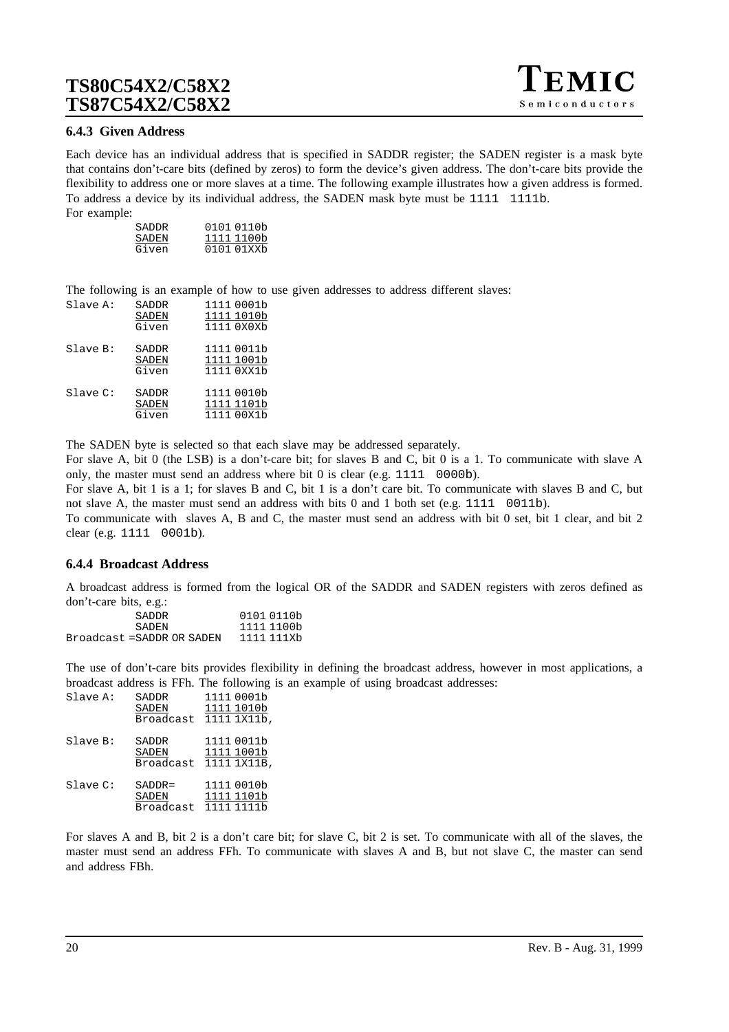### 6.4.3 Given Address

Each device has an individual address that is specified in SADDR register; the SADEN register is a mask byte that contains don't-care bits (defined by zeros) to form the device's given address. The don't-care bits provide the flexibility to address one or more slaves at a time. The following example illustrates how a given address is formed. To address a device by its individual address, the SADEN mask byte must be `1111 1111b`.

For example:

```
        SADDR     0101 0110b
        SADEN     1111 1100b
        Given     0101 01XXb
```

The following is an example of how to use given addresses to address different slaves:

```
Slave A:  SADDR     1111 0001b
          SADEN     1111 1010b
          Given     1111 0X0Xb

Slave B:  SADDR     1111 0011b
          SADEN     1111 1001b
          Given     1111 0XX1b

Slave C:  SADDR     1111 0010b
          SADEN     1111 1101b
          Given     1111 00X1b
```

The SADEN byte is selected so that each slave may be addressed separately.

For slave A, bit 0 (the LSB) is a don't-care bit; for slaves B and C, bit 0 is a 1. To communicate with slave A only, the master must send an address where bit 0 is clear (e.g. `1111 0000b`).

For slave A, bit 1 is a 1; for slaves B and C, bit 1 is a don't care bit. To communicate with slaves B and C, but not slave A, the master must send an address with bits 0 and 1 both set (e.g. `1111 0011b`).

To communicate with slaves A, B and C, the master must send an address with bit 0 set, bit 1 clear, and bit 2 clear (e.g. `1111 0001b`).

### 6.4.4 Broadcast Address

A broadcast address is formed from the logical OR of the SADDR and SADEN registers with zeros defined as don't-care bits, e.g.:

```
          SADDR                0101 0110b
          SADEN                1111 1100b
Broadcast =SADDR OR SADEN      1111 111Xb
```

The use of don't-care bits provides flexibility in defining the broadcast address, however in most applications, a broadcast address is FFh. The following is an example of using broadcast addresses:

```
Slave A:  SADDR       1111 0001b
          SADEN       1111 1010b
          Broadcast   1111 1X11b,

Slave B:  SADDR       1111 0011b
          SADEN       1111 1001b
          Broadcast   1111 1X11B,

Slave C:  SADDR=      1111 0010b
          SADEN       1111 1101b
          Broadcast   1111 1111b
```

For slaves A and B, bit 2 is a don't care bit; for slave C, bit 2 is set. To communicate with all of the slaves, the master must send an address FFh. To communicate with slaves A and B, but not slave C, the master can send and address FBh.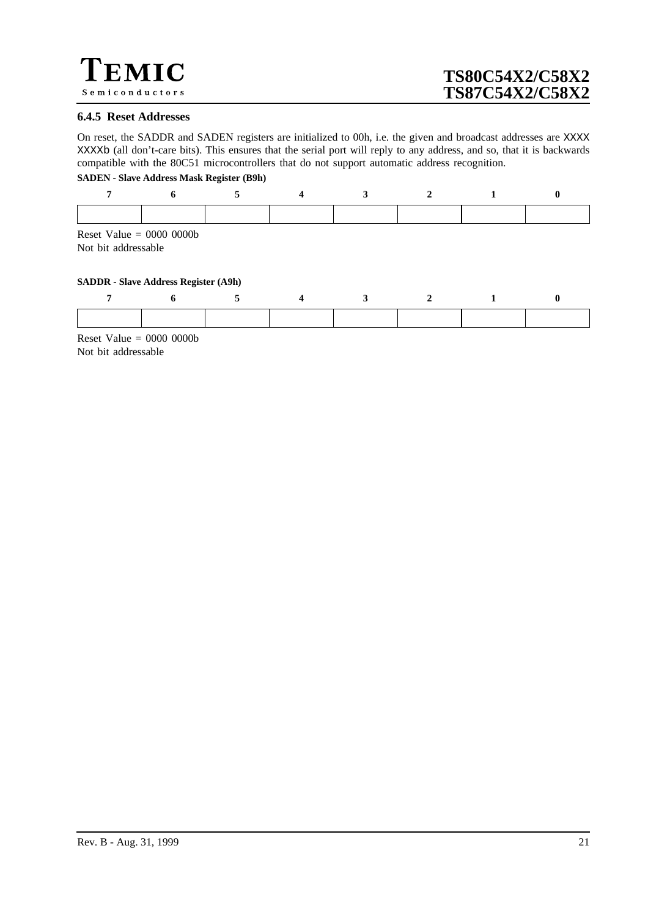### 6.4.5 Reset Addresses

On reset, the SADDR and SADEN registers are initialized to 00h, i.e. the given and broadcast addresses are XXXX XXXXb (all don't-care bits). This ensures that the serial port will reply to any address, and so, that it is backwards compatible with the 80C51 microcontrollers that do not support automatic address recognition.

**SADEN - Slave Address Mask Register (B9h)**

| 7 | 6 | 5 | 4 | 3 | 2 | 1 | 0 |
|---|---|---|---|---|---|---|---|
| | | | | | | | |

Reset Value = 0000 0000b
Not bit addressable

**SADDR - Slave Address Register (A9h)**

| 7 | 6 | 5 | 4 | 3 | 2 | 1 | 0 |
|---|---|---|---|---|---|---|---|
| | | | | | | | |

Reset Value = 0000 0000b
Not bit addressable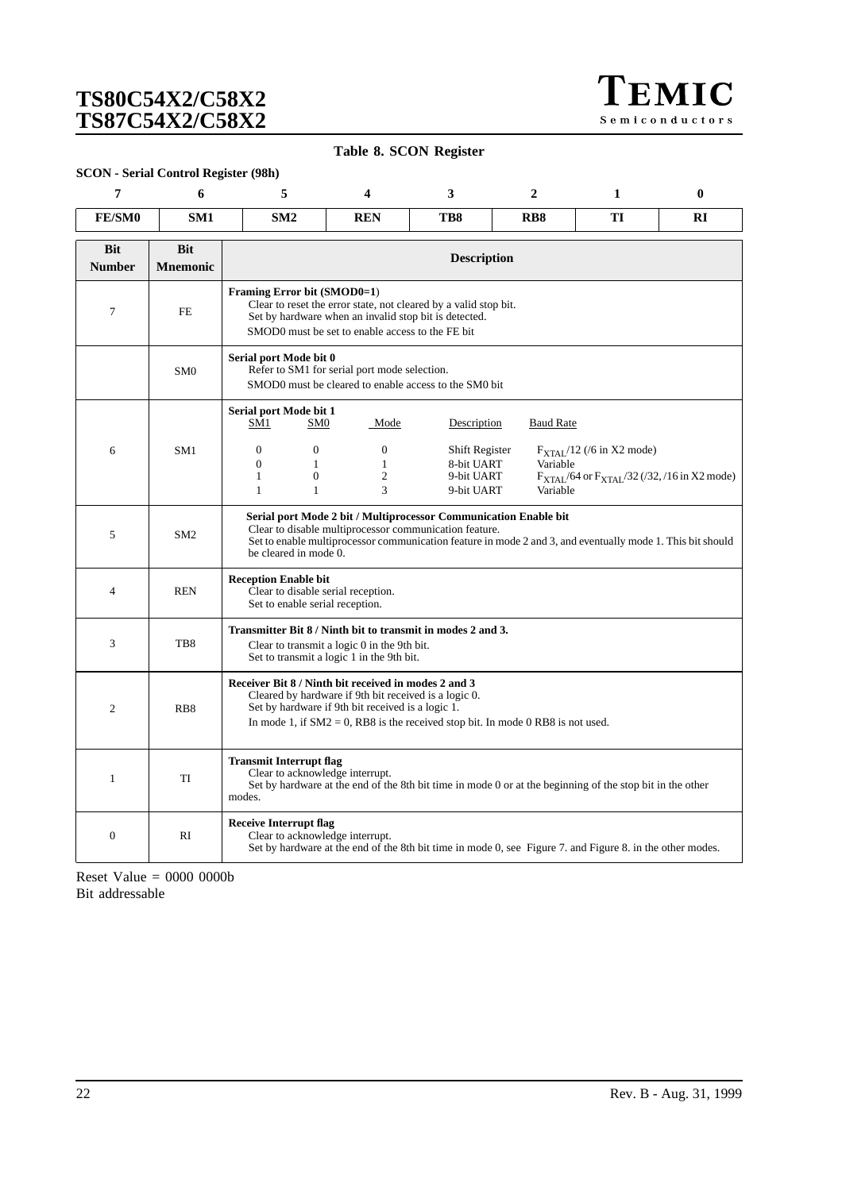**Table 8. SCON Register**

**SCON - Serial Control Register (98h)**

| 7 | 6 | 5 | 4 | 3 | 2 | 1 | 0 |
|---|---|---|---|---|---|---|---|
| **FE/SM0** | **SM1** | **SM2** | **REN** | **TB8** | **RB8** | **TI** | **RI** |

| Bit Number | Bit Mnemonic | Description |
|---|---|---|
| 7 | FE | **Framing Error bit (SMOD0=1)**<br>Clear to reset the error state, not cleared by a valid stop bit.<br>Set by hardware when an invalid stop bit is detected.<br>SMOD0 must be set to enable access to the FE bit |
| | SM0 | **Serial port Mode bit 0**<br>Refer to SM1 for serial port mode selection.<br>SMOD0 must be cleared to enable access to the SM0 bit |
| 6 | SM1 | **Serial port Mode bit 1**<br>SM1 SM0 Mode Description Baud Rate<br>0 0 0 Shift Register $F_{XTAL}/12$ (/6 in X2 mode)<br>0 1 1 8-bit UART Variable<br>1 0 2 9-bit UART $F_{XTAL}/64$ or $F_{XTAL}/32$ (/32, /16 in X2 mode)<br>1 1 3 9-bit UART Variable |
| 5 | SM2 | **Serial port Mode 2 bit / Multiprocessor Communication Enable bit**<br>Clear to disable multiprocessor communication feature.<br>Set to enable multiprocessor communication feature in mode 2 and 3, and eventually mode 1. This bit should be cleared in mode 0. |
| 4 | REN | **Reception Enable bit**<br>Clear to disable serial reception.<br>Set to enable serial reception. |
| 3 | TB8 | **Transmitter Bit 8 / Ninth bit to transmit in modes 2 and 3.**<br>Clear to transmit a logic 0 in the 9th bit.<br>Set to transmit a logic 1 in the 9th bit. |
| 2 | RB8 | **Receiver Bit 8 / Ninth bit received in modes 2 and 3**<br>Cleared by hardware if 9th bit received is a logic 0.<br>Set by hardware if 9th bit received is a logic 1.<br>In mode 1, if SM2 = 0, RB8 is the received stop bit. In mode 0 RB8 is not used. |
| 1 | TI | **Transmit Interrupt flag**<br>Clear to acknowledge interrupt.<br>Set by hardware at the end of the 8th bit time in mode 0 or at the beginning of the stop bit in the other modes. |
| 0 | RI | **Receive Interrupt flag**<br>Clear to acknowledge interrupt.<br>Set by hardware at the end of the 8th bit time in mode 0, see Figure 7. and Figure 8. in the other modes. |

Reset Value = 0000 0000b
Bit addressable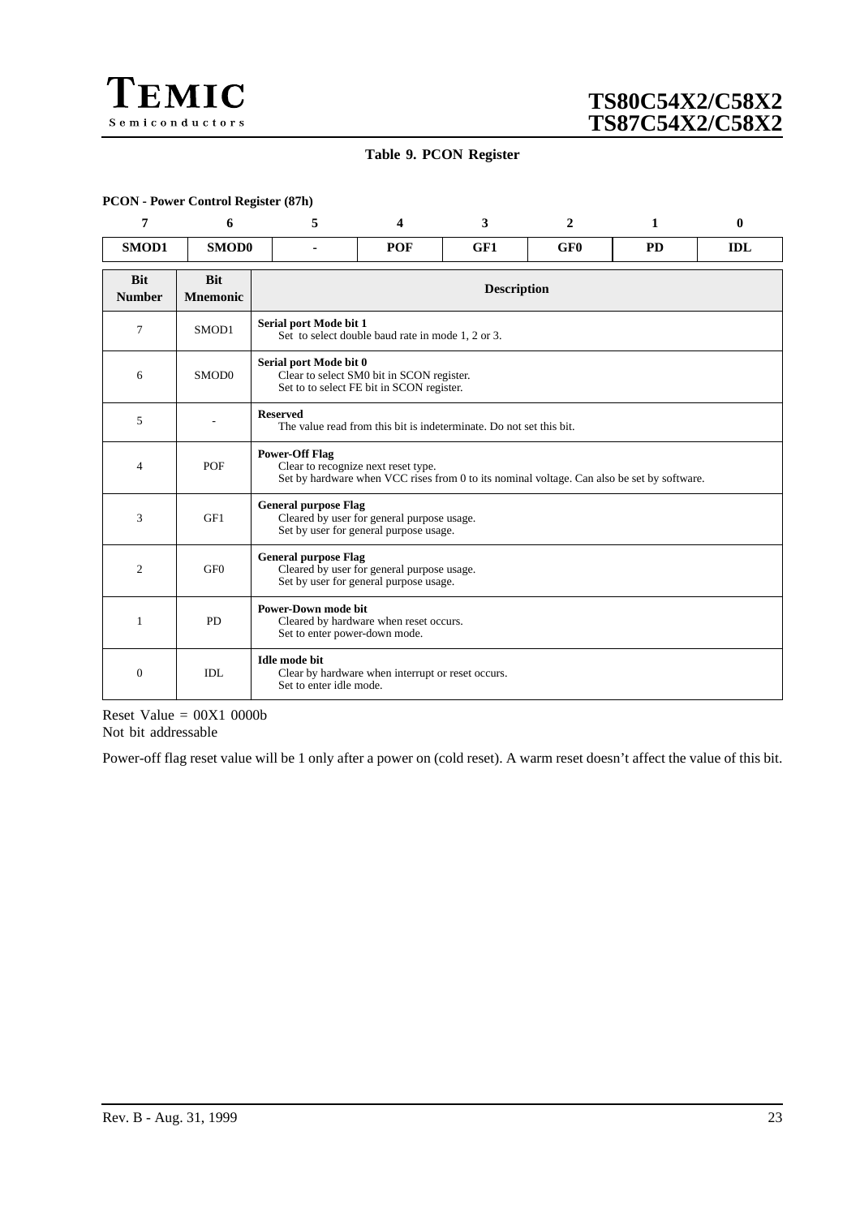**Table 9. PCON Register**

**PCON - Power Control Register (87h)**

| 7 | 6 | 5 | 4 | 3 | 2 | 1 | 0 |
|---|---|---|---|---|---|---|---|
| **SMOD1** | **SMOD0** | **-** | **POF** | **GF1** | **GF0** | **PD** | **IDL** |

| Bit Number | Bit Mnemonic | Description |
|---|---|---|
| 7 | SMOD1 | **Serial port Mode bit 1**<br>Set to select double baud rate in mode 1, 2 or 3. |
| 6 | SMOD0 | **Serial port Mode bit 0**<br>Clear to select SM0 bit in SCON register.<br>Set to to select FE bit in SCON register. |
| 5 | - | **Reserved**<br>The value read from this bit is indeterminate. Do not set this bit. |
| 4 | POF | **Power-Off Flag**<br>Clear to recognize next reset type.<br>Set by hardware when VCC rises from 0 to its nominal voltage. Can also be set by software. |
| 3 | GF1 | **General purpose Flag**<br>Cleared by user for general purpose usage.<br>Set by user for general purpose usage. |
| 2 | GF0 | **General purpose Flag**<br>Cleared by user for general purpose usage.<br>Set by user for general purpose usage. |
| 1 | PD | **Power-Down mode bit**<br>Cleared by hardware when reset occurs.<br>Set to enter power-down mode. |
| 0 | IDL | **Idle mode bit**<br>Clear by hardware when interrupt or reset occurs.<br>Set to enter idle mode. |

Reset Value = 00X1 0000b
Not bit addressable

Power-off flag reset value will be 1 only after a power on (cold reset). A warm reset doesn't affect the value of this bit.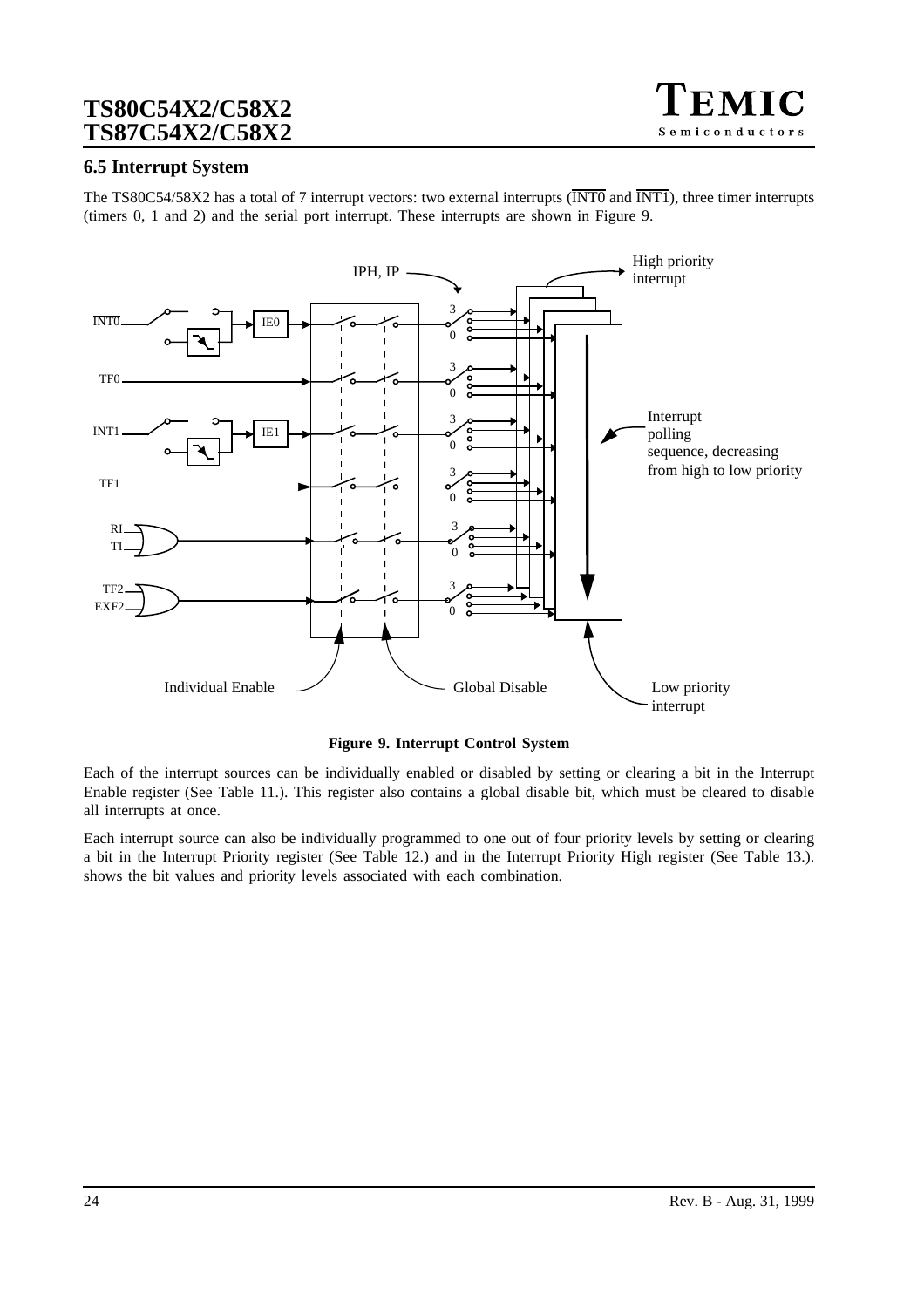### 6.5 Interrupt System

The TS80C54/58X2 has a total of 7 interrupt vectors: two external interrupts ($\overline{\text{INT0}}$ and $\overline{\text{INT1}}$), three timer interrupts (timers 0, 1 and 2) and the serial port interrupt. These interrupts are shown in Figure 9.

**Figure 9. Interrupt Control System**

Each of the interrupt sources can be individually enabled or disabled by setting or clearing a bit in the Interrupt Enable register (See Table 11.). This register also contains a global disable bit, which must be cleared to disable all interrupts at once.

Each interrupt source can also be individually programmed to one out of four priority levels by setting or clearing a bit in the Interrupt Priority register (See Table 12.) and in the Interrupt Priority High register (See Table 13.). shows the bit values and priority levels associated with each combination.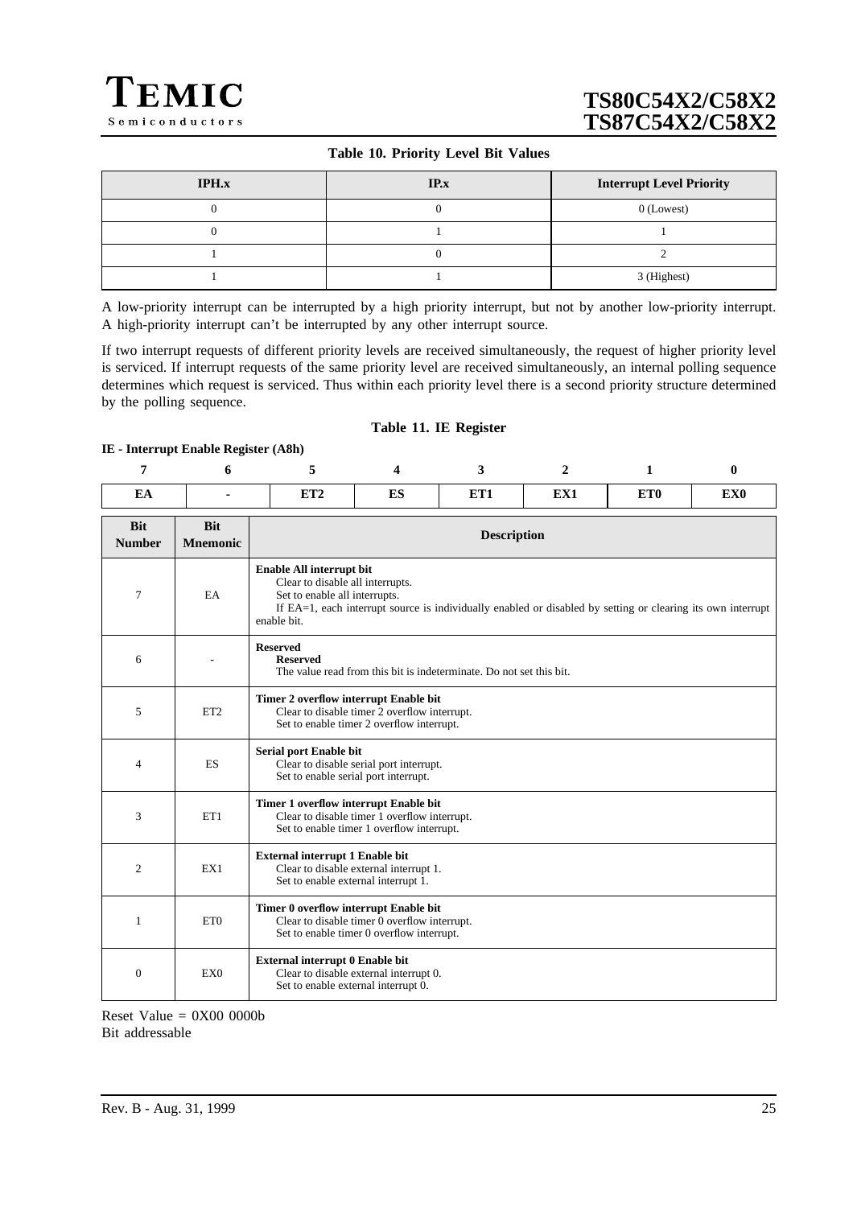**Table 10. Priority Level Bit Values**

| IPH.x | IP.x | Interrupt Level Priority |
|---|---|---|
| 0 | 0 | 0 (Lowest) |
| 0 | 1 | 1 |
| 1 | 0 | 2 |
| 1 | 1 | 3 (Highest) |

A low-priority interrupt can be interrupted by a high priority interrupt, but not by another low-priority interrupt. A high-priority interrupt can't be interrupted by any other interrupt source.

If two interrupt requests of different priority levels are received simultaneously, the request of higher priority level is serviced. If interrupt requests of the same priority level are received simultaneously, an internal polling sequence determines which request is serviced. Thus within each priority level there is a second priority structure determined by the polling sequence.

**Table 11. IE Register**

**IE - Interrupt Enable Register (A8h)**

| 7 | 6 | 5 | 4 | 3 | 2 | 1 | 0 |
|---|---|---|---|---|---|---|---|
| EA | - | ET2 | ES | ET1 | EX1 | ET0 | EX0 |

| Bit Number | Bit Mnemonic | Description |
|---|---|---|
| 7 | EA | **Enable All interrupt bit**<br>Clear to disable all interrupts.<br>Set to enable all interrupts.<br>If EA=1, each interrupt source is individually enabled or disabled by setting or clearing its own interrupt enable bit. |
| 6 | - | **Reserved**<br>**Reserved**<br>The value read from this bit is indeterminate. Do not set this bit. |
| 5 | ET2 | **Timer 2 overflow interrupt Enable bit**<br>Clear to disable timer 2 overflow interrupt.<br>Set to enable timer 2 overflow interrupt. |
| 4 | ES | **Serial port Enable bit**<br>Clear to disable serial port interrupt.<br>Set to enable serial port interrupt. |
| 3 | ET1 | **Timer 1 overflow interrupt Enable bit**<br>Clear to disable timer 1 overflow interrupt.<br>Set to enable timer 1 overflow interrupt. |
| 2 | EX1 | **External interrupt 1 Enable bit**<br>Clear to disable external interrupt 1.<br>Set to enable external interrupt 1. |
| 1 | ET0 | **Timer 0 overflow interrupt Enable bit**<br>Clear to disable timer 0 overflow interrupt.<br>Set to enable timer 0 overflow interrupt. |
| 0 | EX0 | **External interrupt 0 Enable bit**<br>Clear to disable external interrupt 0.<br>Set to enable external interrupt 0. |

Reset Value = 0X00 0000b
Bit addressable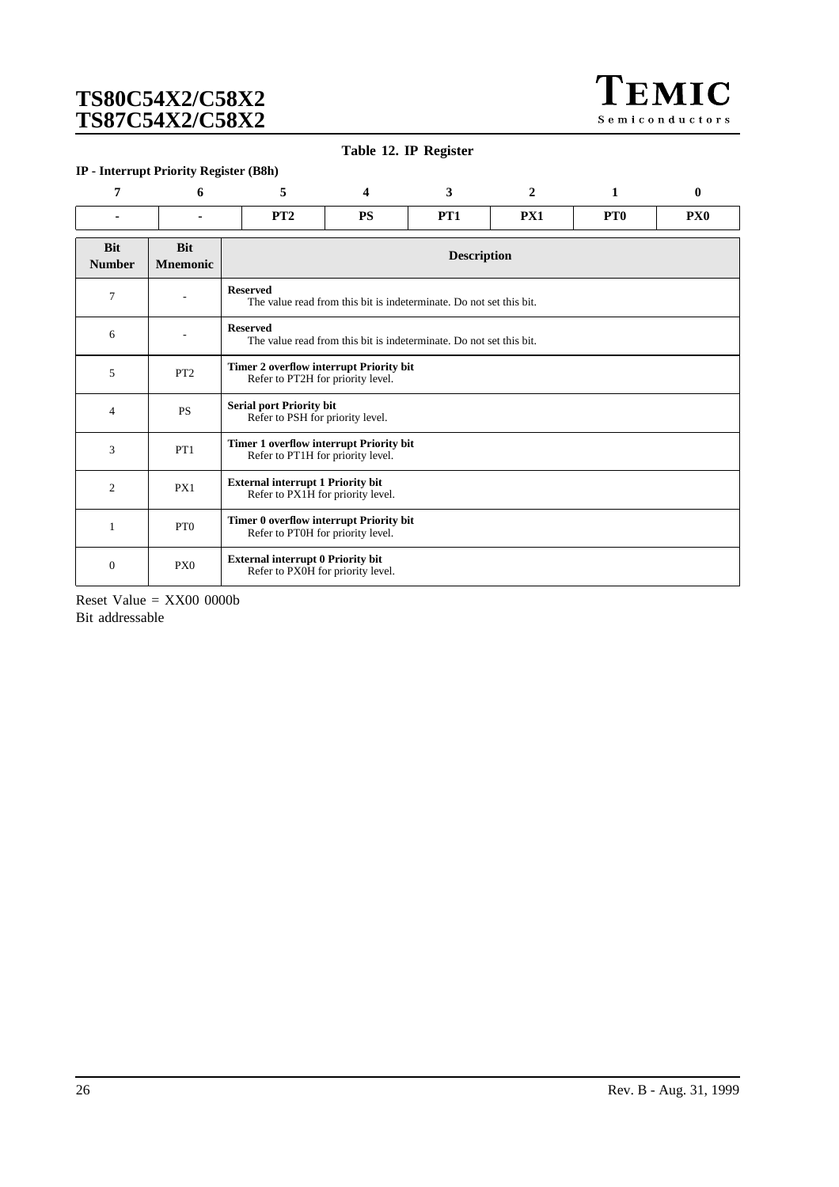**Table 12. IP Register**

**IP - Interrupt Priority Register (B8h)**

| 7 | 6 | 5 | 4 | 3 | 2 | 1 | 0 |
|---|---|---|---|---|---|---|---|
| - | - | PT2 | PS | PT1 | PX1 | PT0 | PX0 |

| Bit Number | Bit Mnemonic | Description |
|---|---|---|
| 7 | - | **Reserved** The value read from this bit is indeterminate. Do not set this bit. |
| 6 | - | **Reserved** The value read from this bit is indeterminate. Do not set this bit. |
| 5 | PT2 | **Timer 2 overflow interrupt Priority bit** Refer to PT2H for priority level. |
| 4 | PS | **Serial port Priority bit** Refer to PSH for priority level. |
| 3 | PT1 | **Timer 1 overflow interrupt Priority bit** Refer to PT1H for priority level. |
| 2 | PX1 | **External interrupt 1 Priority bit** Refer to PX1H for priority level. |
| 1 | PT0 | **Timer 0 overflow interrupt Priority bit** Refer to PT0H for priority level. |
| 0 | PX0 | **External interrupt 0 Priority bit** Refer to PX0H for priority level. |

Reset Value = XX00 0000b
Bit addressable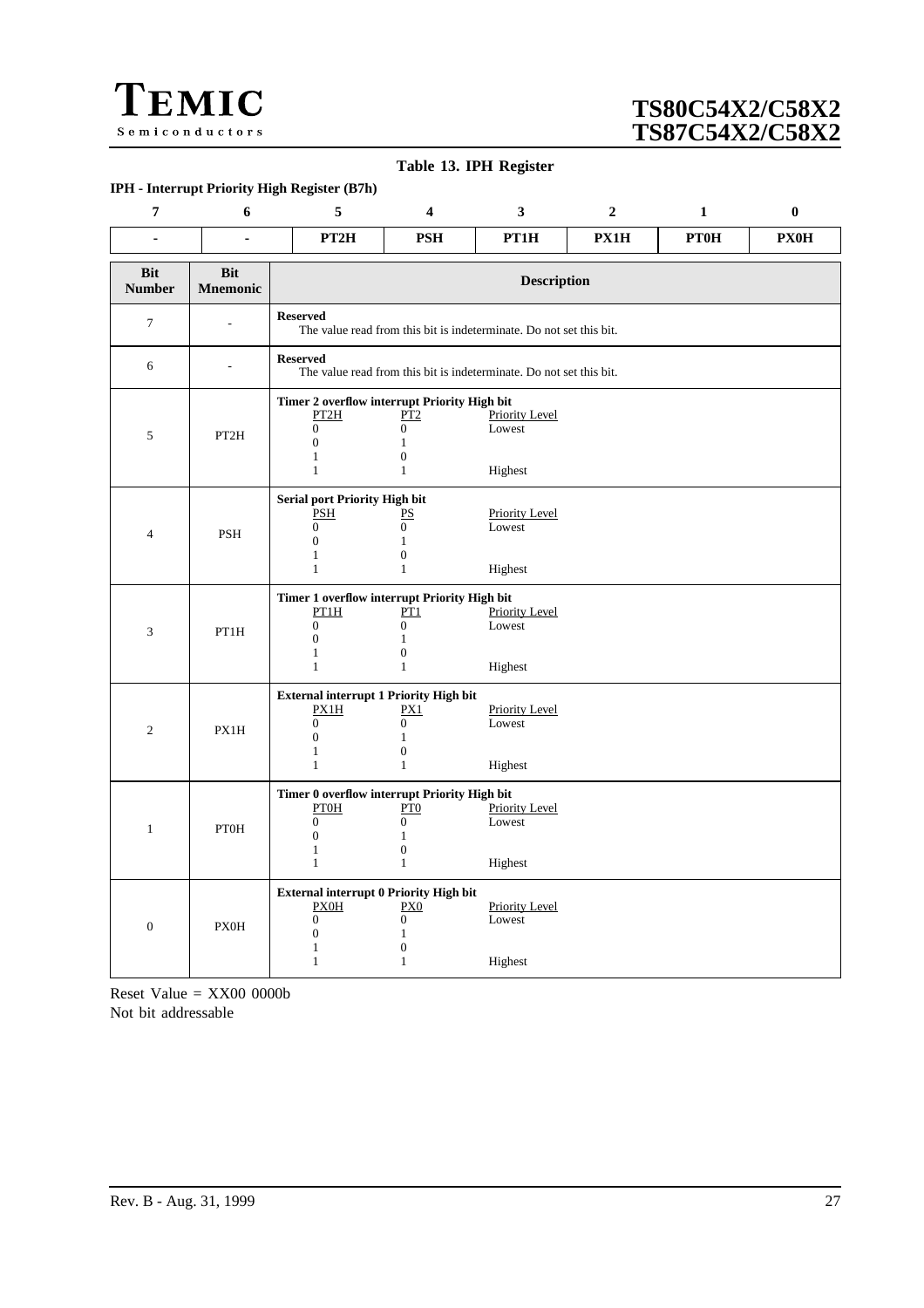**Table 13. IPH Register**

**IPH - Interrupt Priority High Register (B7h)**

| 7 | 6 | 5 | 4 | 3 | 2 | 1 | 0 |
|---|---|---|---|---|---|---|---|
| - | - | PT2H | PSH | PT1H | PX1H | PT0H | PX0H |

| Bit Number | Bit Mnemonic | Description |
|---|---|---|
| 7 | - | **Reserved**<br>The value read from this bit is indeterminate. Do not set this bit. |
| 6 | - | **Reserved**<br>The value read from this bit is indeterminate. Do not set this bit. |
| 5 | PT2H | **Timer 2 overflow interrupt Priority High bit**<br>PT2H PT2 Priority Level<br>0 0 Lowest<br>0 1<br>1 0<br>1 1 Highest |
| 4 | PSH | **Serial port Priority High bit**<br>PSH PS Priority Level<br>0 0 Lowest<br>0 1<br>1 0<br>1 1 Highest |
| 3 | PT1H | **Timer 1 overflow interrupt Priority High bit**<br>PT1H PT1 Priority Level<br>0 0 Lowest<br>0 1<br>1 0<br>1 1 Highest |
| 2 | PX1H | **External interrupt 1 Priority High bit**<br>PX1H PX1 Priority Level<br>0 0 Lowest<br>0 1<br>1 0<br>1 1 Highest |
| 1 | PT0H | **Timer 0 overflow interrupt Priority High bit**<br>PT0H PT0 Priority Level<br>0 0 Lowest<br>0 1<br>1 0<br>1 1 Highest |
| 0 | PX0H | **External interrupt 0 Priority High bit**<br>PX0H PX0 Priority Level<br>0 0 Lowest<br>0 1<br>1 0<br>1 1 Highest |

Reset Value = XX00 0000b
Not bit addressable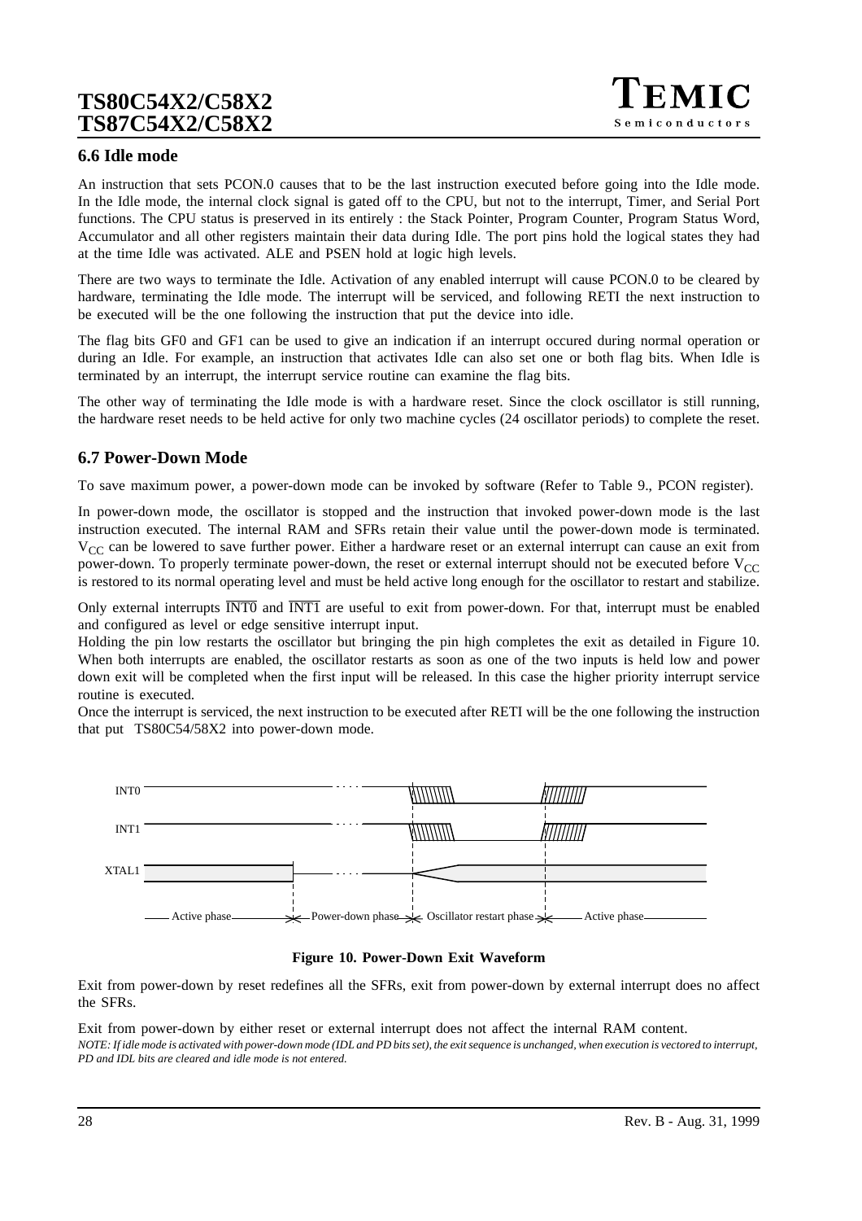## 6.6 Idle mode

An instruction that sets PCON.0 causes that to be the last instruction executed before going into the Idle mode. In the Idle mode, the internal clock signal is gated off to the CPU, but not to the interrupt, Timer, and Serial Port functions. The CPU status is preserved in its entirely : the Stack Pointer, Program Counter, Program Status Word, Accumulator and all other registers maintain their data during Idle. The port pins hold the logical states they had at the time Idle was activated. ALE and PSEN hold at logic high levels.

There are two ways to terminate the Idle. Activation of any enabled interrupt will cause PCON.0 to be cleared by hardware, terminating the Idle mode. The interrupt will be serviced, and following RETI the next instruction to be executed will be the one following the instruction that put the device into idle.

The flag bits GF0 and GF1 can be used to give an indication if an interrupt occured during normal operation or during an Idle. For example, an instruction that activates Idle can also set one or both flag bits. When Idle is terminated by an interrupt, the interrupt service routine can examine the flag bits.

The other way of terminating the Idle mode is with a hardware reset. Since the clock oscillator is still running, the hardware reset needs to be held active for only two machine cycles (24 oscillator periods) to complete the reset.

## 6.7 Power-Down Mode

To save maximum power, a power-down mode can be invoked by software (Refer to Table 9., PCON register).

In power-down mode, the oscillator is stopped and the instruction that invoked power-down mode is the last instruction executed. The internal RAM and SFRs retain their value until the power-down mode is terminated. $V_{CC}$ can be lowered to save further power. Either a hardware reset or an external interrupt can cause an exit from power-down. To properly terminate power-down, the reset or external interrupt should not be executed before $V_{CC}$ is restored to its normal operating level and must be held active long enough for the oscillator to restart and stabilize.

Only external interrupts $\overline{\text{INT0}}$ and $\overline{\text{INT1}}$ are useful to exit from power-down. For that, interrupt must be enabled and configured as level or edge sensitive interrupt input.

Holding the pin low restarts the oscillator but bringing the pin high completes the exit as detailed in Figure 10. When both interrupts are enabled, the oscillator restarts as soon as one of the two inputs is held low and power down exit will be completed when the first input will be released. In this case the higher priority interrupt service routine is executed.

Once the interrupt is serviced, the next instruction to be executed after RETI will be the one following the instruction that put TS80C54/58X2 into power-down mode.

INT0

INT1

XTAL1

Active phase | Power-down phase | Oscillator restart phase | Active phase

**Figure 10. Power-Down Exit Waveform**

Exit from power-down by reset redefines all the SFRs, exit from power-down by external interrupt does no affect the SFRs.

Exit from power-down by either reset or external interrupt does not affect the internal RAM content.

*NOTE: If idle mode is activated with power-down mode (IDL and PD bits set), the exit sequence is unchanged, when execution is vectored to interrupt, PD and IDL bits are cleared and idle mode is not entered.*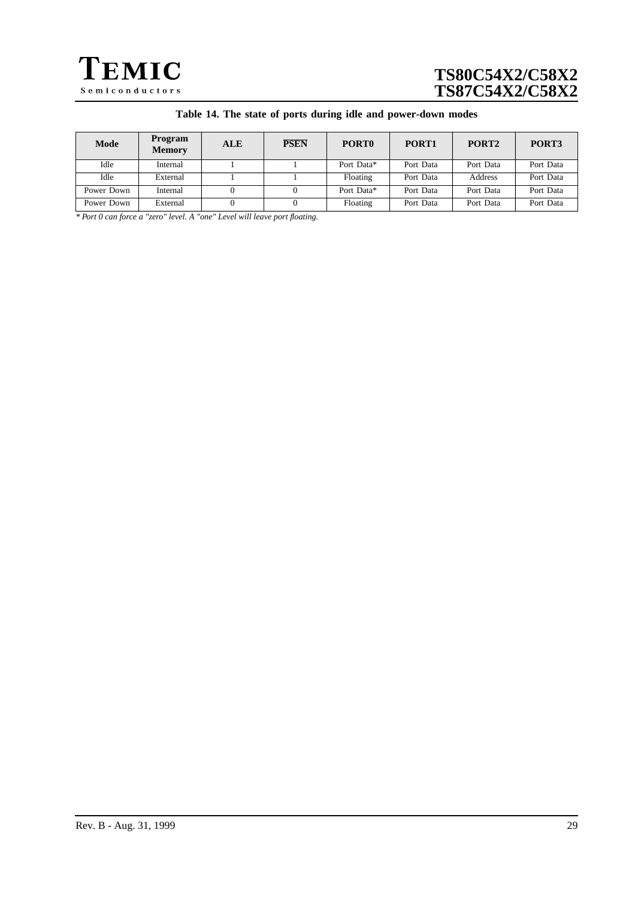**Table 14. The state of ports during idle and power-down modes**

| Mode | Program Memory | ALE | $\overline{PSEN}$ | PORT0 | PORT1 | PORT2 | PORT3 |
|---|---|---|---|---|---|---|---|
| Idle | Internal | 1 | 1 | Port Data* | Port Data | Port Data | Port Data |
| Idle | External | 1 | 1 | Floating | Port Data | Address | Port Data |
| Power Down | Internal | 0 | 0 | Port Data* | Port Data | Port Data | Port Data |
| Power Down | External | 0 | 0 | Floating | Port Data | Port Data | Port Data |

*\* Port 0 can force a "zero" level. A "one" Level will leave port floating.*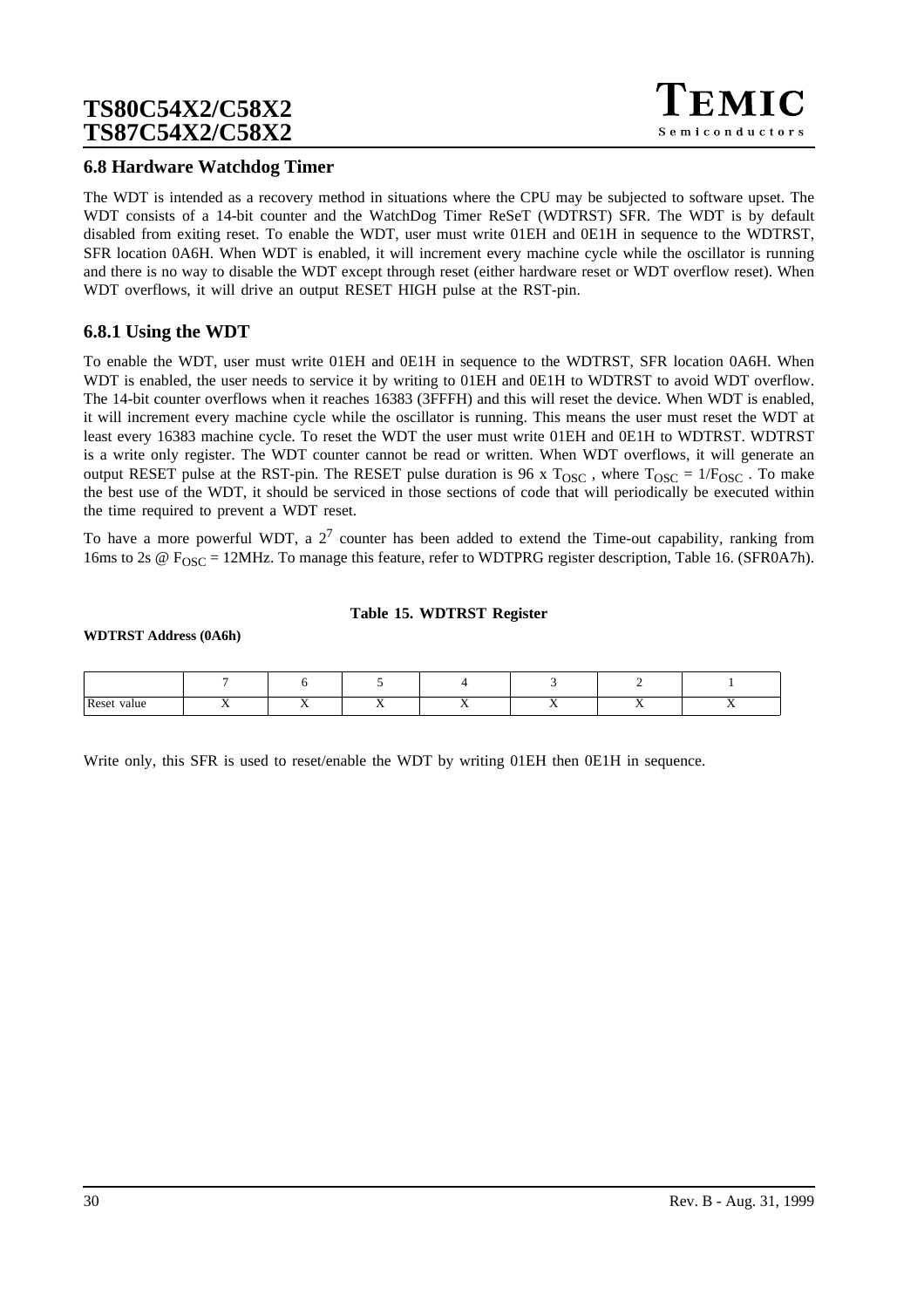## 6.8 Hardware Watchdog Timer

The WDT is intended as a recovery method in situations where the CPU may be subjected to software upset. The WDT consists of a 14-bit counter and the WatchDog Timer ReSeT (WDTRST) SFR. The WDT is by default disabled from exiting reset. To enable the WDT, user must write 01EH and 0E1H in sequence to the WDTRST, SFR location 0A6H. When WDT is enabled, it will increment every machine cycle while the oscillator is running and there is no way to disable the WDT except through reset (either hardware reset or WDT overflow reset). When WDT overflows, it will drive an output RESET HIGH pulse at the RST-pin.

### 6.8.1 Using the WDT

To enable the WDT, user must write 01EH and 0E1H in sequence to the WDTRST, SFR location 0A6H. When WDT is enabled, the user needs to service it by writing to 01EH and 0E1H to WDTRST to avoid WDT overflow. The 14-bit counter overflows when it reaches 16383 (3FFFH) and this will reset the device. When WDT is enabled, it will increment every machine cycle while the oscillator is running. This means the user must reset the WDT at least every 16383 machine cycle. To reset the WDT the user must write 01EH and 0E1H to WDTRST. WDTRST is a write only register. The WDT counter cannot be read or written. When WDT overflows, it will generate an output RESET pulse at the RST-pin. The RESET pulse duration is 96 x $T_{OSC}$ , where $T_{OSC} = 1/F_{OSC}$ . To make the best use of the WDT, it should be serviced in those sections of code that will periodically be executed within the time required to prevent a WDT reset.

To have a more powerful WDT, a $2^7$ counter has been added to extend the Time-out capability, ranking from 16ms to 2s @ $F_{OSC}$ = 12MHz. To manage this feature, refer to WDTPRG register description, Table 16. (SFR0A7h).

**Table 15. WDTRST Register**

**WDTRST Address (0A6h)**

| | 7 | 6 | 5 | 4 | 3 | 2 | 1 |
|---|---|---|---|---|---|---|---|
| Reset value | X | X | X | X | X | X | X |

Write only, this SFR is used to reset/enable the WDT by writing 01EH then 0E1H in sequence.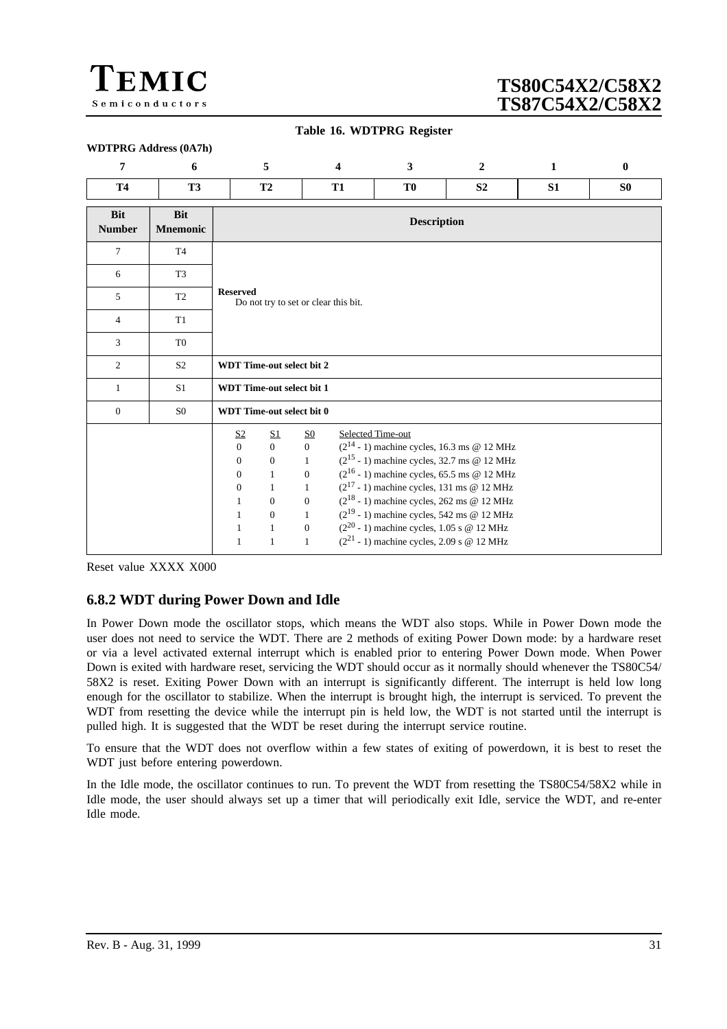**Table 16. WDTPRG Register**

**WDTPRG Address (0A7h)**

| 7 | 6 | 5 | 4 | 3 | 2 | 1 | 0 |
|---|---|---|---|---|---|---|---|
| T4 | T3 | T2 | T1 | T0 | S2 | S1 | S0 |

| Bit Number | Bit Mnemonic | Description |
|---|---|---|
| 7 | T4 | **Reserved**<br>Do not try to set or clear this bit. |
| 6 | T3 | |
| 5 | T2 | |
| 4 | T1 | |
| 3 | T0 | |
| 2 | S2 | **WDT Time-out select bit 2** |
| 1 | S1 | **WDT Time-out select bit 1** |
| 0 | S0 | **WDT Time-out select bit 0** |
| | | S2 S1 S0 Selected Time-out<br>0 0 0 $(2^{14} - 1)$ machine cycles, 16.3 ms @ 12 MHz<br>0 0 1 $(2^{15} - 1)$ machine cycles, 32.7 ms @ 12 MHz<br>0 1 0 $(2^{16} - 1)$ machine cycles, 65.5 ms @ 12 MHz<br>0 1 1 $(2^{17} - 1)$ machine cycles, 131 ms @ 12 MHz<br>1 0 0 $(2^{18} - 1)$ machine cycles, 262 ms @ 12 MHz<br>1 0 1 $(2^{19} - 1)$ machine cycles, 542 ms @ 12 MHz<br>1 1 0 $(2^{20} - 1)$ machine cycles, 1.05 s @ 12 MHz<br>1 1 1 $(2^{21} - 1)$ machine cycles, 2.09 s @ 12 MHz |

Reset value XXXX X000

### 6.8.2 WDT during Power Down and Idle

In Power Down mode the oscillator stops, which means the WDT also stops. While in Power Down mode the user does not need to service the WDT. There are 2 methods of exiting Power Down mode: by a hardware reset or via a level activated external interrupt which is enabled prior to entering Power Down mode. When Power Down is exited with hardware reset, servicing the WDT should occur as it normally should whenever the TS80C54/58X2 is reset. Exiting Power Down with an interrupt is significantly different. The interrupt is held low long enough for the oscillator to stabilize. When the interrupt is brought high, the interrupt is serviced. To prevent the WDT from resetting the device while the interrupt pin is held low, the WDT is not started until the interrupt is pulled high. It is suggested that the WDT be reset during the interrupt service routine.

To ensure that the WDT does not overflow within a few states of exiting of powerdown, it is best to reset the WDT just before entering powerdown.

In the Idle mode, the oscillator continues to run. To prevent the WDT from resetting the TS80C54/58X2 while in Idle mode, the user should always set up a timer that will periodically exit Idle, service the WDT, and re-enter Idle mode.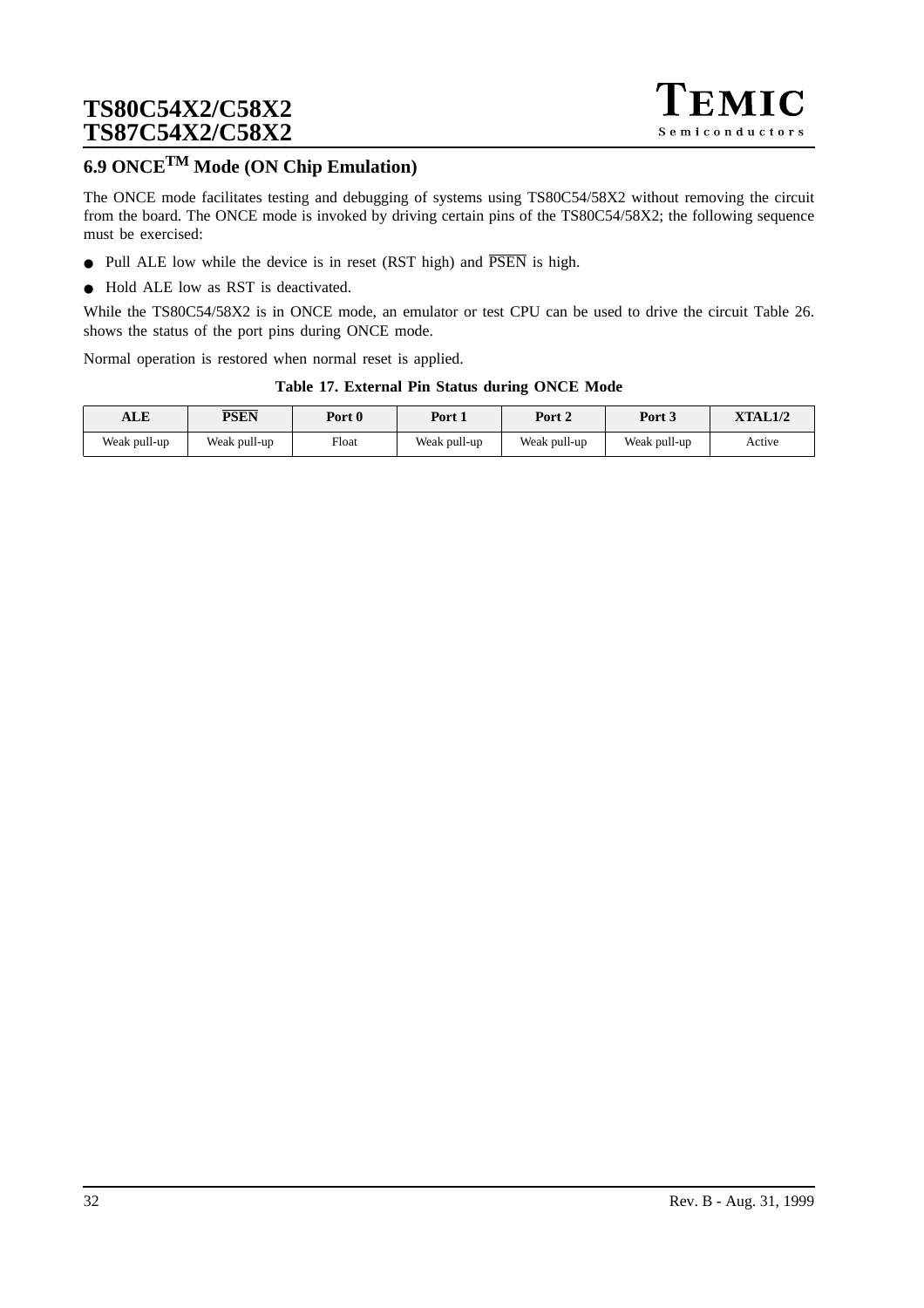## 6.9 ONCE$^{TM}$ Mode (ON Chip Emulation)

The ONCE mode facilitates testing and debugging of systems using TS80C54/58X2 without removing the circuit from the board. The ONCE mode is invoked by driving certain pins of the TS80C54/58X2; the following sequence must be exercised:

- Pull ALE low while the device is in reset (RST high) and $\overline{\text{PSEN}}$ is high.
- Hold ALE low as RST is deactivated.

While the TS80C54/58X2 is in ONCE mode, an emulator or test CPU can be used to drive the circuit Table 26. shows the status of the port pins during ONCE mode.

Normal operation is restored when normal reset is applied.

**Table 17. External Pin Status during ONCE Mode**

| ALE | $\overline{\text{PSEN}}$ | Port 0 | Port 1 | Port 2 | Port 3 | XTAL1/2 |
|---|---|---|---|---|---|---|
| Weak pull-up | Weak pull-up | Float | Weak pull-up | Weak pull-up | Weak pull-up | Active |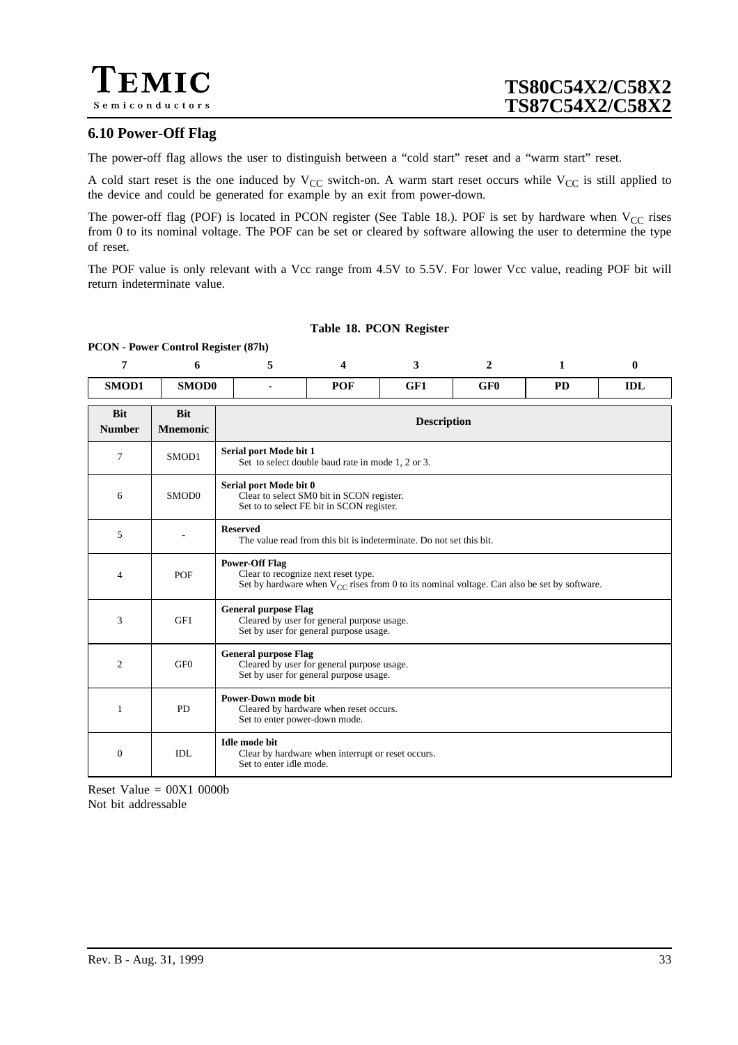## 6.10 Power-Off Flag

The power-off flag allows the user to distinguish between a "cold start" reset and a "warm start" reset.

A cold start reset is the one induced by $V_{CC}$ switch-on. A warm start reset occurs while $V_{CC}$ is still applied to the device and could be generated for example by an exit from power-down.

The power-off flag (POF) is located in PCON register (See Table 18.). POF is set by hardware when $V_{CC}$ rises from 0 to its nominal voltage. The POF can be set or cleared by software allowing the user to determine the type of reset.

The POF value is only relevant with a Vcc range from 4.5V to 5.5V. For lower Vcc value, reading POF bit will return indeterminate value.

**Table 18. PCON Register**

**PCON - Power Control Register (87h)**

| 7 | 6 | 5 | 4 | 3 | 2 | 1 | 0 |
|---|---|---|---|---|---|---|---|
| SMOD1 | SMOD0 | - | POF | GF1 | GF0 | PD | IDL |

| Bit Number | Bit Mnemonic | Description |
|---|---|---|
| 7 | SMOD1 | **Serial port Mode bit 1**<br>Set to select double baud rate in mode 1, 2 or 3. |
| 6 | SMOD0 | **Serial port Mode bit 0**<br>Clear to select SM0 bit in SCON register.<br>Set to to select FE bit in SCON register. |
| 5 | - | **Reserved**<br>The value read from this bit is indeterminate. Do not set this bit. |
| 4 | POF | **Power-Off Flag**<br>Clear to recognize next reset type.<br>Set by hardware when $V_{CC}$ rises from 0 to its nominal voltage. Can also be set by software. |
| 3 | GF1 | **General purpose Flag**<br>Cleared by user for general purpose usage.<br>Set by user for general purpose usage. |
| 2 | GF0 | **General purpose Flag**<br>Cleared by user for general purpose usage.<br>Set by user for general purpose usage. |
| 1 | PD | **Power-Down mode bit**<br>Cleared by hardware when reset occurs.<br>Set to enter power-down mode. |
| 0 | IDL | **Idle mode bit**<br>Clear by hardware when interrupt or reset occurs.<br>Set to enter idle mode. |

Reset Value = 00X1 0000b
Not bit addressable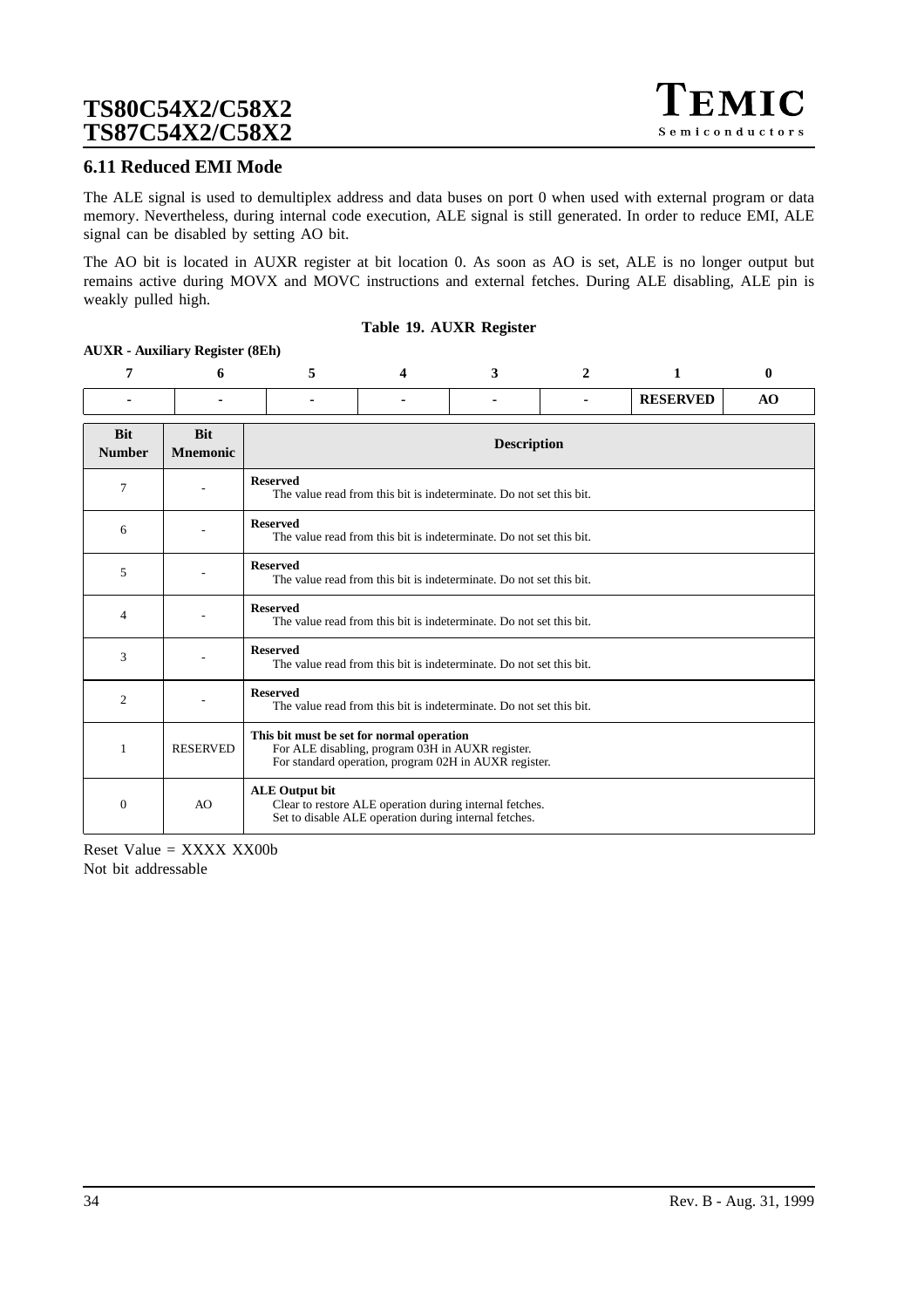## 6.11 Reduced EMI Mode

The ALE signal is used to demultiplex address and data buses on port 0 when used with external program or data memory. Nevertheless, during internal code execution, ALE signal is still generated. In order to reduce EMI, ALE signal can be disabled by setting AO bit.

The AO bit is located in AUXR register at bit location 0. As soon as AO is set, ALE is no longer output but remains active during MOVX and MOVC instructions and external fetches. During ALE disabling, ALE pin is weakly pulled high.

**Table 19. AUXR Register**

**AUXR - Auxiliary Register (8Eh)**

| 7 | 6 | 5 | 4 | 3 | 2 | 1 | 0 |
|---|---|---|---|---|---|---|---|
| - | - | - | - | - | - | RESERVED | AO |

| Bit Number | Bit Mnemonic | Description |
|---|---|---|
| 7 | - | **Reserved**<br>The value read from this bit is indeterminate. Do not set this bit. |
| 6 | - | **Reserved**<br>The value read from this bit is indeterminate. Do not set this bit. |
| 5 | - | **Reserved**<br>The value read from this bit is indeterminate. Do not set this bit. |
| 4 | - | **Reserved**<br>The value read from this bit is indeterminate. Do not set this bit. |
| 3 | - | **Reserved**<br>The value read from this bit is indeterminate. Do not set this bit. |
| 2 | - | **Reserved**<br>The value read from this bit is indeterminate. Do not set this bit. |
| 1 | RESERVED | **This bit must be set for normal operation**<br>For ALE disabling, program 03H in AUXR register.<br>For standard operation, program 02H in AUXR register. |
| 0 | AO | **ALE Output bit**<br>Clear to restore ALE operation during internal fetches.<br>Set to disable ALE operation during internal fetches. |

Reset Value = XXXX XX00b
Not bit addressable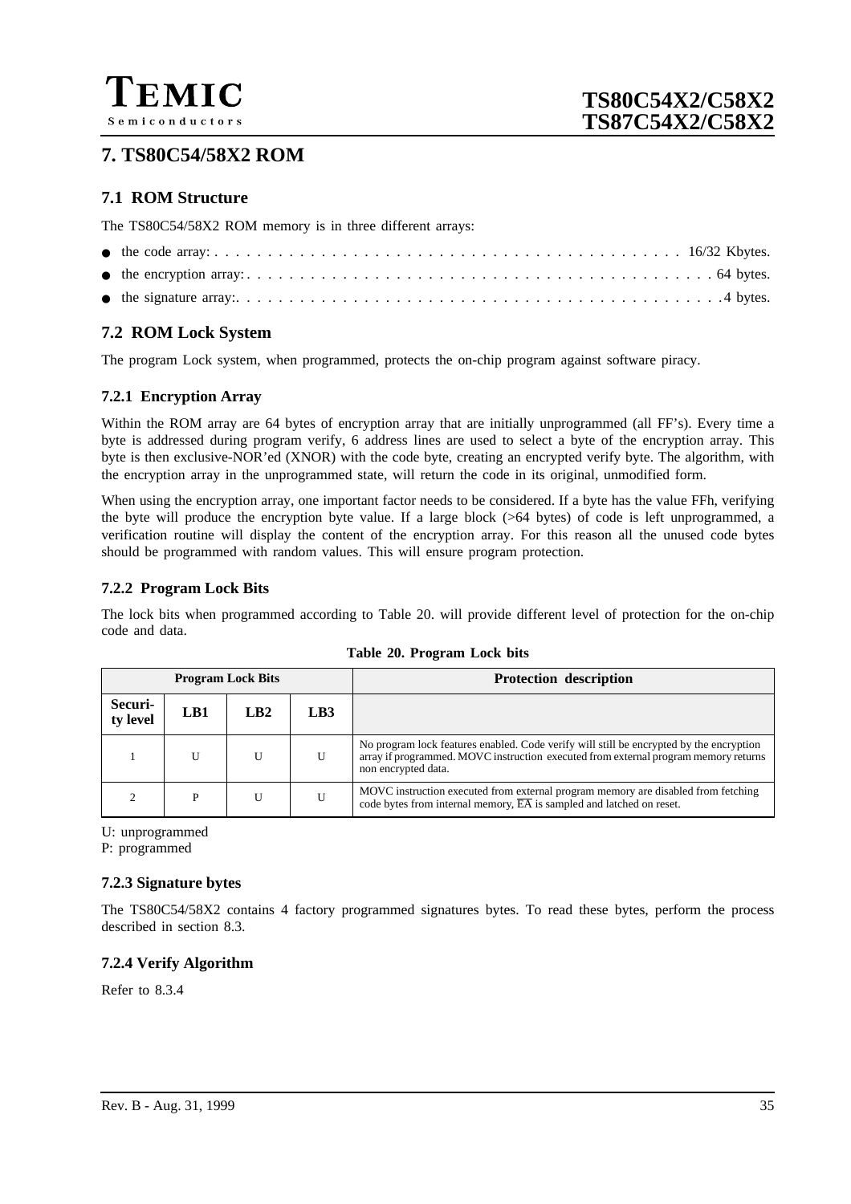# 7. TS80C54/58X2 ROM

## 7.1 ROM Structure

The TS80C54/58X2 ROM memory is in three different arrays:

- the code array: . . . . . . . . . . . . . . . . . . . . . . . . . . . . . . . . . . . . . . . . . 16/32 Kbytes.
- the encryption array: . . . . . . . . . . . . . . . . . . . . . . . . . . . . . . . . . . . . . . . . . 64 bytes.
- the signature array:. . . . . . . . . . . . . . . . . . . . . . . . . . . . . . . . . . . . . . . . . . .4 bytes.

## 7.2 ROM Lock System

The program Lock system, when programmed, protects the on-chip program against software piracy.

### 7.2.1 Encryption Array

Within the ROM array are 64 bytes of encryption array that are initially unprogrammed (all FF's). Every time a byte is addressed during program verify, 6 address lines are used to select a byte of the encryption array. This byte is then exclusive-NOR'ed (XNOR) with the code byte, creating an encrypted verify byte. The algorithm, with the encryption array in the unprogrammed state, will return the code in its original, unmodified form.

When using the encryption array, one important factor needs to be considered. If a byte has the value FFh, verifying the byte will produce the encryption byte value. If a large block (>64 bytes) of code is left unprogrammed, a verification routine will display the content of the encryption array. For this reason all the unused code bytes should be programmed with random values. This will ensure program protection.

### 7.2.2 Program Lock Bits

The lock bits when programmed according to Table 20. will provide different level of protection for the on-chip code and data.

**Table 20. Program Lock bits**

| Program Lock Bits | | | | Protection description |
|---|---|---|---|---|
| Security level | LB1 | LB2 | LB3 | |
| 1 | U | U | U | No program lock features enabled. Code verify will still be encrypted by the encryption array if programmed. MOVC instruction executed from external program memory returns non encrypted data. |
| 2 | P | U | U | MOVC instruction executed from external program memory are disabled from fetching code bytes from internal memory, $\overline{EA}$ is sampled and latched on reset. |

U: unprogrammed
P: programmed

### 7.2.3 Signature bytes

The TS80C54/58X2 contains 4 factory programmed signatures bytes. To read these bytes, perform the process described in section 8.3.

### 7.2.4 Verify Algorithm

Refer to 8.3.4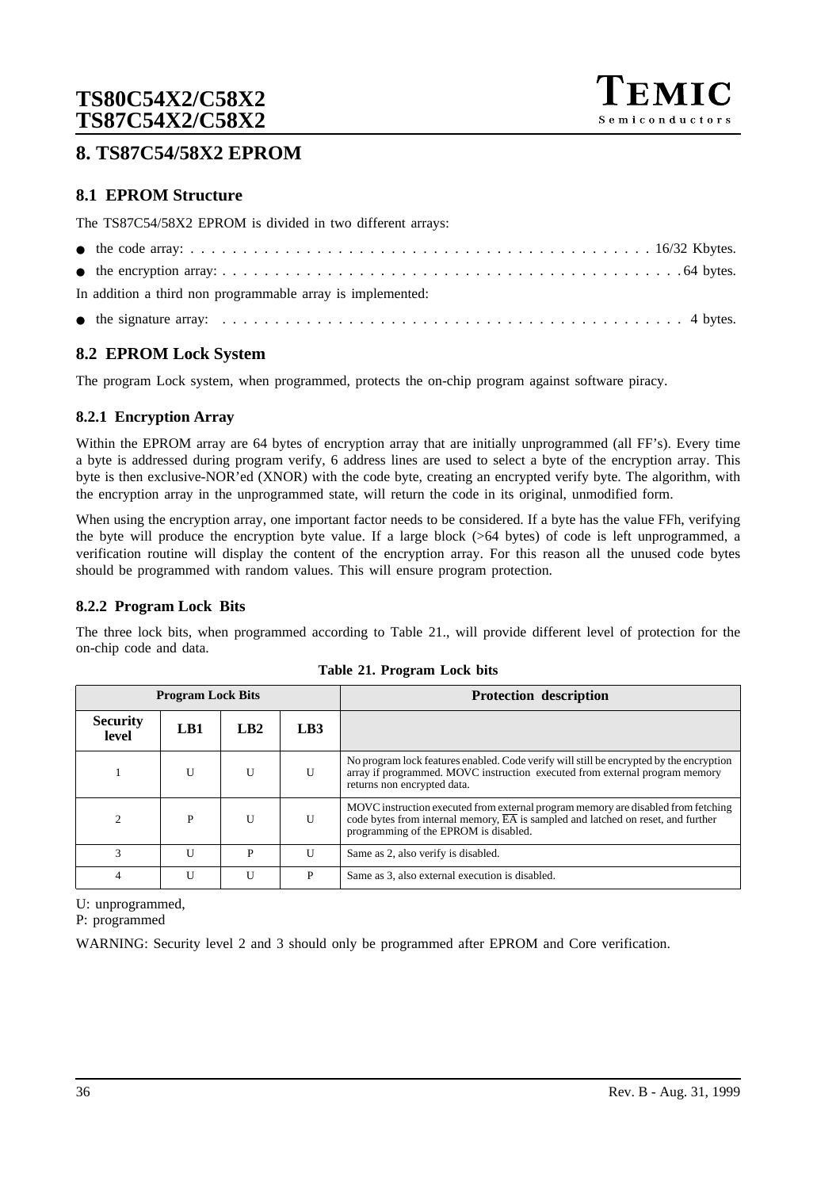# 8. TS87C54/58X2 EPROM

## 8.1 EPROM Structure

The TS87C54/58X2 EPROM is divided in two different arrays:

- the code array: . . . . . . . . . . . . . . . . . . . . . . . . . . . . . . . . . . . . . . . . . . 16/32 Kbytes.
- the encryption array: . . . . . . . . . . . . . . . . . . . . . . . . . . . . . . . . . . . . . . . . . . 64 bytes.

In addition a third non programmable array is implemented:

- the signature array: . . . . . . . . . . . . . . . . . . . . . . . . . . . . . . . . . . . . . . . . . . 4 bytes.

## 8.2 EPROM Lock System

The program Lock system, when programmed, protects the on-chip program against software piracy.

### 8.2.1 Encryption Array

Within the EPROM array are 64 bytes of encryption array that are initially unprogrammed (all FF's). Every time a byte is addressed during program verify, 6 address lines are used to select a byte of the encryption array. This byte is then exclusive-NOR'ed (XNOR) with the code byte, creating an encrypted verify byte. The algorithm, with the encryption array in the unprogrammed state, will return the code in its original, unmodified form.

When using the encryption array, one important factor needs to be considered. If a byte has the value FFh, verifying the byte will produce the encryption byte value. If a large block (>64 bytes) of code is left unprogrammed, a verification routine will display the content of the encryption array. For this reason all the unused code bytes should be programmed with random values. This will ensure program protection.

### 8.2.2 Program Lock Bits

The three lock bits, when programmed according to Table 21., will provide different level of protection for the on-chip code and data.

**Table 21. Program Lock bits**

| Program Lock Bits | | | | Protection description |
|---|---|---|---|---|
| **Security level** | **LB1** | **LB2** | **LB3** | |
| 1 | U | U | U | No program lock features enabled. Code verify will still be encrypted by the encryption array if programmed. MOVC instruction executed from external program memory returns non encrypted data. |
| 2 | P | U | U | MOVC instruction executed from external program memory are disabled from fetching code bytes from internal memory, $\overline{EA}$ is sampled and latched on reset, and further programming of the EPROM is disabled. |
| 3 | U | P | U | Same as 2, also verify is disabled. |
| 4 | U | U | P | Same as 3, also external execution is disabled. |

U: unprogrammed,
P: programmed

WARNING: Security level 2 and 3 should only be programmed after EPROM and Core verification.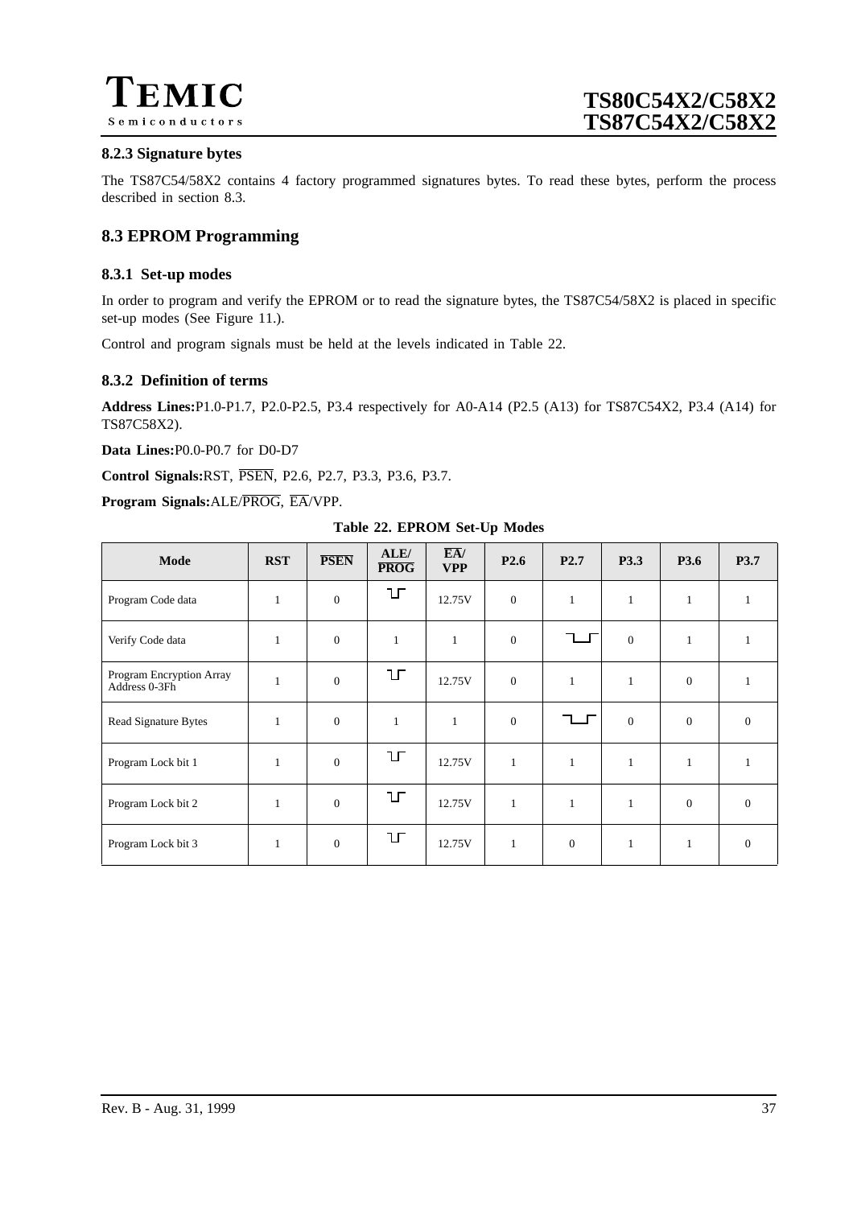### 8.2.3 Signature bytes

The TS87C54/58X2 contains 4 factory programmed signatures bytes. To read these bytes, perform the process described in section 8.3.

## 8.3 EPROM Programming

### 8.3.1 Set-up modes

In order to program and verify the EPROM or to read the signature bytes, the TS87C54/58X2 is placed in specific set-up modes (See Figure 11.).

Control and program signals must be held at the levels indicated in Table 22.

### 8.3.2 Definition of terms

**Address Lines:**P1.0-P1.7, P2.0-P2.5, P3.4 respectively for A0-A14 (P2.5 (A13) for TS87C54X2, P3.4 (A14) for TS87C58X2).

**Data Lines:**P0.0-P0.7 for D0-D7

**Control Signals:**RST, $\overline{\text{PSEN}}$, P2.6, P2.7, P3.3, P3.6, P3.7.

**Program Signals:**ALE/$\overline{\text{PROG}}$, $\overline{\text{EA}}$/VPP.

**Table 22. EPROM Set-Up Modes**

| Mode | RST | $\overline{\text{PSEN}}$ | ALE/ $\overline{\text{PROG}}$ | $\overline{\text{EA}}$/ VPP | P2.6 | P2.7 | P3.3 | P3.6 | P3.7 |
|---|---|---|---|---|---|---|---|---|---|
| Program Code data | 1 | 0 | ⊔⊓ (pulse) | 12.75V | 0 | 1 | 1 | 1 | 1 |
| Verify Code data | 1 | 0 | 1 | 1 | 0 | ⊓⊔⊓ (pulse) | 0 | 1 | 1 |
| Program Encryption Array Address 0-3Fh | 1 | 0 | ⊔⊓ (pulse) | 12.75V | 0 | 1 | 1 | 0 | 1 |
| Read Signature Bytes | 1 | 0 | 1 | 1 | 0 | ⊓⊔⊓ (pulse) | 0 | 0 | 0 |
| Program Lock bit 1 | 1 | 0 | ⊔⊓ (pulse) | 12.75V | 1 | 1 | 1 | 1 | 1 |
| Program Lock bit 2 | 1 | 0 | ⊔⊓ (pulse) | 12.75V | 1 | 1 | 1 | 0 | 0 |
| Program Lock bit 3 | 1 | 0 | ⊔⊓ (pulse) | 12.75V | 1 | 0 | 1 | 1 | 0 |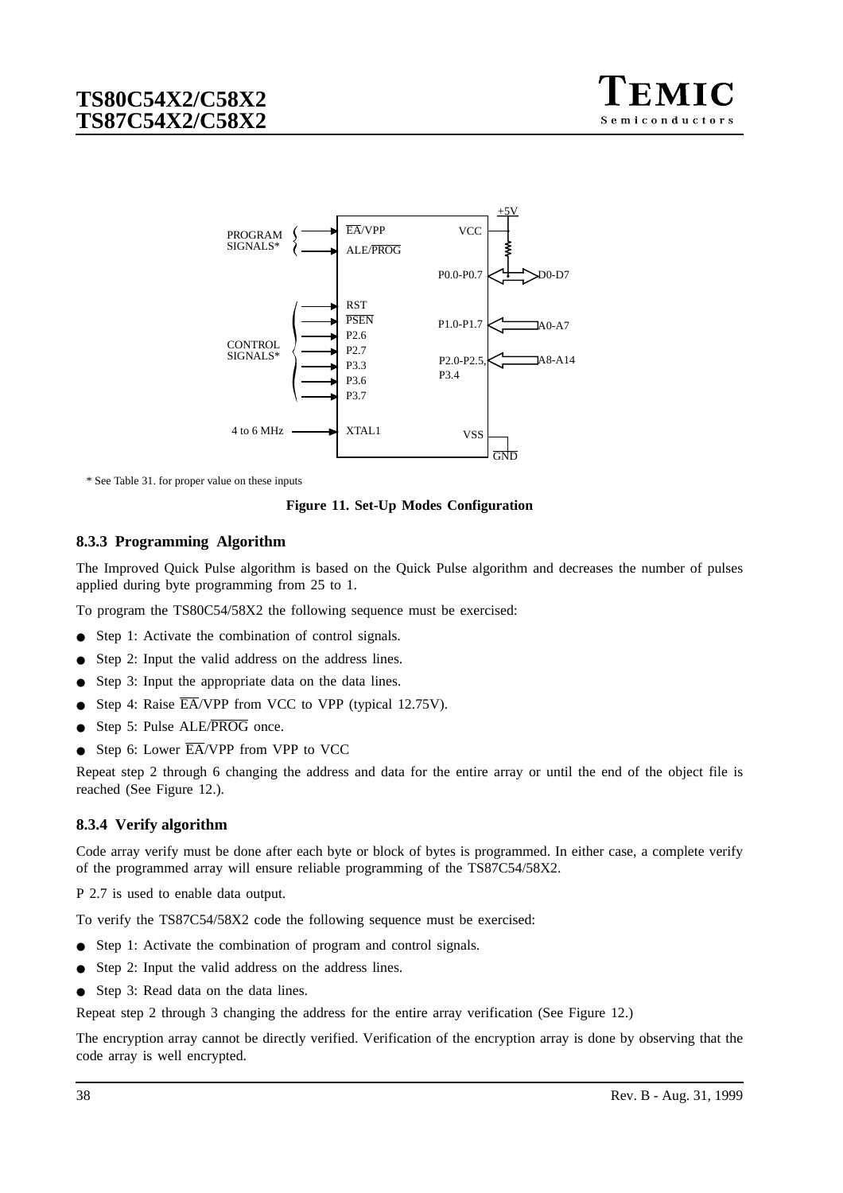\* See Table 31. for proper value on these inputs

**Figure 11. Set-Up Modes Configuration**

### 8.3.3 Programming Algorithm

The Improved Quick Pulse algorithm is based on the Quick Pulse algorithm and decreases the number of pulses applied during byte programming from 25 to 1.

To program the TS80C54/58X2 the following sequence must be exercised:

- Step 1: Activate the combination of control signals.
- Step 2: Input the valid address on the address lines.
- Step 3: Input the appropriate data on the data lines.
- Step 4: Raise $\overline{EA}$/VPP from VCC to VPP (typical 12.75V).
- Step 5: Pulse ALE/$\overline{PROG}$ once.
- Step 6: Lower $\overline{EA}$/VPP from VPP to VCC

Repeat step 2 through 6 changing the address and data for the entire array or until the end of the object file is reached (See Figure 12.).

### 8.3.4 Verify algorithm

Code array verify must be done after each byte or block of bytes is programmed. In either case, a complete verify of the programmed array will ensure reliable programming of the TS87C54/58X2.

P 2.7 is used to enable data output.

To verify the TS87C54/58X2 code the following sequence must be exercised:

- Step 1: Activate the combination of program and control signals.
- Step 2: Input the valid address on the address lines.
- Step 3: Read data on the data lines.

Repeat step 2 through 3 changing the address for the entire array verification (See Figure 12.)

The encryption array cannot be directly verified. Verification of the encryption array is done by observing that the code array is well encrypted.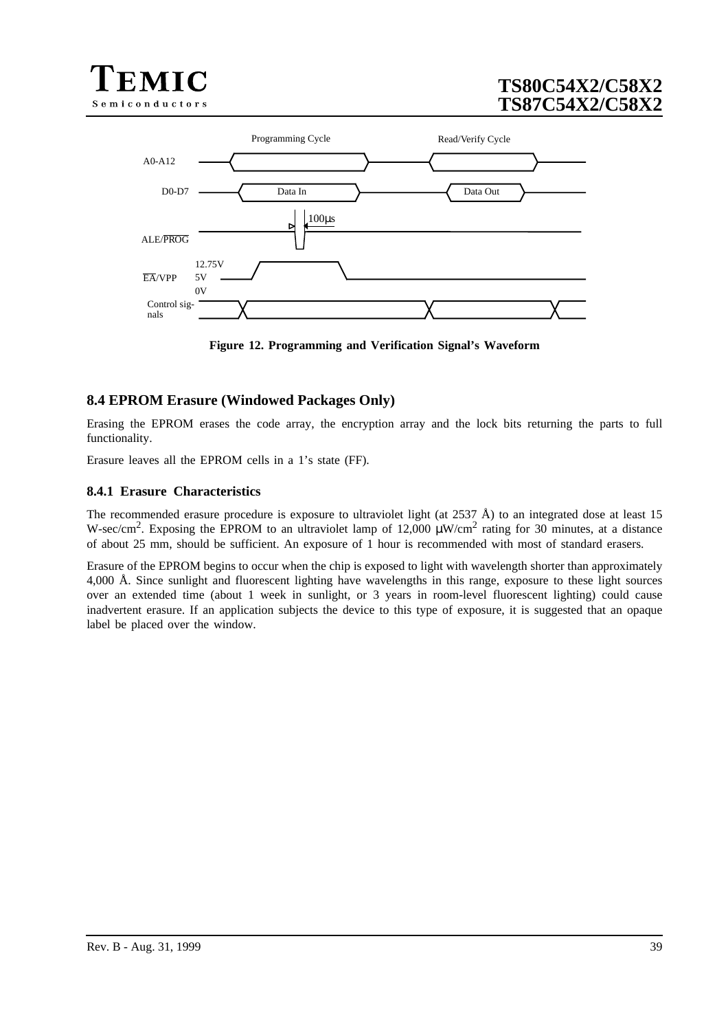Figure 12. Programming and Verification Signal's Waveform

## 8.4 EPROM Erasure (Windowed Packages Only)

Erasing the EPROM erases the code array, the encryption array and the lock bits returning the parts to full functionality.

Erasure leaves all the EPROM cells in a 1's state (FF).

### 8.4.1 Erasure Characteristics

The recommended erasure procedure is exposure to ultraviolet light (at 2537 Å) to an integrated dose at least 15 W-sec/cm$^2$. Exposing the EPROM to an ultraviolet lamp of 12,000 μW/cm$^2$ rating for 30 minutes, at a distance of about 25 mm, should be sufficient. An exposure of 1 hour is recommended with most of standard erasers.

Erasure of the EPROM begins to occur when the chip is exposed to light with wavelength shorter than approximately 4,000 Å. Since sunlight and fluorescent lighting have wavelengths in this range, exposure to these light sources over an extended time (about 1 week in sunlight, or 3 years in room-level fluorescent lighting) could cause inadvertent erasure. If an application subjects the device to this type of exposure, it is suggested that an opaque label be placed over the window.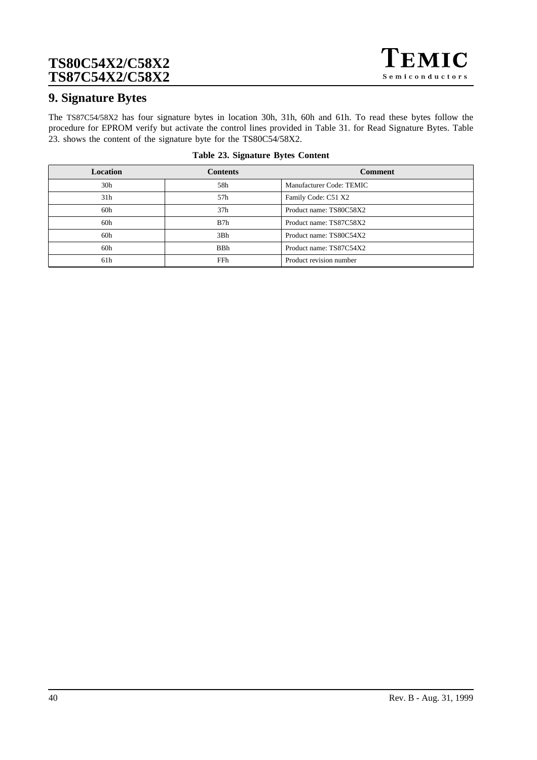# 9. Signature Bytes

The TS87C54/58X2 has four signature bytes in location 30h, 31h, 60h and 61h. To read these bytes follow the procedure for EPROM verify but activate the control lines provided in Table 31. for Read Signature Bytes. Table 23. shows the content of the signature byte for the TS80C54/58X2.

**Table 23. Signature Bytes Content**

| Location | Contents | Comment |
|---|---|---|
| 30h | 58h | Manufacturer Code: TEMIC |
| 31h | 57h | Family Code: C51 X2 |
| 60h | 37h | Product name: TS80C58X2 |
| 60h | B7h | Product name: TS87C58X2 |
| 60h | 3Bh | Product name: TS80C54X2 |
| 60h | BBh | Product name: TS87C54X2 |
| 61h | FFh | Product revision number |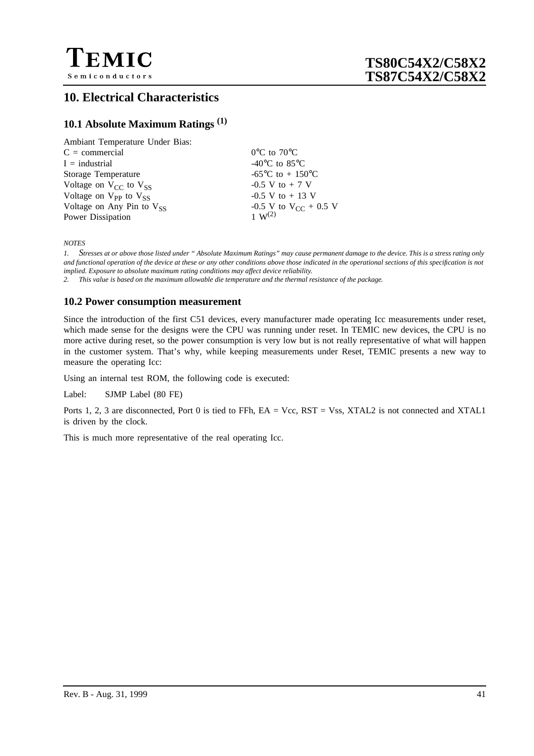# 10. Electrical Characteristics

## 10.1 Absolute Maximum Ratings (1)

| | |
|---|---|
| Ambiant Temperature Under Bias: | |
| C = commercial | 0°C to 70°C |
| I = industrial | -40°C to 85°C |
| Storage Temperature | -65°C to + 150°C |
| Voltage on $V_{CC}$ to $V_{SS}$ | -0.5 V to + 7 V |
| Voltage on $V_{PP}$ to $V_{SS}$ | -0.5 V to + 13 V |
| Voltage on Any Pin to $V_{SS}$ | -0.5 V to $V_{CC}$ + 0.5 V |
| Power Dissipation | 1 W(2) |

*NOTES*

*1. Stresses at or above those listed under “ Absolute Maximum Ratings” may cause permanent damage to the device. This is a stress rating only and functional operation of the device at these or any other conditions above those indicated in the operational sections of this specification is not implied. Exposure to absolute maximum rating conditions may affect device reliability.*

*2. This value is based on the maximum allowable die temperature and the thermal resistance of the package.*

## 10.2 Power consumption measurement

Since the introduction of the first C51 devices, every manufacturer made operating Icc measurements under reset, which made sense for the designs were the CPU was running under reset. In TEMIC new devices, the CPU is no more active during reset, so the power consumption is very low but is not really representative of what will happen in the customer system. That’s why, while keeping measurements under Reset, TEMIC presents a new way to measure the operating Icc:

Using an internal test ROM, the following code is executed:

```
Label:    SJMP Label (80 FE)
```

Ports 1, 2, 3 are disconnected, Port 0 is tied to FFh, EA = Vcc, RST = Vss, XTAL2 is not connected and XTAL1 is driven by the clock.

This is much more representative of the real operating Icc.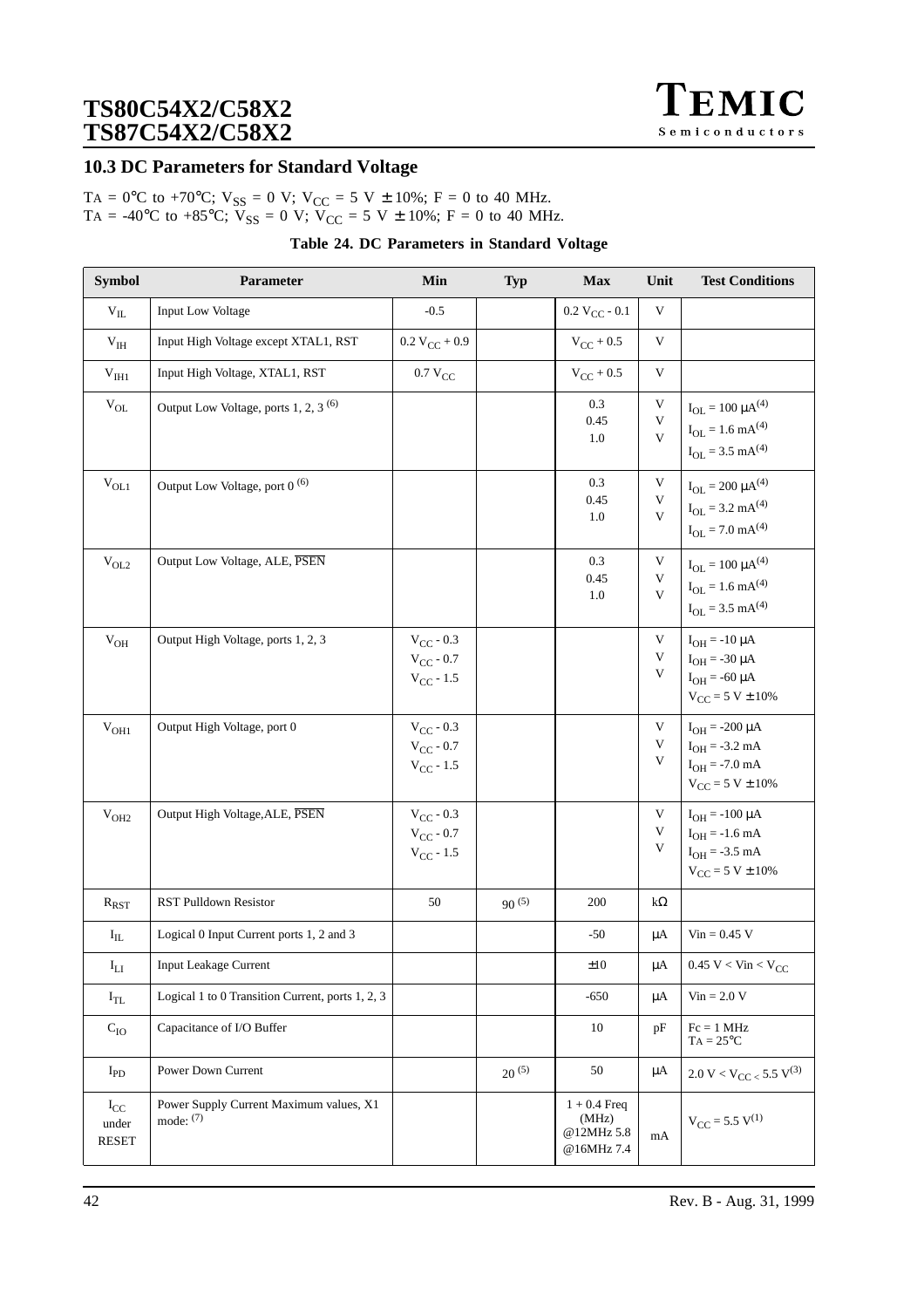## 10.3 DC Parameters for Standard Voltage

TA = 0°C to +70°C; $V_{SS}$ = 0 V; $V_{CC}$ = 5 V ± 10%; F = 0 to 40 MHz.
TA = -40°C to +85°C; $V_{SS}$ = 0 V; $V_{CC}$ = 5 V ± 10%; F = 0 to 40 MHz.

**Table 24. DC Parameters in Standard Voltage**

| Symbol | Parameter | Min | Typ | Max | Unit | Test Conditions |
|---|---|---|---|---|---|---|
| $V_{IL}$ | Input Low Voltage | -0.5 | | 0.2 $V_{CC}$ - 0.1 | V | |
| $V_{IH}$ | Input High Voltage except XTAL1, RST | 0.2 $V_{CC}$ + 0.9 | | $V_{CC}$ + 0.5 | V | |
| $V_{IH1}$ | Input High Voltage, XTAL1, RST | 0.7 $V_{CC}$ | | $V_{CC}$ + 0.5 | V | |
| $V_{OL}$ | Output Low Voltage, ports 1, 2, 3 (6) | | | 0.3<br>0.45<br>1.0 | V<br>V<br>V | $I_{OL}$ = 100 μA(4)<br>$I_{OL}$ = 1.6 mA(4)<br>$I_{OL}$ = 3.5 mA(4) |
| $V_{OL1}$ | Output Low Voltage, port 0 (6) | | | 0.3<br>0.45<br>1.0 | V<br>V<br>V | $I_{OL}$ = 200 μA(4)<br>$I_{OL}$ = 3.2 mA(4)<br>$I_{OL}$ = 7.0 mA(4) |
| $V_{OL2}$ | Output Low Voltage, ALE, $\overline{PSEN}$ | | | 0.3<br>0.45<br>1.0 | V<br>V<br>V | $I_{OL}$ = 100 μA(4)<br>$I_{OL}$ = 1.6 mA(4)<br>$I_{OL}$ = 3.5 mA(4) |
| $V_{OH}$ | Output High Voltage, ports 1, 2, 3 | $V_{CC}$ - 0.3<br>$V_{CC}$ - 0.7<br>$V_{CC}$ - 1.5 | | | V<br>V<br>V | $I_{OH}$ = -10 μA<br>$I_{OH}$ = -30 μA<br>$I_{OH}$ = -60 μA<br>$V_{CC}$ = 5 V ± 10% |
| $V_{OH1}$ | Output High Voltage, port 0 | $V_{CC}$ - 0.3<br>$V_{CC}$ - 0.7<br>$V_{CC}$ - 1.5 | | | V<br>V<br>V | $I_{OH}$ = -200 μA<br>$I_{OH}$ = -3.2 mA<br>$I_{OH}$ = -7.0 mA<br>$V_{CC}$ = 5 V ± 10% |
| $V_{OH2}$ | Output High Voltage,ALE, $\overline{PSEN}$ | $V_{CC}$ - 0.3<br>$V_{CC}$ - 0.7<br>$V_{CC}$ - 1.5 | | | V<br>V<br>V | $I_{OH}$ = -100 μA<br>$I_{OH}$ = -1.6 mA<br>$I_{OH}$ = -3.5 mA<br>$V_{CC}$ = 5 V ± 10% |
| $R_{RST}$ | RST Pulldown Resistor | 50 | 90 (5) | 200 | kΩ | |
| $I_{IL}$ | Logical 0 Input Current ports 1, 2 and 3 | | | -50 | μA | Vin = 0.45 V |
| $I_{LI}$ | Input Leakage Current | | | ±10 | μA | 0.45 V < Vin < $V_{CC}$ |
| $I_{TL}$ | Logical 1 to 0 Transition Current, ports 1, 2, 3 | | | -650 | μA | Vin = 2.0 V |
| $C_{IO}$ | Capacitance of I/O Buffer | | | 10 | pF | Fc = 1 MHz<br>TA = 25°C |
| $I_{PD}$ | Power Down Current | | 20 (5) | 50 | μA | 2.0 V < $V_{CC}$ < 5.5 V(3) |
| $I_{CC}$ under RESET | Power Supply Current Maximum values, X1 mode: (7) | | | 1 + 0.4 Freq (MHz)<br>@12MHz 5.8<br>@16MHz 7.4 | mA | $V_{CC}$ = 5.5 V(1) |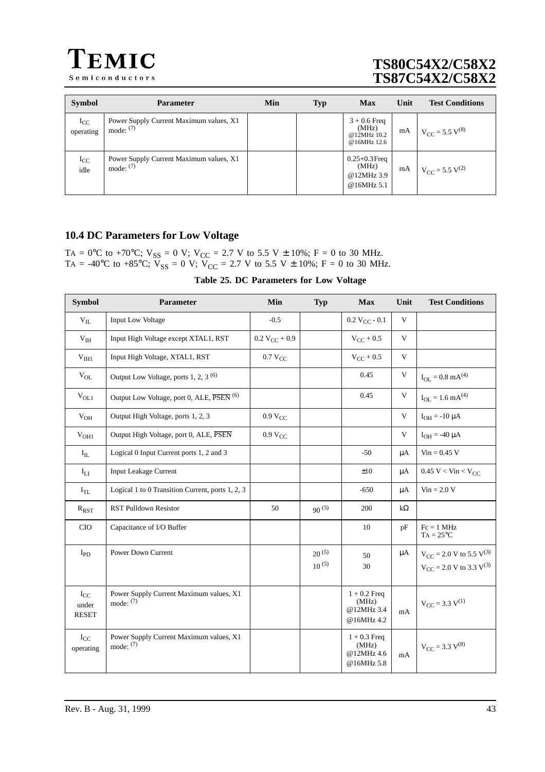| Symbol | Parameter | Min | Typ | Max | Unit | Test Conditions |
|---|---|---|---|---|---|---|
| $I_{CC}$ operating | Power Supply Current Maximum values, X1 mode: (7) | | | 3 + 0.6 Freq (MHz) @12MHz 10.2 @16MHz 12.6 | mA | $V_{CC}$ = 5.5 V(8) |
| $I_{CC}$ idle | Power Supply Current Maximum values, X1 mode: (7) | | | 0.25+0.3 Freq (MHz) @12MHz 3.9 @16MHz 5.1 | mA | $V_{CC}$ = 5.5 V(2) |

## 10.4 DC Parameters for Low Voltage

TA = 0°C to +70°C; $V_{SS}$ = 0 V; $V_{CC}$ = 2.7 V to 5.5 V ± 10%; F = 0 to 30 MHz.
TA = -40°C to +85°C; $V_{SS}$ = 0 V; $V_{CC}$ = 2.7 V to 5.5 V ± 10%; F = 0 to 30 MHz.

**Table 25. DC Parameters for Low Voltage**

| Symbol | Parameter | Min | Typ | Max | Unit | Test Conditions |
|---|---|---|---|---|---|---|
| $V_{IL}$ | Input Low Voltage | -0.5 | | 0.2 $V_{CC}$ - 0.1 | V | |
| $V_{IH}$ | Input High Voltage except XTAL1, RST | 0.2 $V_{CC}$ + 0.9 | | $V_{CC}$ + 0.5 | V | |
| $V_{IH1}$ | Input High Voltage, XTAL1, RST | 0.7 $V_{CC}$ | | $V_{CC}$ + 0.5 | V | |
| $V_{OL}$ | Output Low Voltage, ports 1, 2, 3 (6) | | | 0.45 | V | $I_{OL}$ = 0.8 mA(4) |
| $V_{OL1}$ | Output Low Voltage, port 0, ALE, $\overline{PSEN}$ (6) | | | 0.45 | V | $I_{OL}$ = 1.6 mA(4) |
| $V_{OH}$ | Output High Voltage, ports 1, 2, 3 | 0.9 $V_{CC}$ | | | V | $I_{OH}$ = -10 µA |
| $V_{OH1}$ | Output High Voltage, port 0, ALE, $\overline{PSEN}$ | 0.9 $V_{CC}$ | | | V | $I_{OH}$ = -40 µA |
| $I_{IL}$ | Logical 0 Input Current ports 1, 2 and 3 | | | -50 | µA | Vin = 0.45 V |
| $I_{LI}$ | Input Leakage Current | | | ±10 | µA | 0.45 V < Vin < $V_{CC}$ |
| $I_{TL}$ | Logical 1 to 0 Transition Current, ports 1, 2, 3 | | | -650 | µA | Vin = 2.0 V |
| $R_{RST}$ | RST Pulldown Resistor | 50 | 90 (5) | 200 | kΩ | |
| CIO | Capacitance of I/O Buffer | | | 10 | pF | Fc = 1 MHz<br>TA = 25°C |
| $I_{PD}$ | Power Down Current | | 20 (5)<br>10 (5) | 50<br>30 | µA | $V_{CC}$ = 2.0 V to 5.5 V(3)<br>$V_{CC}$ = 2.0 V to 3.3 V(3) |
| $I_{CC}$ under RESET | Power Supply Current Maximum values, X1 mode: (7) | | | 1 + 0.2 Freq (MHz) @12MHz 3.4 @16MHz 4.2 | mA | $V_{CC}$ = 3.3 V(1) |
| $I_{CC}$ operating | Power Supply Current Maximum values, X1 mode: (7) | | | 1 + 0.3 Freq (MHz) @12MHz 4.6 @16MHz 5.8 | mA | $V_{CC}$ = 3.3 V(8) |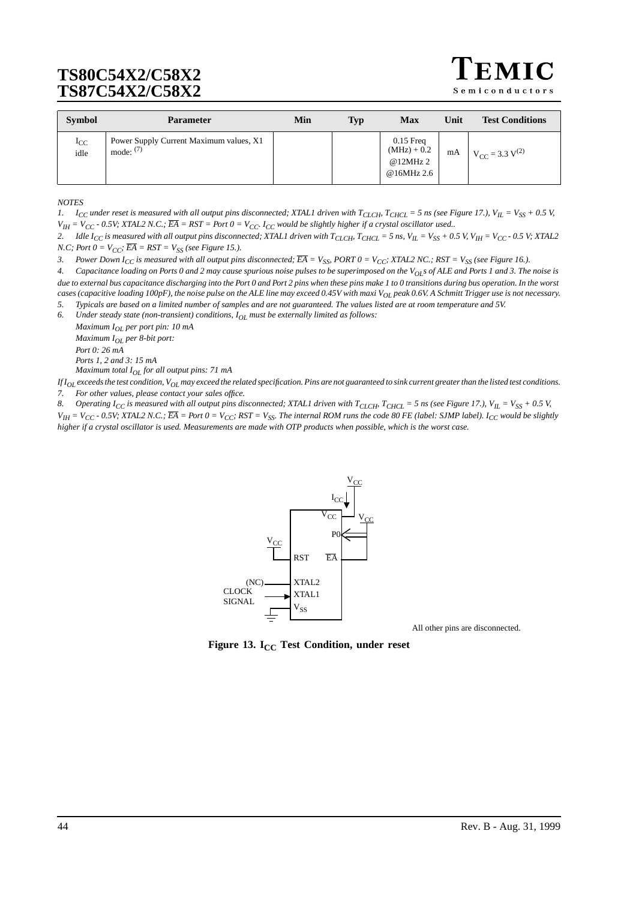| Symbol | Parameter | Min | Typ | Max | Unit | Test Conditions |
|---|---|---|---|---|---|---|
| $I_{CC}$ idle | Power Supply Current Maximum values, X1 mode: (7) | | | 0.15 Freq (MHz) + 0.2 @12MHz 2 @16MHz 2.6 | mA | $V_{CC} = 3.3\ V^{(2)}$ |

*NOTES*

1. *$I_{CC}$ under reset is measured with all output pins disconnected; XTAL1 driven with $T_{CLCH}$, $T_{CHCL}$ = 5 ns (see Figure 17.), $V_{IL} = V_{SS} + 0.5$ V, $V_{IH} = V_{CC} - 0.5V$; XTAL2 N.C.; $\overline{EA}$ = RST = Port 0 = $V_{CC}$. $I_{CC}$ would be slightly higher if a crystal oscillator used..*
2. *Idle $I_{CC}$ is measured with all output pins disconnected; XTAL1 driven with $T_{CLCH}$, $T_{CHCL}$ = 5 ns, $V_{IL} = V_{SS} + 0.5$ V, $V_{IH} = V_{CC} - 0.5$ V; XTAL2 N.C; Port 0 = $V_{CC}$; $\overline{EA}$ = RST = $V_{SS}$ (see Figure 15.).*
3. *Power Down $I_{CC}$ is measured with all output pins disconnected; $\overline{EA}$ = $V_{SS}$, PORT 0 = $V_{CC}$; XTAL2 NC.; RST = $V_{SS}$ (see Figure 16.).*
4. *Capacitance loading on Ports 0 and 2 may cause spurious noise pulses to be superimposed on the $V_{OL}$s of ALE and Ports 1 and 3. The noise is due to external bus capacitance discharging into the Port 0 and Port 2 pins when these pins make 1 to 0 transitions during bus operation. In the worst cases (capacitive loading 100pF), the noise pulse on the ALE line may exceed 0.45V with maxi $V_{OL}$ peak 0.6V. A Schmitt Trigger use is not necessary.*
5. *Typicals are based on a limited number of samples and are not guaranteed. The values listed are at room temperature and 5V.*
6. *Under steady state (non-transient) conditions, $I_{OL}$ must be externally limited as follows:*
   *Maximum $I_{OL}$ per port pin: 10 mA*
   *Maximum $I_{OL}$ per 8-bit port:*
   *Port 0: 26 mA*
   *Ports 1, 2 and 3: 15 mA*
   *Maximum total $I_{OL}$ for all output pins: 71 mA*

   *If $I_{OL}$ exceeds the test condition, $V_{OL}$ may exceed the related specification. Pins are not guaranteed to sink current greater than the listed test conditions.*
7. *For other values, please contact your sales office.*
8. *Operating $I_{CC}$ is measured with all output pins disconnected; XTAL1 driven with $T_{CLCH}$, $T_{CHCL}$ = 5 ns (see Figure 17.), $V_{IL} = V_{SS} + 0.5$ V, $V_{IH} = V_{CC} - 0.5V$; XTAL2 N.C.; $\overline{EA}$ = Port 0 = $V_{CC}$; RST = $V_{SS}$. The internal ROM runs the code 80 FE (label: SJMP label). $I_{CC}$ would be slightly higher if a crystal oscillator is used. Measurements are made with OTP products when possible, which is the worst case.*

All other pins are disconnected.

**Figure 13. $I_{CC}$ Test Condition, under reset**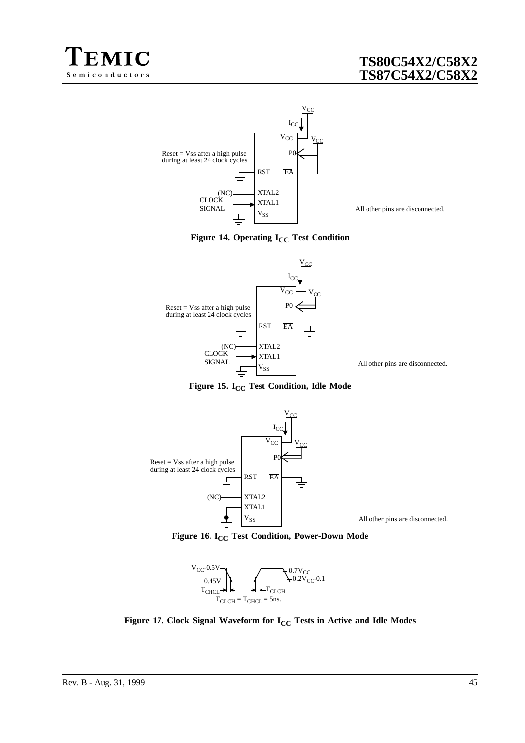Reset = Vss after a high pulse during at least 24 clock cycles

All other pins are disconnected.

**Figure 14. Operating $I_{CC}$ Test Condition**

Reset = Vss after a high pulse during at least 24 clock cycles

All other pins are disconnected.

**Figure 15. $I_{CC}$ Test Condition, Idle Mode**

Reset = Vss after a high pulse during at least 24 clock cycles

All other pins are disconnected.

**Figure 16. $I_{CC}$ Test Condition, Power-Down Mode**

$T_{CLCH} = T_{CHCL} = 5ns.$

**Figure 17. Clock Signal Waveform for $I_{CC}$ Tests in Active and Idle Modes**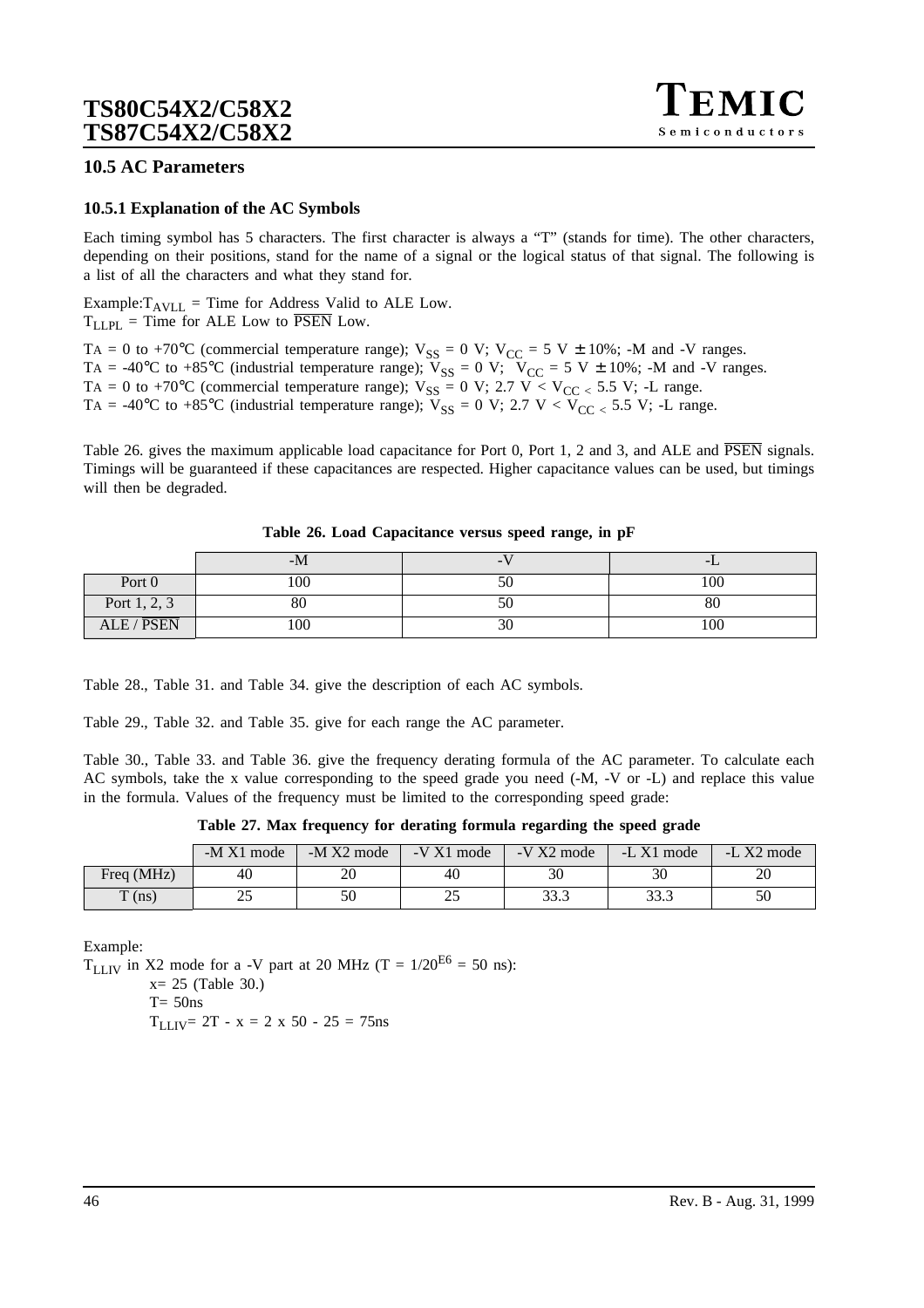## 10.5 AC Parameters

### 10.5.1 Explanation of the AC Symbols

Each timing symbol has 5 characters. The first character is always a "T" (stands for time). The other characters, depending on their positions, stand for the name of a signal or the logical status of that signal. The following is a list of all the characters and what they stand for.

Example: $T_{AVLL}$ = Time for Address Valid to ALE Low.
$T_{LLPL}$ = Time for ALE Low to $\overline{PSEN}$ Low.

TA = 0 to +70°C (commercial temperature range); $V_{SS}$ = 0 V; $V_{CC}$ = 5 V ± 10%; -M and -V ranges.
TA = -40°C to +85°C (industrial temperature range); $V_{SS}$ = 0 V; $V_{CC}$ = 5 V ± 10%; -M and -V ranges.
TA = 0 to +70°C (commercial temperature range); $V_{SS}$ = 0 V; 2.7 V < $V_{CC}$ < 5.5 V; -L range.
TA = -40°C to +85°C (industrial temperature range); $V_{SS}$ = 0 V; 2.7 V < $V_{CC}$ < 5.5 V; -L range.

Table 26. gives the maximum applicable load capacitance for Port 0, Port 1, 2 and 3, and ALE and $\overline{PSEN}$ signals. Timings will be guaranteed if these capacitances are respected. Higher capacitance values can be used, but timings will then be degraded.

**Table 26. Load Capacitance versus speed range, in pF**

| | -M | -V | -L |
|---|---|---|---|
| Port 0 | 100 | 50 | 100 |
| Port 1, 2, 3 | 80 | 50 | 80 |
| ALE / $\overline{PSEN}$ | 100 | 30 | 100 |

Table 28., Table 31. and Table 34. give the description of each AC symbols.

Table 29., Table 32. and Table 35. give for each range the AC parameter.

Table 30., Table 33. and Table 36. give the frequency derating formula of the AC parameter. To calculate each AC symbols, take the x value corresponding to the speed grade you need (-M, -V or -L) and replace this value in the formula. Values of the frequency must be limited to the corresponding speed grade:

**Table 27. Max frequency for derating formula regarding the speed grade**

| | -M X1 mode | -M X2 mode | -V X1 mode | -V X2 mode | -L X1 mode | -L X2 mode |
|---|---|---|---|---|---|---|
| Freq (MHz) | 40 | 20 | 40 | 30 | 30 | 20 |
| T (ns) | 25 | 50 | 25 | 33.3 | 33.3 | 50 |

Example:
$T_{LLIV}$ in X2 mode for a -V part at 20 MHz ($T = 1/20^{E6} = 50$ ns):

x= 25 (Table 30.)
T= 50ns
$T_{LLIV}$= 2T - x = 2 x 50 - 25 = 75ns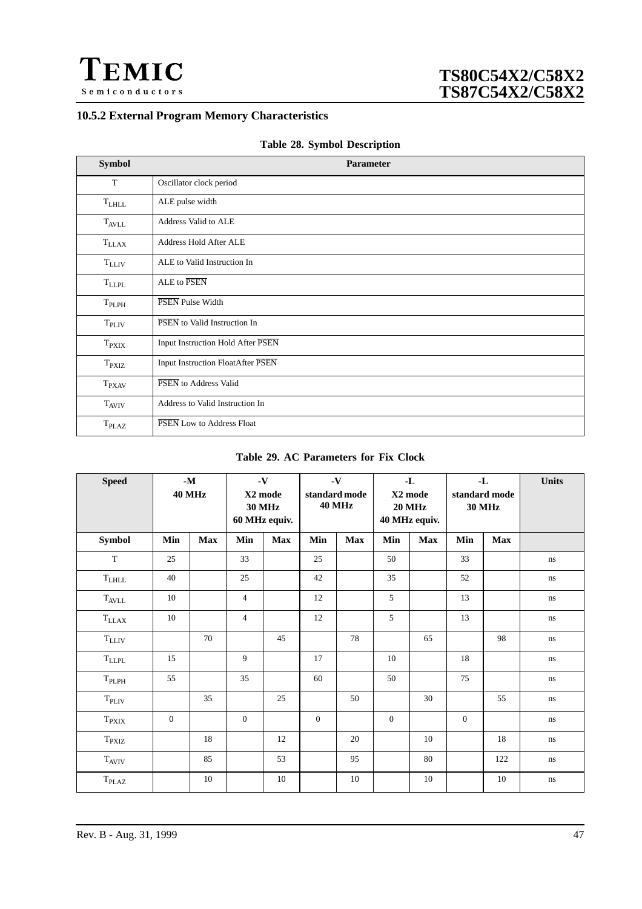### 10.5.2 External Program Memory Characteristics

**Table 28. Symbol Description**

| Symbol | Parameter |
|---|---|
| T | Oscillator clock period |
| $T_{LHLL}$ | ALE pulse width |
| $T_{AVLL}$ | Address Valid to ALE |
| $T_{LLAX}$ | Address Hold After ALE |
| $T_{LLIV}$ | ALE to Valid Instruction In |
| $T_{LLPL}$ | ALE to $\overline{PSEN}$ |
| $T_{PLPH}$ | $\overline{PSEN}$ Pulse Width |
| $T_{PLIV}$ | $\overline{PSEN}$ to Valid Instruction In |
| $T_{PXIX}$ | Input Instruction Hold After $\overline{PSEN}$ |
| $T_{PXIZ}$ | Input Instruction FloatAfter $\overline{PSEN}$ |
| $T_{PXAV}$ | $\overline{PSEN}$ to Address Valid |
| $T_{AVIV}$ | Address to Valid Instruction In |
| $T_{PLAZ}$ | $\overline{PSEN}$ Low to Address Float |

**Table 29. AC Parameters for Fix Clock**

| Speed | -M 40 MHz | | -V X2 mode 30 MHz 60 MHz equiv. | | -V standard mode 40 MHz | | -L X2 mode 20 MHz 40 MHz equiv. | | -L standard mode 30 MHz | | Units |
|---|---|---|---|---|---|---|---|---|---|---|---|
| **Symbol** | **Min** | **Max** | **Min** | **Max** | **Min** | **Max** | **Min** | **Max** | **Min** | **Max** | |
| T | 25 | | 33 | | 25 | | 50 | | 33 | | ns |
| $T_{LHLL}$ | 40 | | 25 | | 42 | | 35 | | 52 | | ns |
| $T_{AVLL}$ | 10 | | 4 | | 12 | | 5 | | 13 | | ns |
| $T_{LLAX}$ | 10 | | 4 | | 12 | | 5 | | 13 | | ns |
| $T_{LLIV}$ | | 70 | | 45 | | 78 | | 65 | | 98 | ns |
| $T_{LLPL}$ | 15 | | 9 | | 17 | | 10 | | 18 | | ns |
| $T_{PLPH}$ | 55 | | 35 | | 60 | | 50 | | 75 | | ns |
| $T_{PLIV}$ | | 35 | | 25 | | 50 | | 30 | | 55 | ns |
| $T_{PXIX}$ | 0 | | 0 | | 0 | | 0 | | 0 | | ns |
| $T_{PXIZ}$ | | 18 | | 12 | | 20 | | 10 | | 18 | ns |
| $T_{AVIV}$ | | 85 | | 53 | | 95 | | 80 | | 122 | ns |
| $T_{PLAZ}$ | | 10 | | 10 | | 10 | | 10 | | 10 | ns |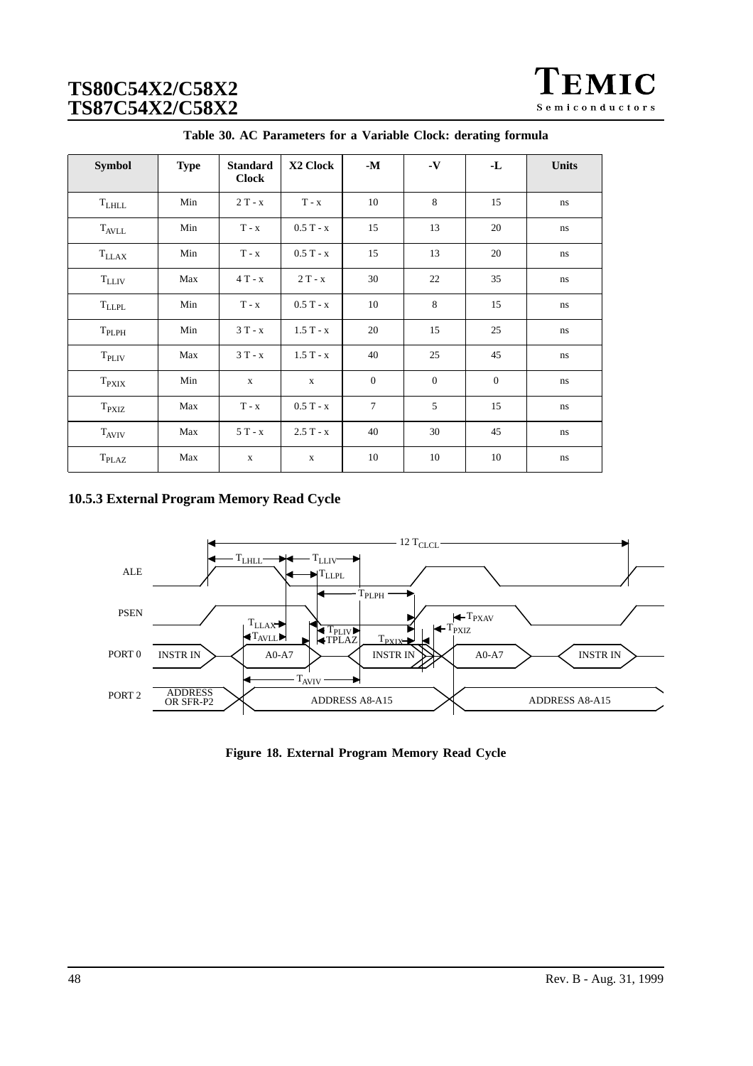**Table 30. AC Parameters for a Variable Clock: derating formula**

| Symbol | Type | Standard Clock | X2 Clock | -M | -V | -L | Units |
|---|---|---|---|---|---|---|---|
| $T_{LHLL}$ | Min | 2 T - x | T - x | 10 | 8 | 15 | ns |
| $T_{AVLL}$ | Min | T - x | 0.5 T - x | 15 | 13 | 20 | ns |
| $T_{LLAX}$ | Min | T - x | 0.5 T - x | 15 | 13 | 20 | ns |
| $T_{LLIV}$ | Max | 4 T - x | 2 T - x | 30 | 22 | 35 | ns |
| $T_{LLPL}$ | Min | T - x | 0.5 T - x | 10 | 8 | 15 | ns |
| $T_{PLPH}$ | Min | 3 T - x | 1.5 T - x | 20 | 15 | 25 | ns |
| $T_{PLIV}$ | Max | 3 T - x | 1.5 T - x | 40 | 25 | 45 | ns |
| $T_{PXIX}$ | Min | x | x | 0 | 0 | 0 | ns |
| $T_{PXIZ}$ | Max | T - x | 0.5 T - x | 7 | 5 | 15 | ns |
| $T_{AVIV}$ | Max | 5 T - x | 2.5 T - x | 40 | 30 | 45 | ns |
| $T_{PLAZ}$ | Max | x | x | 10 | 10 | 10 | ns |

### 10.5.3 External Program Memory Read Cycle

**Figure 18. External Program Memory Read Cycle**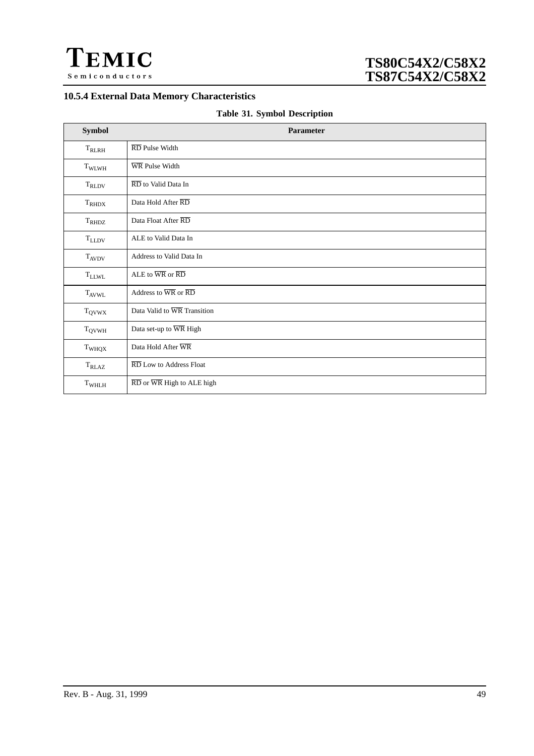### 10.5.4 External Data Memory Characteristics

**Table 31. Symbol Description**

| Symbol | Parameter |
|---|---|
| $T_{RLRH}$ | $\overline{RD}$ Pulse Width |
| $T_{WLWH}$ | $\overline{WR}$ Pulse Width |
| $T_{RLDV}$ | $\overline{RD}$ to Valid Data In |
| $T_{RHDX}$ | Data Hold After $\overline{RD}$ |
| $T_{RHDZ}$ | Data Float After $\overline{RD}$ |
| $T_{LLDV}$ | ALE to Valid Data In |
| $T_{AVDV}$ | Address to Valid Data In |
| $T_{LLWL}$ | ALE to $\overline{WR}$ or $\overline{RD}$ |
| $T_{AVWL}$ | Address to $\overline{WR}$ or $\overline{RD}$ |
| $T_{QVWX}$ | Data Valid to $\overline{WR}$ Transition |
| $T_{QVWH}$ | Data set-up to $\overline{WR}$ High |
| $T_{WHQX}$ | Data Hold After $\overline{WR}$ |
| $T_{RLAZ}$ | $\overline{RD}$ Low to Address Float |
| $T_{WHLH}$ | $\overline{RD}$ or $\overline{WR}$ High to ALE high |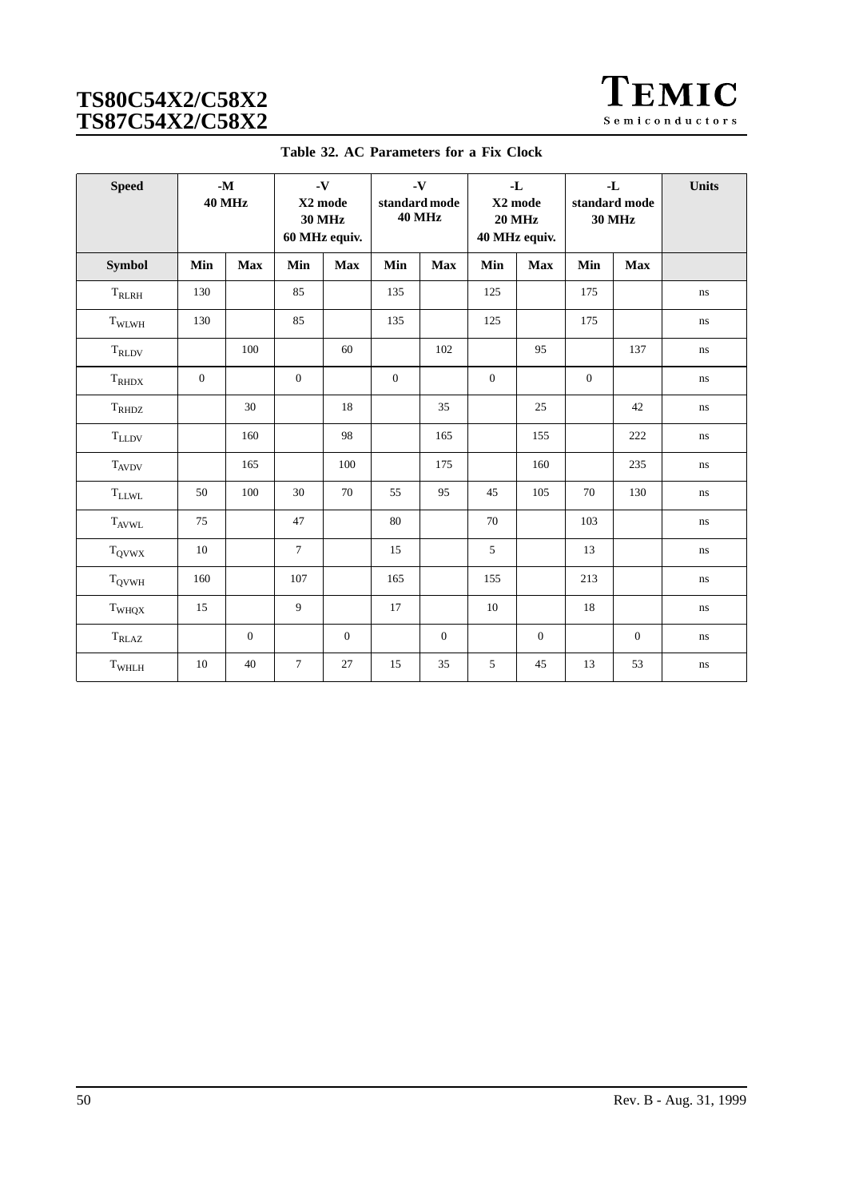**Table 32. AC Parameters for a Fix Clock**

| Speed | -M 40 MHz | | -V X2 mode 30 MHz 60 MHz equiv. | | -V standard mode 40 MHz | | -L X2 mode 20 MHz 40 MHz equiv. | | -L standard mode 30 MHz | | Units |
|---|---|---|---|---|---|---|---|---|---|---|---|
| **Symbol** | **Min** | **Max** | **Min** | **Max** | **Min** | **Max** | **Min** | **Max** | **Min** | **Max** | |
| $T_{RLRH}$ | 130 | | 85 | | 135 | | 125 | | 175 | | ns |
| $T_{WLWH}$ | 130 | | 85 | | 135 | | 125 | | 175 | | ns |
| $T_{RLDV}$ | | 100 | | 60 | | 102 | | 95 | | 137 | ns |
| $T_{RHDX}$ | 0 | | 0 | | 0 | | 0 | | 0 | | ns |
| $T_{RHDZ}$ | | 30 | | 18 | | 35 | | 25 | | 42 | ns |
| $T_{LLDV}$ | | 160 | | 98 | | 165 | | 155 | | 222 | ns |
| $T_{AVDV}$ | | 165 | | 100 | | 175 | | 160 | | 235 | ns |
| $T_{LLWL}$ | 50 | 100 | 30 | 70 | 55 | 95 | 45 | 105 | 70 | 130 | ns |
| $T_{AVWL}$ | 75 | | 47 | | 80 | | 70 | | 103 | | ns |
| $T_{QVWX}$ | 10 | | 7 | | 15 | | 5 | | 13 | | ns |
| $T_{QVWH}$ | 160 | | 107 | | 165 | | 155 | | 213 | | ns |
| $T_{WHQX}$ | 15 | | 9 | | 17 | | 10 | | 18 | | ns |
| $T_{RLAZ}$ | | 0 | | 0 | | 0 | | 0 | | 0 | ns |
| $T_{WHLH}$ | 10 | 40 | 7 | 27 | 15 | 35 | 5 | 45 | 13 | 53 | ns |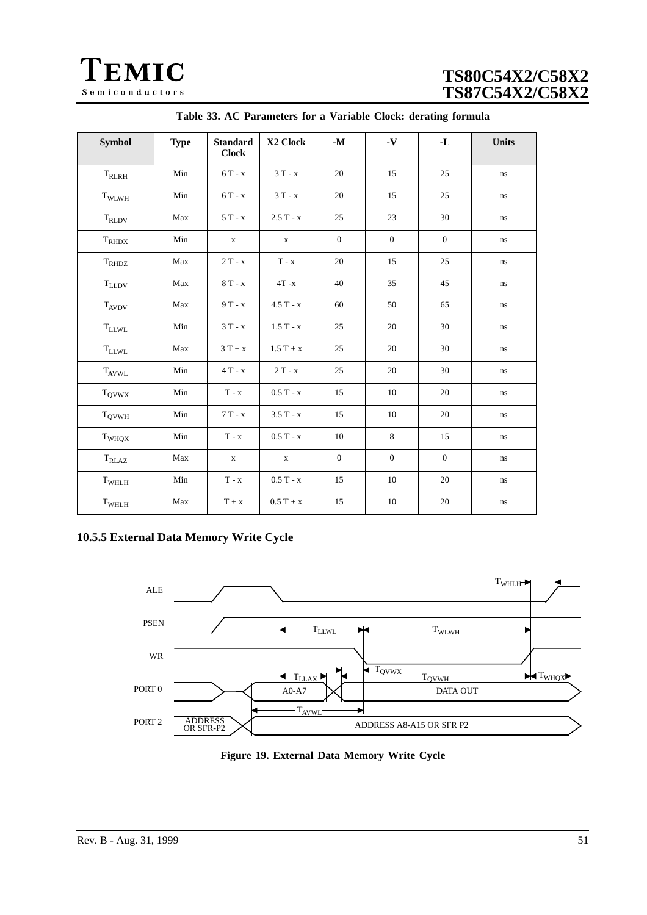Table 33. AC Parameters for a Variable Clock: derating formula

| Symbol | Type | Standard Clock | X2 Clock | -M | -V | -L | Units |
|---|---|---|---|---|---|---|---|
| $T_{RLRH}$ | Min | 6 T - x | 3 T - x | 20 | 15 | 25 | ns |
| $T_{WLWH}$ | Min | 6 T - x | 3 T - x | 20 | 15 | 25 | ns |
| $T_{RLDV}$ | Max | 5 T - x | 2.5 T - x | 25 | 23 | 30 | ns |
| $T_{RHDX}$ | Min | x | x | 0 | 0 | 0 | ns |
| $T_{RHDZ}$ | Max | 2 T - x | T - x | 20 | 15 | 25 | ns |
| $T_{LLDV}$ | Max | 8 T - x | 4T -x | 40 | 35 | 45 | ns |
| $T_{AVDV}$ | Max | 9 T - x | 4.5 T - x | 60 | 50 | 65 | ns |
| $T_{LLWL}$ | Min | 3 T - x | 1.5 T - x | 25 | 20 | 30 | ns |
| $T_{LLWL}$ | Max | 3 T + x | 1.5 T + x | 25 | 20 | 30 | ns |
| $T_{AVWL}$ | Min | 4 T - x | 2 T - x | 25 | 20 | 30 | ns |
| $T_{QVWX}$ | Min | T - x | 0.5 T - x | 15 | 10 | 20 | ns |
| $T_{QVWH}$ | Min | 7 T - x | 3.5 T - x | 15 | 10 | 20 | ns |
| $T_{WHQX}$ | Min | T - x | 0.5 T - x | 10 | 8 | 15 | ns |
| $T_{RLAZ}$ | Max | x | x | 0 | 0 | 0 | ns |
| $T_{WHLH}$ | Min | T - x | 0.5 T - x | 15 | 10 | 20 | ns |
| $T_{WHLH}$ | Max | T + x | 0.5 T + x | 15 | 10 | 20 | ns |

### 10.5.5 External Data Memory Write Cycle

Figure 19. External Data Memory Write Cycle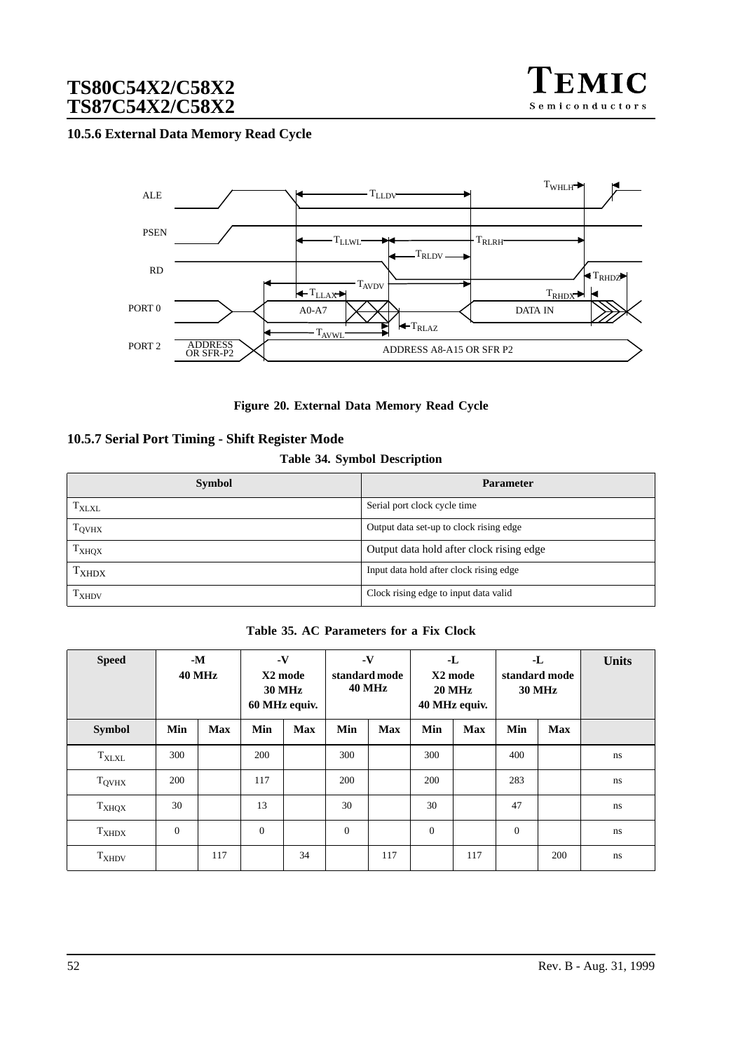### 10.5.6 External Data Memory Read Cycle

Figure 20. External Data Memory Read Cycle

### 10.5.7 Serial Port Timing - Shift Register Mode

Table 34. Symbol Description

| Symbol | Parameter |
| --- | --- |
| $T_{XLXL}$ | Serial port clock cycle time |
| $T_{QVHX}$ | Output data set-up to clock rising edge |
| $T_{XHQX}$ | Output data hold after clock rising edge |
| $T_{XHDX}$ | Input data hold after clock rising edge |
| $T_{XHDV}$ | Clock rising edge to input data valid |

Table 35. AC Parameters for a Fix Clock

| Speed | -M 40 MHz | | -V X2 mode 30 MHz 60 MHz equiv. | | -V standard mode 40 MHz | | -L X2 mode 20 MHz 40 MHz equiv. | | -L standard mode 30 MHz | | Units |
| --- | --- | --- | --- | --- | --- | --- | --- | --- | --- | --- | --- |
| **Symbol** | **Min** | **Max** | **Min** | **Max** | **Min** | **Max** | **Min** | **Max** | **Min** | **Max** | |
| $T_{XLXL}$ | 300 | | 200 | | 300 | | 300 | | 400 | | ns |
| $T_{QVHX}$ | 200 | | 117 | | 200 | | 200 | | 283 | | ns |
| $T_{XHQX}$ | 30 | | 13 | | 30 | | 30 | | 47 | | ns |
| $T_{XHDX}$ | 0 | | 0 | | 0 | | 0 | | 0 | | ns |
| $T_{XHDV}$ | | 117 | | 34 | | 117 | | 117 | | 200 | ns |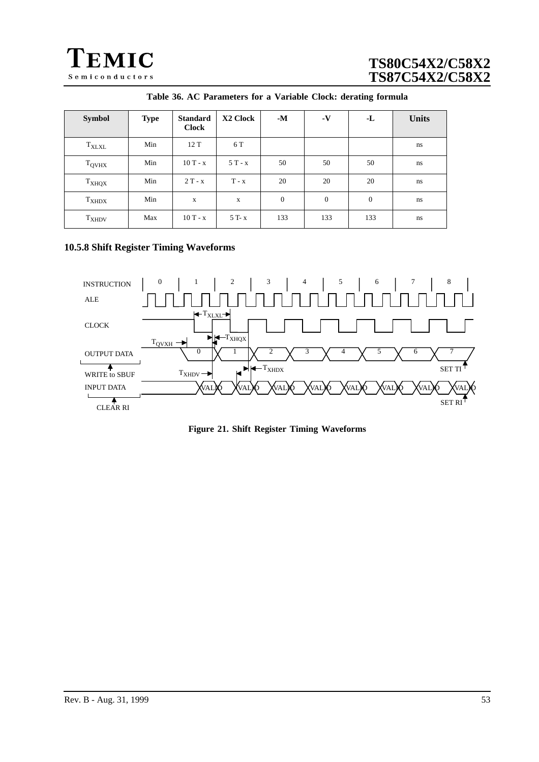**Table 36. AC Parameters for a Variable Clock: derating formula**

| Symbol | Type | Standard Clock | X2 Clock | -M | -V | -L | Units |
|---|---|---|---|---|---|---|---|
| $T_{XLXL}$ | Min | 12 T | 6 T | | | | ns |
| $T_{QVHX}$ | Min | 10 T - x | 5 T - x | 50 | 50 | 50 | ns |
| $T_{XHQX}$ | Min | 2 T - x | T - x | 20 | 20 | 20 | ns |
| $T_{XHDX}$ | Min | x | x | 0 | 0 | 0 | ns |
| $T_{XHDV}$ | Max | 10 T - x | 5 T- x | 133 | 133 | 133 | ns |

### 10.5.8 Shift Register Timing Waveforms

Figure 21. Shift Register Timing Waveforms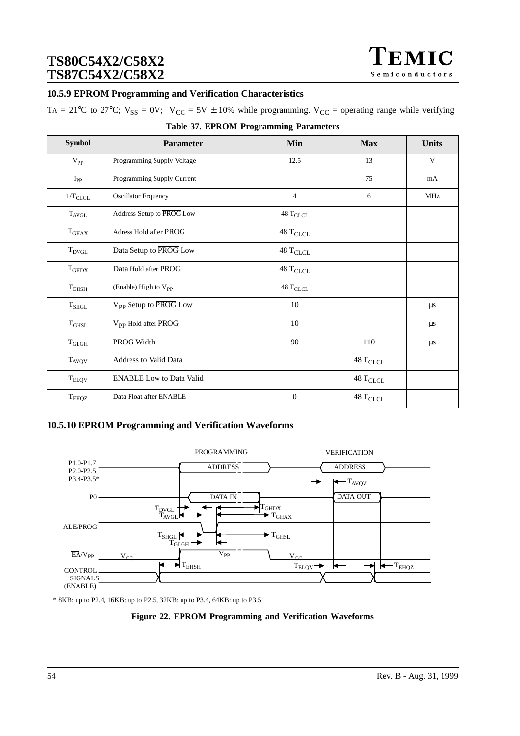### 10.5.9 EPROM Programming and Verification Characteristics

$T_A$ = 21°C to 27°C; $V_{SS}$ = 0V; $V_{CC}$ = 5V ± 10% while programming. $V_{CC}$ = operating range while verifying

**Table 37. EPROM Programming Parameters**

| Symbol | Parameter | Min | Max | Units |
|---|---|---|---|---|
| $V_{PP}$ | Programming Supply Voltage | 12.5 | 13 | V |
| $I_{PP}$ | Programming Supply Current | | 75 | mA |
| $1/T_{CLCL}$ | Oscillator Frquency | 4 | 6 | MHz |
| $T_{AVGL}$ | Address Setup to $\overline{PROG}$ Low | 48 $T_{CLCL}$ | | |
| $T_{GHAX}$ | Adress Hold after $\overline{PROG}$ | 48 $T_{CLCL}$ | | |
| $T_{DVGL}$ | Data Setup to $\overline{PROG}$ Low | 48 $T_{CLCL}$ | | |
| $T_{GHDX}$ | Data Hold after $\overline{PROG}$ | 48 $T_{CLCL}$ | | |
| $T_{EHSH}$ | (Enable) High to $V_{PP}$ | 48 $T_{CLCL}$ | | |
| $T_{SHGL}$ | $V_{PP}$ Setup to $\overline{PROG}$ Low | 10 | | µs |
| $T_{GHSL}$ | $V_{PP}$ Hold after $\overline{PROG}$ | 10 | | µs |
| $T_{GLGH}$ | $\overline{PROG}$ Width | 90 | 110 | µs |
| $T_{AVQV}$ | Address to Valid Data | | 48 $T_{CLCL}$ | |
| $T_{ELQV}$ | ENABLE Low to Data Valid | | 48 $T_{CLCL}$ | |
| $T_{EHQZ}$ | Data Float after ENABLE | 0 | 48 $T_{CLCL}$ | |

### 10.5.10 EPROM Programming and Verification Waveforms

PROGRAMMING — VERIFICATION

P1.0-P1.7, P2.0-P2.5, P3.4-P3.5*: ADDRESS (programming); ADDRESS (verification), $T_{AVQV}$

P0: DATA IN (programming); DATA OUT (verification)

ALE/$\overline{PROG}$: $T_{DVGL}$, $T_{AVGL}$, $T_{GHDX}$, $T_{GHAX}$, $T_{SHGL}$, $T_{GLGH}$, $T_{GHSL}$

$\overline{EA}$/$V_{PP}$: $V_{CC}$, $V_{PP}$, $V_{CC}$

CONTROL SIGNALS (ENABLE): $T_{EHSH}$, $T_{ELQV}$, $T_{EHQZ}$

\* 8KB: up to P2.4, 16KB: up to P2.5, 32KB: up to P3.4, 64KB: up to P3.5

**Figure 22. EPROM Programming and Verification Waveforms**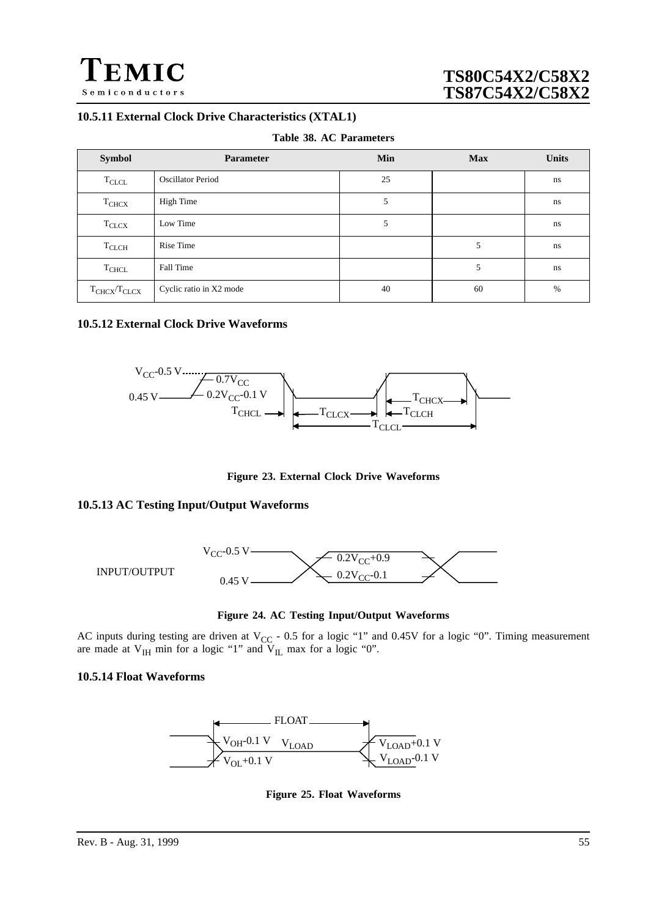### 10.5.11 External Clock Drive Characteristics (XTAL1)

**Table 38. AC Parameters**

| Symbol | Parameter | Min | Max | Units |
|---|---|---|---|---|
| $T_{CLCL}$ | Oscillator Period | 25 | | ns |
| $T_{CHCX}$ | High Time | 5 | | ns |
| $T_{CLCX}$ | Low Time | 5 | | ns |
| $T_{CLCH}$ | Rise Time | | 5 | ns |
| $T_{CHCL}$ | Fall Time | | 5 | ns |
| $T_{CHCX}/T_{CLCX}$ | Cyclic ratio in X2 mode | 40 | 60 | % |

### 10.5.12 External Clock Drive Waveforms

$V_{CC}$-0.5 V, 0.45 V, $0.7V_{CC}$, $0.2V_{CC}$-0.1 V, $T_{CHCL}$, $T_{CLCX}$, $T_{CHCX}$, $T_{CLCH}$, $T_{CLCL}$

**Figure 23. External Clock Drive Waveforms**

### 10.5.13 AC Testing Input/Output Waveforms

INPUT/OUTPUT: $V_{CC}$-0.5 V, 0.45 V, $0.2V_{CC}$+0.9, $0.2V_{CC}$-0.1

**Figure 24. AC Testing Input/Output Waveforms**

AC inputs during testing are driven at $V_{CC}$ - 0.5 for a logic "1" and 0.45V for a logic "0". Timing measurement are made at $V_{IH}$ min for a logic "1" and $V_{IL}$ max for a logic "0".

### 10.5.14 Float Waveforms

FLOAT: $V_{OH}$-0.1 V, $V_{OL}$+0.1 V, $V_{LOAD}$, $V_{LOAD}$+0.1 V, $V_{LOAD}$-0.1 V

**Figure 25. Float Waveforms**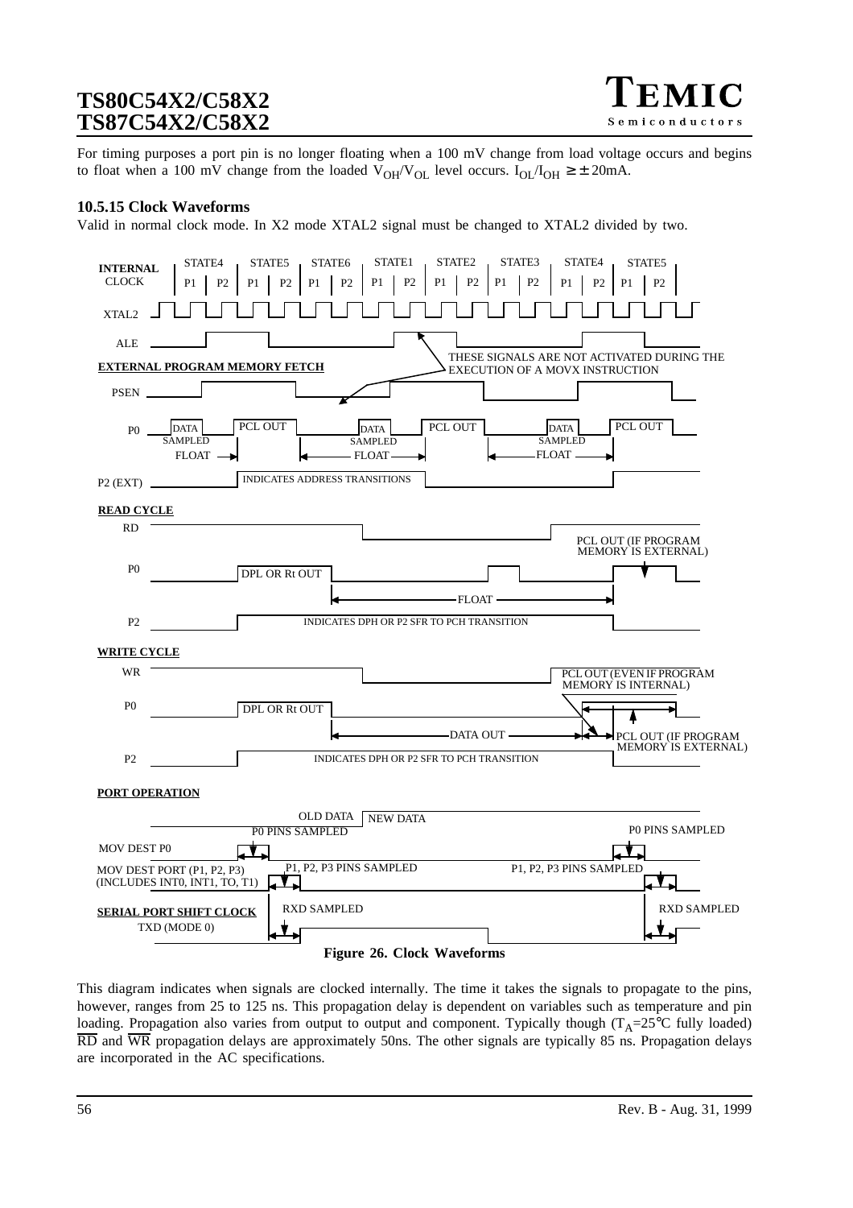For timing purposes a port pin is no longer floating when a 100 mV change from load voltage occurs and begins to float when a 100 mV change from the loaded $V_{OH}/V_{OL}$ level occurs. $I_{OL}/I_{OH} \geq \pm 20$mA.

### 10.5.15 Clock Waveforms

Valid in normal clock mode. In X2 mode XTAL2 signal must be changed to XTAL2 divided by two.

**Figure 26. Clock Waveforms**

This diagram indicates when signals are clocked internally. The time it takes the signals to propagate to the pins, however, ranges from 25 to 125 ns. This propagation delay is dependent on variables such as temperature and pin loading. Propagation also varies from output to output and component. Typically though ($T_A$=25°C fully loaded) $\overline{RD}$ and $\overline{WR}$ propagation delays are approximately 50ns. The other signals are typically 85 ns. Propagation delays are incorporated in the AC specifications.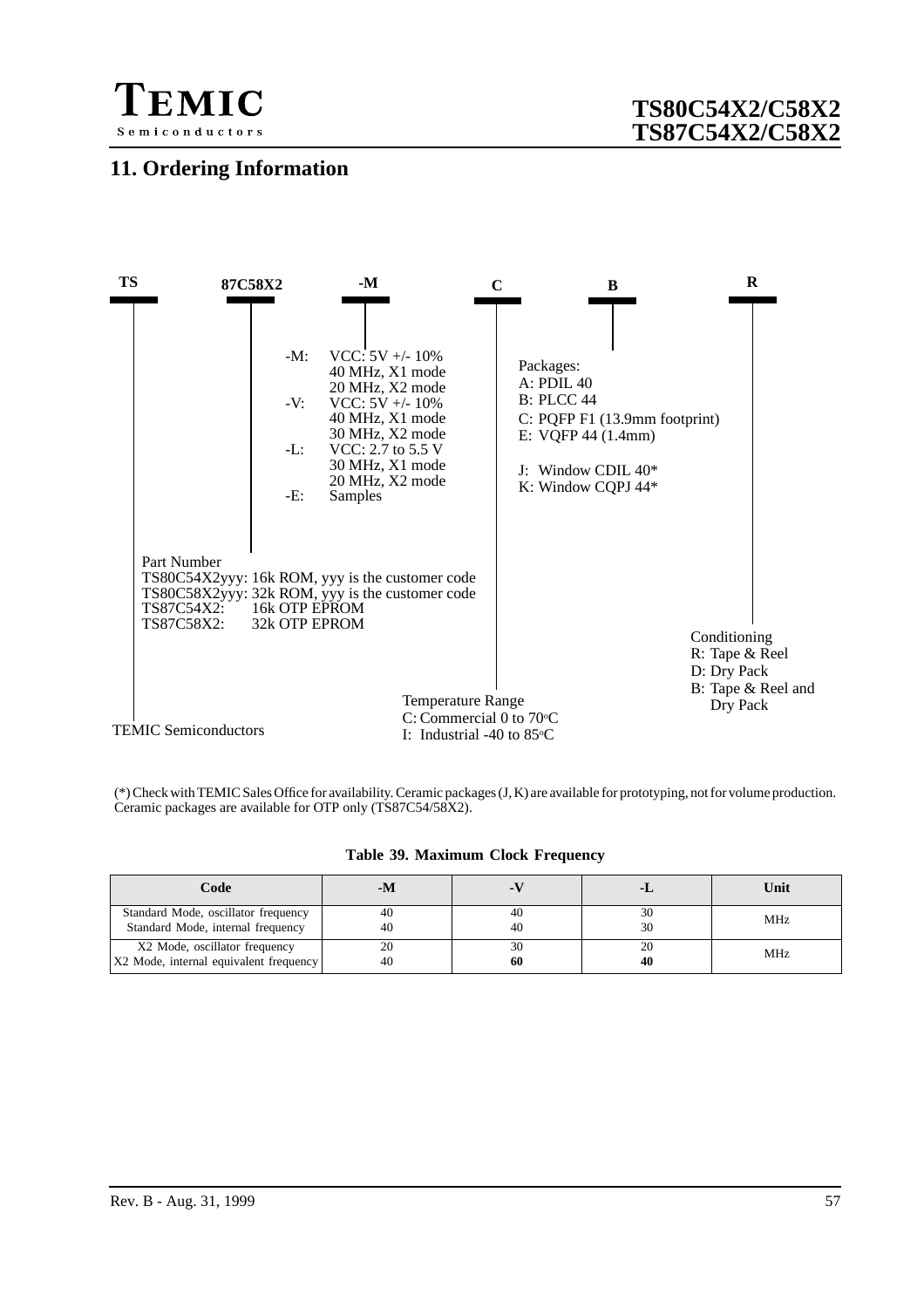## 11. Ordering Information

**TS** **87C58X2** **-M** **C** **B** **R**

- -M: VCC: 5V +/- 10%
  40 MHz, X1 mode
  20 MHz, X2 mode
- -V: VCC: 5V +/- 10%
  40 MHz, X1 mode
  30 MHz, X2 mode
- -L: VCC: 2.7 to 5.5 V
  30 MHz, X1 mode
  20 MHz, X2 mode
- -E: Samples

Packages:
A: PDIL 40
B: PLCC 44
C: PQFP F1 (13.9mm footprint)
E: VQFP 44 (1.4mm)

J: Window CDIL 40*
K: Window CQPJ 44*

Part Number
TS80C54X2yyy: 16k ROM, yyy is the customer code
TS80C58X2yyy: 32k ROM, yyy is the customer code
TS87C54X2: 16k OTP EPROM
TS87C58X2: 32k OTP EPROM

Conditioning
R: Tape & Reel
D: Dry Pack
B: Tape & Reel and Dry Pack

Temperature Range
C: Commercial 0 to 70°C
I: Industrial -40 to 85°C

TEMIC Semiconductors

(*) Check with TEMIC Sales Office for availability. Ceramic packages (J, K) are available for prototyping, not for volume production. Ceramic packages are available for OTP only (TS87C54/58X2).

**Table 39. Maximum Clock Frequency**

| Code | -M | -V | -L | Unit |
|---|---|---|---|---|
| Standard Mode, oscillator frequency<br>Standard Mode, internal frequency | 40<br>40 | 40<br>40 | 30<br>30 | MHz |
| X2 Mode, oscillator frequency<br>X2 Mode, internal equivalent frequency | 20<br>40 | 30<br>**60** | 20<br>**40** | MHz |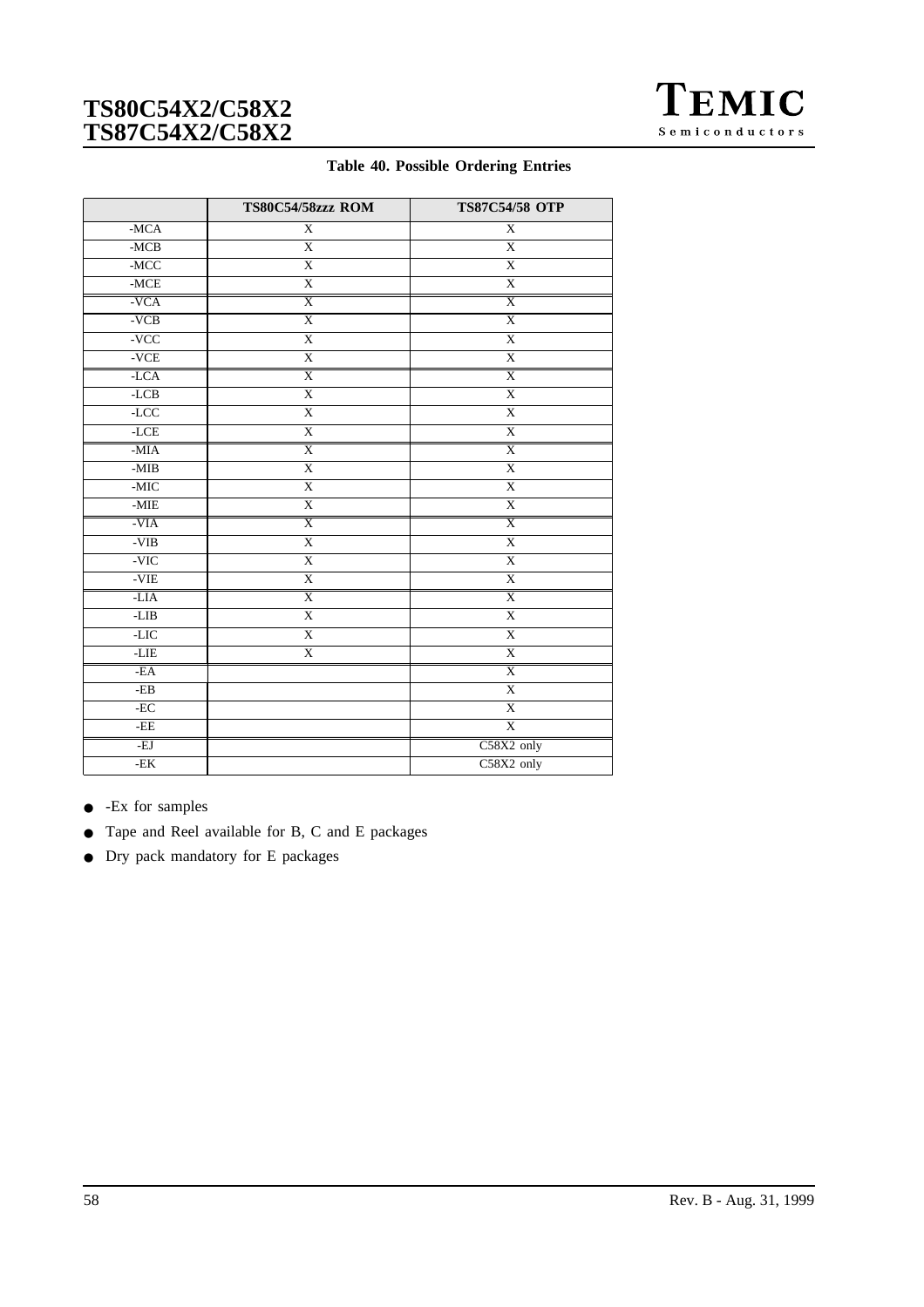**Table 40. Possible Ordering Entries**

| | TS80C54/58zzz ROM | TS87C54/58 OTP |
|---|---|---|
| -MCA | X | X |
| -MCB | X | X |
| -MCC | X | X |
| -MCE | X | X |
| -VCA | X | X |
| -VCB | X | X |
| -VCC | X | X |
| -VCE | X | X |
| -LCA | X | X |
| -LCB | X | X |
| -LCC | X | X |
| -LCE | X | X |
| -MIA | X | X |
| -MIB | X | X |
| -MIC | X | X |
| -MIE | X | X |
| -VIA | X | X |
| -VIB | X | X |
| -VIC | X | X |
| -VIE | X | X |
| -LIA | X | X |
| -LIB | X | X |
| -LIC | X | X |
| -LIE | X | X |
| -EA | | X |
| -EB | | X |
| -EC | | X |
| -EE | | X |
| -EJ | | C58X2 only |
| -EK | | C58X2 only |

- -Ex for samples
- Tape and Reel available for B, C and E packages
- Dry pack mandatory for E packages